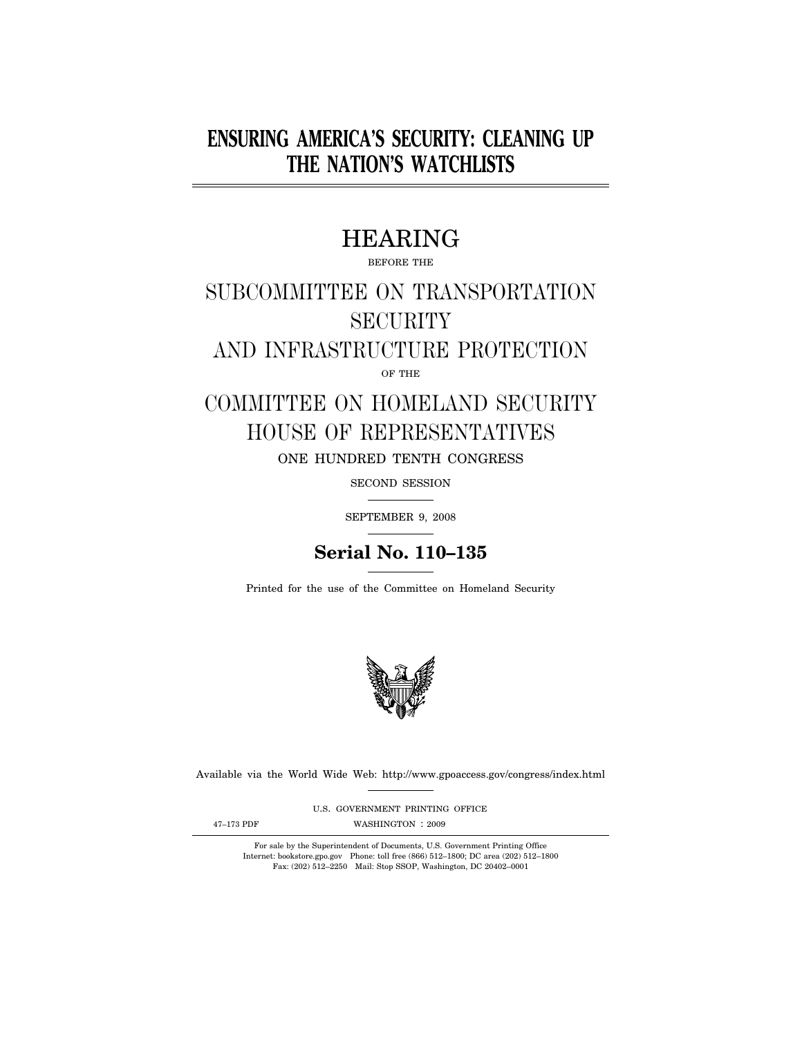# ENSURING AMERICA'S SECURITY: CLEANING UP THE NATION'S WATCHLISTS

---

## HEARING

BEFORE THE

## SUBCOMMITTEE ON TRANSPORTATION SECURITY AND INFRASTRUCTURE PROTECTION

OF THE

## COMMITTEE ON HOMELAND SECURITY HOUSE OF REPRESENTATIVES

ONE HUNDRED TENTH CONGRESS

SECOND SESSION

---

SEPTEMBER 9, 2008

---

**Serial No. 110–135**

---

Printed for the use of the Committee on Homeland Security

Available via the World Wide Web: http://www.gpoaccess.gov/congress/index.html

---

U.S. GOVERNMENT PRINTING OFFICE

47–173 PDF WASHINGTON : 2009

---

For sale by the Superintendent of Documents, U.S. Government Printing Office
Internet: bookstore.gpo.gov Phone: toll free (866) 512–1800; DC area (202) 512–1800
Fax: (202) 512–2250 Mail: Stop SSOP, Washington, DC 20402–0001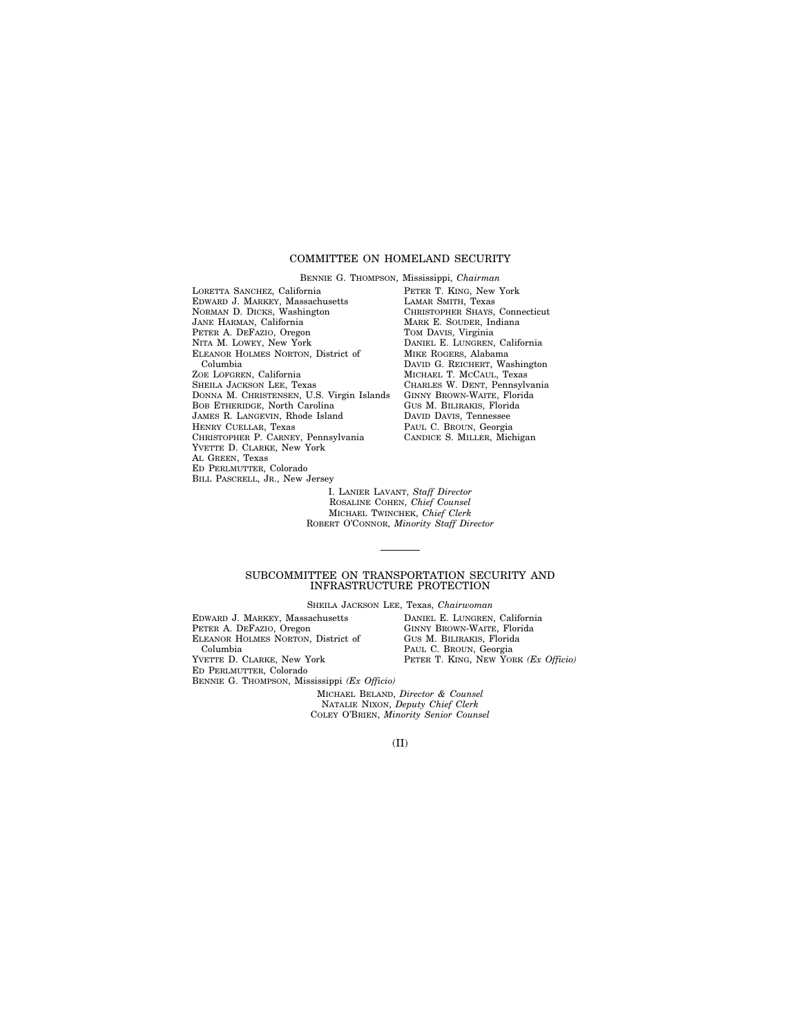## COMMITTEE ON HOMELAND SECURITY

BENNIE G. THOMPSON, Mississippi, *Chairman*

LORETTA SANCHEZ, California
EDWARD J. MARKEY, Massachusetts
NORMAN D. DICKS, Washington
JANE HARMAN, California
PETER A. DEFAZIO, Oregon
NITA M. LOWEY, New York
ELEANOR HOLMES NORTON, District of Columbia
ZOE LOFGREN, California
SHEILA JACKSON LEE, Texas
DONNA M. CHRISTENSEN, U.S. Virgin Islands
BOB ETHERIDGE, North Carolina
JAMES R. LANGEVIN, Rhode Island
HENRY CUELLAR, Texas
CHRISTOPHER P. CARNEY, Pennsylvania
YVETTE D. CLARKE, New York
AL GREEN, Texas
ED PERLMUTTER, Colorado
BILL PASCRELL, JR., New Jersey

PETER T. KING, New York
LAMAR SMITH, Texas
CHRISTOPHER SHAYS, Connecticut
MARK E. SOUDER, Indiana
TOM DAVIS, Virginia
DANIEL E. LUNGREN, California
MIKE ROGERS, Alabama
DAVID G. REICHERT, Washington
MICHAEL T. MCCAUL, Texas
CHARLES W. DENT, Pennsylvania
GINNY BROWN-WAITE, Florida
GUS M. BILIRAKIS, Florida
DAVID DAVIS, Tennessee
PAUL C. BROUN, Georgia
CANDICE S. MILLER, Michigan

I. LANIER LAVANT, *Staff Director*
ROSALINE COHEN, *Chief Counsel*
MICHAEL TWINCHEK, *Chief Clerk*
ROBERT O'CONNOR, *Minority Staff Director*

---

## SUBCOMMITTEE ON TRANSPORTATION SECURITY AND INFRASTRUCTURE PROTECTION

SHEILA JACKSON LEE, Texas, *Chairwoman*

EDWARD J. MARKEY, Massachusetts
PETER A. DEFAZIO, Oregon
ELEANOR HOLMES NORTON, District of Columbia
YVETTE D. CLARKE, New York
ED PERLMUTTER, Colorado
BENNIE G. THOMPSON, Mississippi *(Ex Officio)*

DANIEL E. LUNGREN, California
GINNY BROWN-WAITE, Florida
GUS M. BILIRAKIS, Florida
PAUL C. BROUN, Georgia
PETER T. KING, NEW YORK *(Ex Officio)*

MICHAEL BELAND, *Director & Counsel*
NATALIE NIXON, *Deputy Chief Clerk*
COLEY O'BRIEN, *Minority Senior Counsel*

(II)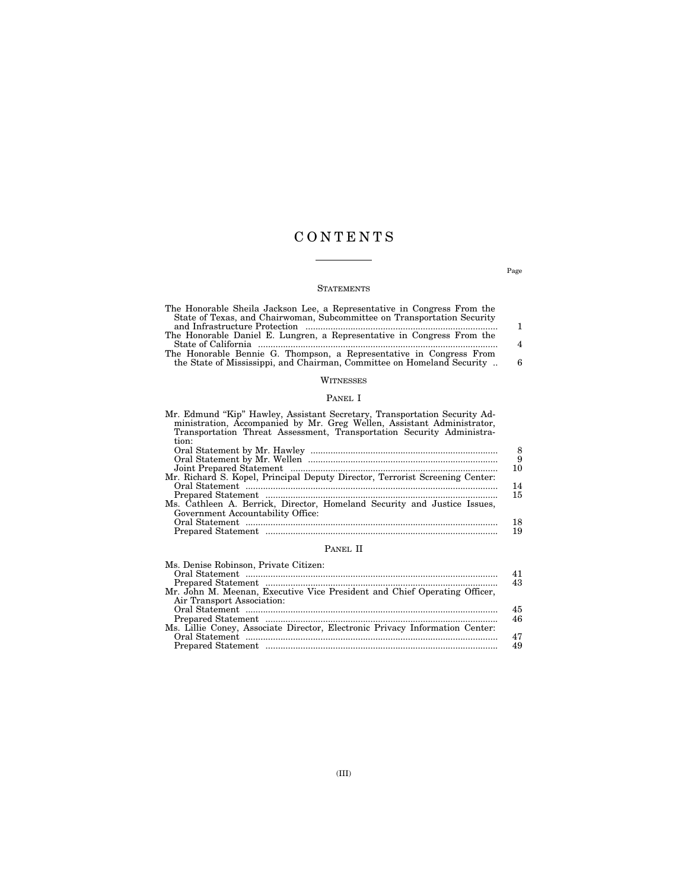# CONTENTS

Page

## STATEMENTS

| | Page |
|---|---|
| The Honorable Sheila Jackson Lee, a Representative in Congress From the State of Texas, and Chairwoman, Subcommittee on Transportation Security and Infrastructure Protection | 1 |
| The Honorable Daniel E. Lungren, a Representative in Congress From the State of California | 4 |
| The Honorable Bennie G. Thompson, a Representative in Congress From the State of Mississippi, and Chairman, Committee on Homeland Security | 6 |

## WITNESSES

### PANEL I

| | |
|---|---|
| Mr. Edmund "Kip" Hawley, Assistant Secretary, Transportation Security Administration, Accompanied by Mr. Greg Wellen, Assistant Administrator, Transportation Threat Assessment, Transportation Security Administration: | |
| Oral Statement by Mr. Hawley | 8 |
| Oral Statement by Mr. Wellen | 9 |
| Joint Prepared Statement | 10 |
| Mr. Richard S. Kopel, Principal Deputy Director, Terrorist Screening Center: | |
| Oral Statement | 14 |
| Prepared Statement | 15 |
| Ms. Cathleen A. Berrick, Director, Homeland Security and Justice Issues, Government Accountability Office: | |
| Oral Statement | 18 |
| Prepared Statement | 19 |

### PANEL II

| | |
|---|---|
| Ms. Denise Robinson, Private Citizen: | |
| Oral Statement | 41 |
| Prepared Statement | 43 |
| Mr. John M. Meenan, Executive Vice President and Chief Operating Officer, Air Transport Association: | |
| Oral Statement | 45 |
| Prepared Statement | 46 |
| Ms. Lillie Coney, Associate Director, Electronic Privacy Information Center: | |
| Oral Statement | 47 |
| Prepared Statement | 49 |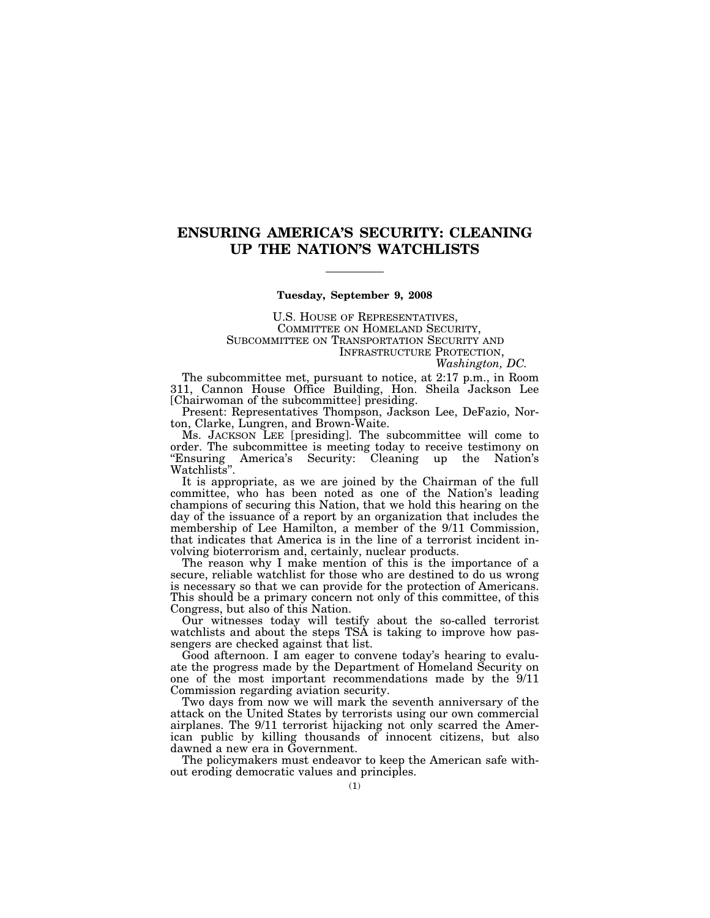# ENSURING AMERICA'S SECURITY: CLEANING UP THE NATION'S WATCHLISTS

---

**Tuesday, September 9, 2008**

U.S. HOUSE OF REPRESENTATIVES,
COMMITTEE ON HOMELAND SECURITY,
SUBCOMMITTEE ON TRANSPORTATION SECURITY AND
INFRASTRUCTURE PROTECTION,
*Washington, DC.*

The subcommittee met, pursuant to notice, at 2:17 p.m., in Room 311, Cannon House Office Building, Hon. Sheila Jackson Lee [Chairwoman of the subcommittee] presiding.

Present: Representatives Thompson, Jackson Lee, DeFazio, Norton, Clarke, Lungren, and Brown-Waite.

Ms. JACKSON LEE [presiding]. The subcommittee will come to order. The subcommittee is meeting today to receive testimony on "Ensuring America's Security: Cleaning up the Nation's Watchlists".

It is appropriate, as we are joined by the Chairman of the full committee, who has been noted as one of the Nation's leading champions of securing this Nation, that we hold this hearing on the day of the issuance of a report by an organization that includes the membership of Lee Hamilton, a member of the 9/11 Commission, that indicates that America is in the line of a terrorist incident involving bioterrorism and, certainly, nuclear products.

The reason why I make mention of this is the importance of a secure, reliable watchlist for those who are destined to do us wrong is necessary so that we can provide for the protection of Americans. This should be a primary concern not only of this committee, of this Congress, but also of this Nation.

Our witnesses today will testify about the so-called terrorist watchlists and about the steps TSA is taking to improve how passengers are checked against that list.

Good afternoon. I am eager to convene today's hearing to evaluate the progress made by the Department of Homeland Security on one of the most important recommendations made by the 9/11 Commission regarding aviation security.

Two days from now we will mark the seventh anniversary of the attack on the United States by terrorists using our own commercial airplanes. The 9/11 terrorist hijacking not only scarred the American public by killing thousands of innocent citizens, but also dawned a new era in Government.

The policymakers must endeavor to keep the American safe without eroding democratic values and principles.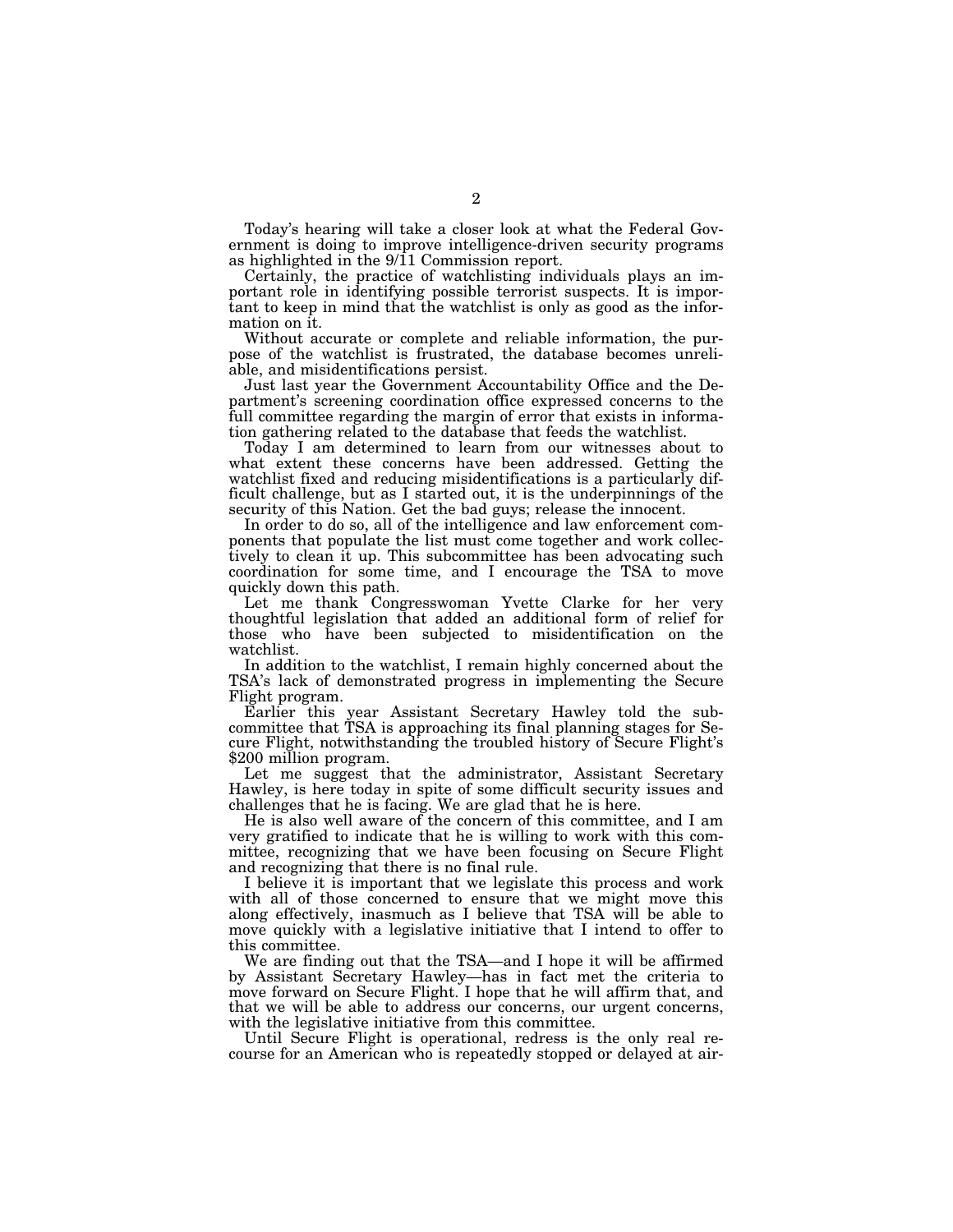Today's hearing will take a closer look at what the Federal Government is doing to improve intelligence-driven security programs as highlighted in the 9/11 Commission report.

Certainly, the practice of watchlisting individuals plays an important role in identifying possible terrorist suspects. It is important to keep in mind that the watchlist is only as good as the information on it.

Without accurate or complete and reliable information, the purpose of the watchlist is frustrated, the database becomes unreliable, and misidentifications persist.

Just last year the Government Accountability Office and the Department's screening coordination office expressed concerns to the full committee regarding the margin of error that exists in information gathering related to the database that feeds the watchlist.

Today I am determined to learn from our witnesses about to what extent these concerns have been addressed. Getting the watchlist fixed and reducing misidentifications is a particularly difficult challenge, but as I started out, it is the underpinnings of the security of this Nation. Get the bad guys; release the innocent.

In order to do so, all of the intelligence and law enforcement components that populate the list must come together and work collectively to clean it up. This subcommittee has been advocating such coordination for some time, and I encourage the TSA to move quickly down this path.

Let me thank Congresswoman Yvette Clarke for her very thoughtful legislation that added an additional form of relief for those who have been subjected to misidentification on the watchlist.

In addition to the watchlist, I remain highly concerned about the TSA's lack of demonstrated progress in implementing the Secure Flight program.

Earlier this year Assistant Secretary Hawley told the subcommittee that TSA is approaching its final planning stages for Secure Flight, notwithstanding the troubled history of Secure Flight's $200 million program.

Let me suggest that the administrator, Assistant Secretary Hawley, is here today in spite of some difficult security issues and challenges that he is facing. We are glad that he is here.

He is also well aware of the concern of this committee, and I am very gratified to indicate that he is willing to work with this committee, recognizing that we have been focusing on Secure Flight and recognizing that there is no final rule.

I believe it is important that we legislate this process and work with all of those concerned to ensure that we might move this along effectively, inasmuch as I believe that TSA will be able to move quickly with a legislative initiative that I intend to offer to this committee.

We are finding out that the TSA—and I hope it will be affirmed by Assistant Secretary Hawley—has in fact met the criteria to move forward on Secure Flight. I hope that he will affirm that, and that we will be able to address our concerns, our urgent concerns, with the legislative initiative from this committee.

Until Secure Flight is operational, redress is the only real recourse for an American who is repeatedly stopped or delayed at air-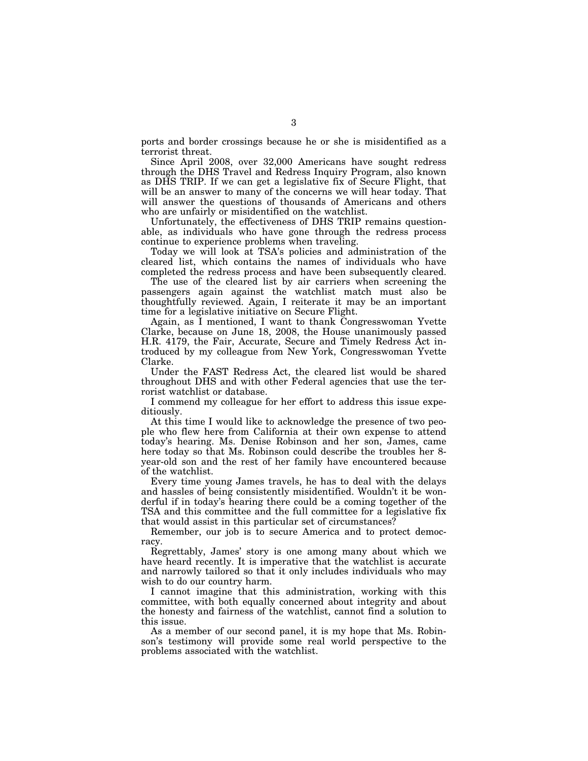ports and border crossings because he or she is misidentified as a terrorist threat.

Since April 2008, over 32,000 Americans have sought redress through the DHS Travel and Redress Inquiry Program, also known as DHS TRIP. If we can get a legislative fix of Secure Flight, that will be an answer to many of the concerns we will hear today. That will answer the questions of thousands of Americans and others who are unfairly or misidentified on the watchlist.

Unfortunately, the effectiveness of DHS TRIP remains questionable, as individuals who have gone through the redress process continue to experience problems when traveling.

Today we will look at TSA's policies and administration of the cleared list, which contains the names of individuals who have completed the redress process and have been subsequently cleared.

The use of the cleared list by air carriers when screening the passengers again against the watchlist match must also be thoughtfully reviewed. Again, I reiterate it may be an important time for a legislative initiative on Secure Flight.

Again, as I mentioned, I want to thank Congresswoman Yvette Clarke, because on June 18, 2008, the House unanimously passed H.R. 4179, the Fair, Accurate, Secure and Timely Redress Act introduced by my colleague from New York, Congresswoman Yvette Clarke.

Under the FAST Redress Act, the cleared list would be shared throughout DHS and with other Federal agencies that use the terrorist watchlist or database.

I commend my colleague for her effort to address this issue expeditiously.

At this time I would like to acknowledge the presence of two people who flew here from California at their own expense to attend today's hearing. Ms. Denise Robinson and her son, James, came here today so that Ms. Robinson could describe the troubles her 8-year-old son and the rest of her family have encountered because of the watchlist.

Every time young James travels, he has to deal with the delays and hassles of being consistently misidentified. Wouldn't it be wonderful if in today's hearing there could be a coming together of the TSA and this committee and the full committee for a legislative fix that would assist in this particular set of circumstances?

Remember, our job is to secure America and to protect democracy.

Regrettably, James' story is one among many about which we have heard recently. It is imperative that the watchlist is accurate and narrowly tailored so that it only includes individuals who may wish to do our country harm.

I cannot imagine that this administration, working with this committee, with both equally concerned about integrity and about the honesty and fairness of the watchlist, cannot find a solution to this issue.

As a member of our second panel, it is my hope that Ms. Robinson's testimony will provide some real world perspective to the problems associated with the watchlist.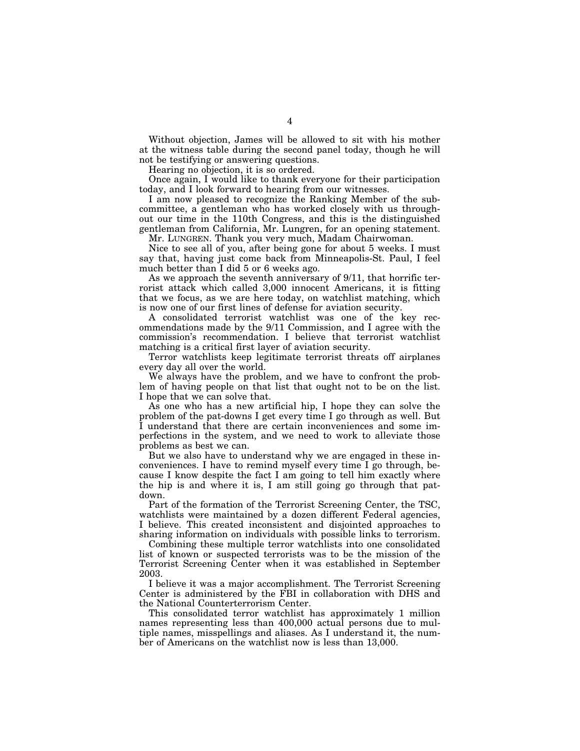Without objection, James will be allowed to sit with his mother at the witness table during the second panel today, though he will not be testifying or answering questions.

Hearing no objection, it is so ordered.

Once again, I would like to thank everyone for their participation today, and I look forward to hearing from our witnesses.

I am now pleased to recognize the Ranking Member of the subcommittee, a gentleman who has worked closely with us throughout our time in the 110th Congress, and this is the distinguished gentleman from California, Mr. Lungren, for an opening statement.

Mr. LUNGREN. Thank you very much, Madam Chairwoman.

Nice to see all of you, after being gone for about 5 weeks. I must say that, having just come back from Minneapolis-St. Paul, I feel much better than I did 5 or 6 weeks ago.

As we approach the seventh anniversary of 9/11, that horrific terrorist attack which called 3,000 innocent Americans, it is fitting that we focus, as we are here today, on watchlist matching, which is now one of our first lines of defense for aviation security.

A consolidated terrorist watchlist was one of the key recommendations made by the 9/11 Commission, and I agree with the commission's recommendation. I believe that terrorist watchlist matching is a critical first layer of aviation security.

Terror watchlists keep legitimate terrorist threats off airplanes every day all over the world.

We always have the problem, and we have to confront the problem of having people on that list that ought not to be on the list. I hope that we can solve that.

As one who has a new artificial hip, I hope they can solve the problem of the pat-downs I get every time I go through as well. But I understand that there are certain inconveniences and some imperfections in the system, and we need to work to alleviate those problems as best we can.

But we also have to understand why we are engaged in these inconveniences. I have to remind myself every time I go through, because I know despite the fact I am going to tell him exactly where the hip is and where it is, I am still going go through that pat-down.

Part of the formation of the Terrorist Screening Center, the TSC, watchlists were maintained by a dozen different Federal agencies, I believe. This created inconsistent and disjointed approaches to sharing information on individuals with possible links to terrorism.

Combining these multiple terror watchlists into one consolidated list of known or suspected terrorists was to be the mission of the Terrorist Screening Center when it was established in September 2003.

I believe it was a major accomplishment. The Terrorist Screening Center is administered by the FBI in collaboration with DHS and the National Counterterrorism Center.

This consolidated terror watchlist has approximately 1 million names representing less than 400,000 actual persons due to multiple names, misspellings and aliases. As I understand it, the number of Americans on the watchlist now is less than 13,000.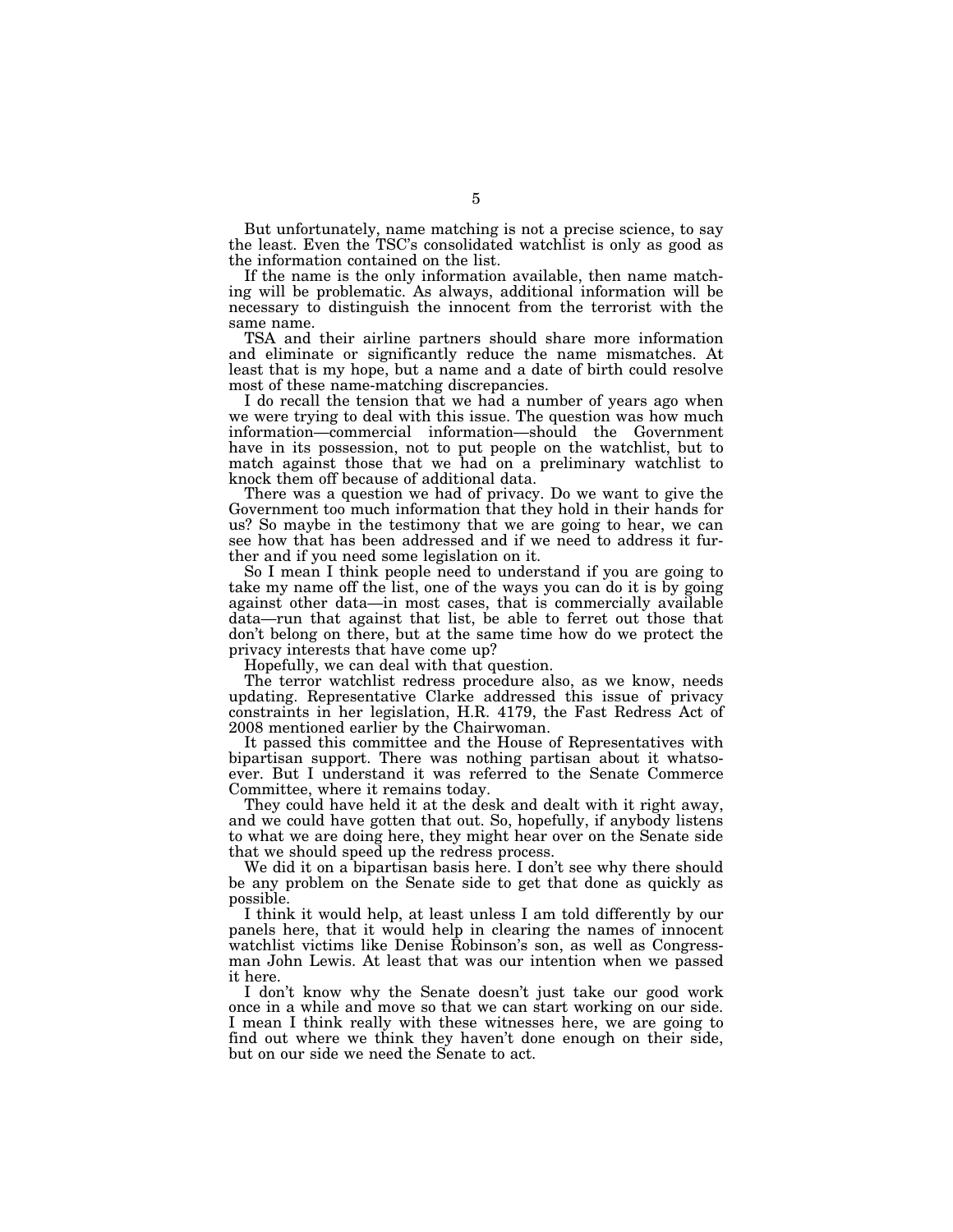But unfortunately, name matching is not a precise science, to say the least. Even the TSC's consolidated watchlist is only as good as the information contained on the list.

If the name is the only information available, then name matching will be problematic. As always, additional information will be necessary to distinguish the innocent from the terrorist with the same name.

TSA and their airline partners should share more information and eliminate or significantly reduce the name mismatches. At least that is my hope, but a name and a date of birth could resolve most of these name-matching discrepancies.

I do recall the tension that we had a number of years ago when we were trying to deal with this issue. The question was how much information—commercial information—should the Government have in its possession, not to put people on the watchlist, but to match against those that we had on a preliminary watchlist to knock them off because of additional data.

There was a question we had of privacy. Do we want to give the Government too much information that they hold in their hands for us? So maybe in the testimony that we are going to hear, we can see how that has been addressed and if we need to address it further and if you need some legislation on it.

So I mean I think people need to understand if you are going to take my name off the list, one of the ways you can do it is by going against other data—in most cases, that is commercially available data—run that against that list, be able to ferret out those that don't belong on there, but at the same time how do we protect the privacy interests that have come up?

Hopefully, we can deal with that question.

The terror watchlist redress procedure also, as we know, needs updating. Representative Clarke addressed this issue of privacy constraints in her legislation, H.R. 4179, the Fast Redress Act of 2008 mentioned earlier by the Chairwoman.

It passed this committee and the House of Representatives with bipartisan support. There was nothing partisan about it whatsoever. But I understand it was referred to the Senate Commerce Committee, where it remains today.

They could have held it at the desk and dealt with it right away, and we could have gotten that out. So, hopefully, if anybody listens to what we are doing here, they might hear over on the Senate side that we should speed up the redress process.

We did it on a bipartisan basis here. I don't see why there should be any problem on the Senate side to get that done as quickly as possible.

I think it would help, at least unless I am told differently by our panels here, that it would help in clearing the names of innocent watchlist victims like Denise Robinson's son, as well as Congressman John Lewis. At least that was our intention when we passed it here.

I don't know why the Senate doesn't just take our good work once in a while and move so that we can start working on our side. I mean I think really with these witnesses here, we are going to find out where we think they haven't done enough on their side, but on our side we need the Senate to act.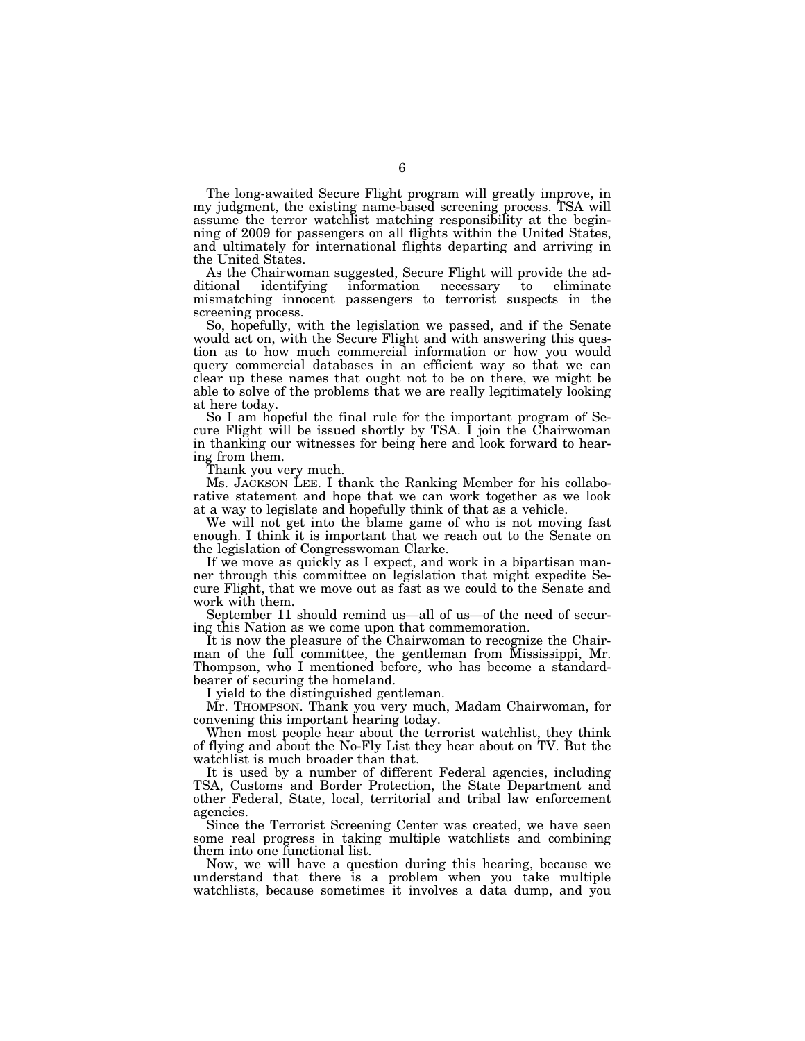The long-awaited Secure Flight program will greatly improve, in my judgment, the existing name-based screening process. TSA will assume the terror watchlist matching responsibility at the beginning of 2009 for passengers on all flights within the United States, and ultimately for international flights departing and arriving in the United States.

As the Chairwoman suggested, Secure Flight will provide the additional identifying information necessary to eliminate mismatching innocent passengers to terrorist suspects in the screening process.

So, hopefully, with the legislation we passed, and if the Senate would act on, with the Secure Flight and with answering this question as to how much commercial information or how you would query commercial databases in an efficient way so that we can clear up these names that ought not to be on there, we might be able to solve of the problems that we are really legitimately looking at here today.

So I am hopeful the final rule for the important program of Secure Flight will be issued shortly by TSA. I join the Chairwoman in thanking our witnesses for being here and look forward to hearing from them.

Thank you very much.

Ms. JACKSON LEE. I thank the Ranking Member for his collaborative statement and hope that we can work together as we look at a way to legislate and hopefully think of that as a vehicle.

We will not get into the blame game of who is not moving fast enough. I think it is important that we reach out to the Senate on the legislation of Congresswoman Clarke.

If we move as quickly as I expect, and work in a bipartisan manner through this committee on legislation that might expedite Secure Flight, that we move out as fast as we could to the Senate and work with them.

September 11 should remind us—all of us—of the need of securing this Nation as we come upon that commemoration.

It is now the pleasure of the Chairwoman to recognize the Chairman of the full committee, the gentleman from Mississippi, Mr. Thompson, who I mentioned before, who has become a standard-bearer of securing the homeland.

I yield to the distinguished gentleman.

Mr. THOMPSON. Thank you very much, Madam Chairwoman, for convening this important hearing today.

When most people hear about the terrorist watchlist, they think of flying and about the No-Fly List they hear about on TV. But the watchlist is much broader than that.

It is used by a number of different Federal agencies, including TSA, Customs and Border Protection, the State Department and other Federal, State, local, territorial and tribal law enforcement agencies.

Since the Terrorist Screening Center was created, we have seen some real progress in taking multiple watchlists and combining them into one functional list.

Now, we will have a question during this hearing, because we understand that there is a problem when you take multiple watchlists, because sometimes it involves a data dump, and you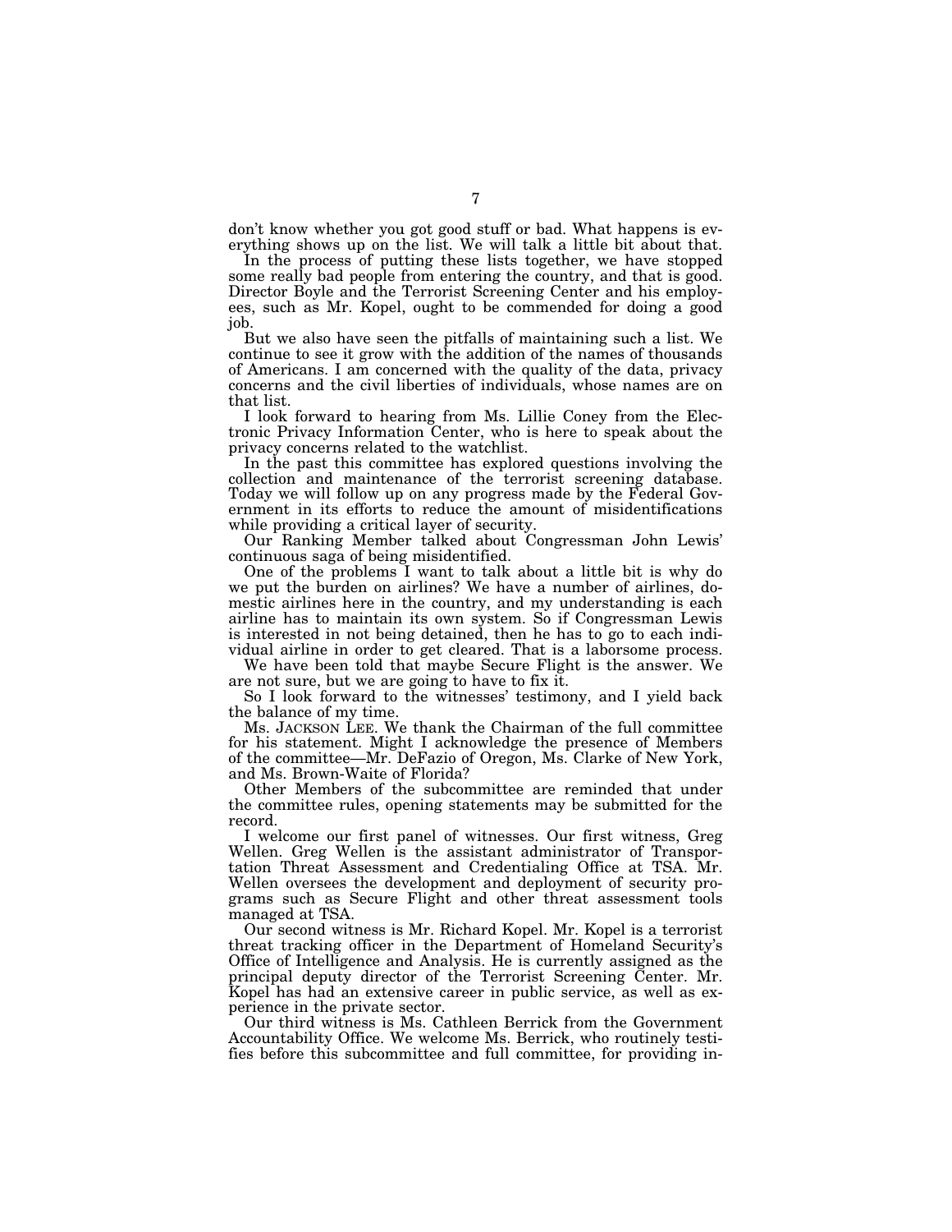don't know whether you got good stuff or bad. What happens is everything shows up on the list. We will talk a little bit about that.

In the process of putting these lists together, we have stopped some really bad people from entering the country, and that is good. Director Boyle and the Terrorist Screening Center and his employees, such as Mr. Kopel, ought to be commended for doing a good job.

But we also have seen the pitfalls of maintaining such a list. We continue to see it grow with the addition of the names of thousands of Americans. I am concerned with the quality of the data, privacy concerns and the civil liberties of individuals, whose names are on that list.

I look forward to hearing from Ms. Lillie Coney from the Electronic Privacy Information Center, who is here to speak about the privacy concerns related to the watchlist.

In the past this committee has explored questions involving the collection and maintenance of the terrorist screening database. Today we will follow up on any progress made by the Federal Government in its efforts to reduce the amount of misidentifications while providing a critical layer of security.

Our Ranking Member talked about Congressman John Lewis' continuous saga of being misidentified.

One of the problems I want to talk about a little bit is why do we put the burden on airlines? We have a number of airlines, domestic airlines here in the country, and my understanding is each airline has to maintain its own system. So if Congressman Lewis is interested in not being detained, then he has to go to each individual airline in order to get cleared. That is a laborsome process.

We have been told that maybe Secure Flight is the answer. We are not sure, but we are going to have to fix it.

So I look forward to the witnesses' testimony, and I yield back the balance of my time.

Ms. JACKSON LEE. We thank the Chairman of the full committee for his statement. Might I acknowledge the presence of Members of the committee—Mr. DeFazio of Oregon, Ms. Clarke of New York, and Ms. Brown-Waite of Florida?

Other Members of the subcommittee are reminded that under the committee rules, opening statements may be submitted for the record.

I welcome our first panel of witnesses. Our first witness, Greg Wellen. Greg Wellen is the assistant administrator of Transportation Threat Assessment and Credentialing Office at TSA. Mr. Wellen oversees the development and deployment of security programs such as Secure Flight and other threat assessment tools managed at TSA.

Our second witness is Mr. Richard Kopel. Mr. Kopel is a terrorist threat tracking officer in the Department of Homeland Security's Office of Intelligence and Analysis. He is currently assigned as the principal deputy director of the Terrorist Screening Center. Mr. Kopel has had an extensive career in public service, as well as experience in the private sector.

Our third witness is Ms. Cathleen Berrick from the Government Accountability Office. We welcome Ms. Berrick, who routinely testifies before this subcommittee and full committee, for providing in-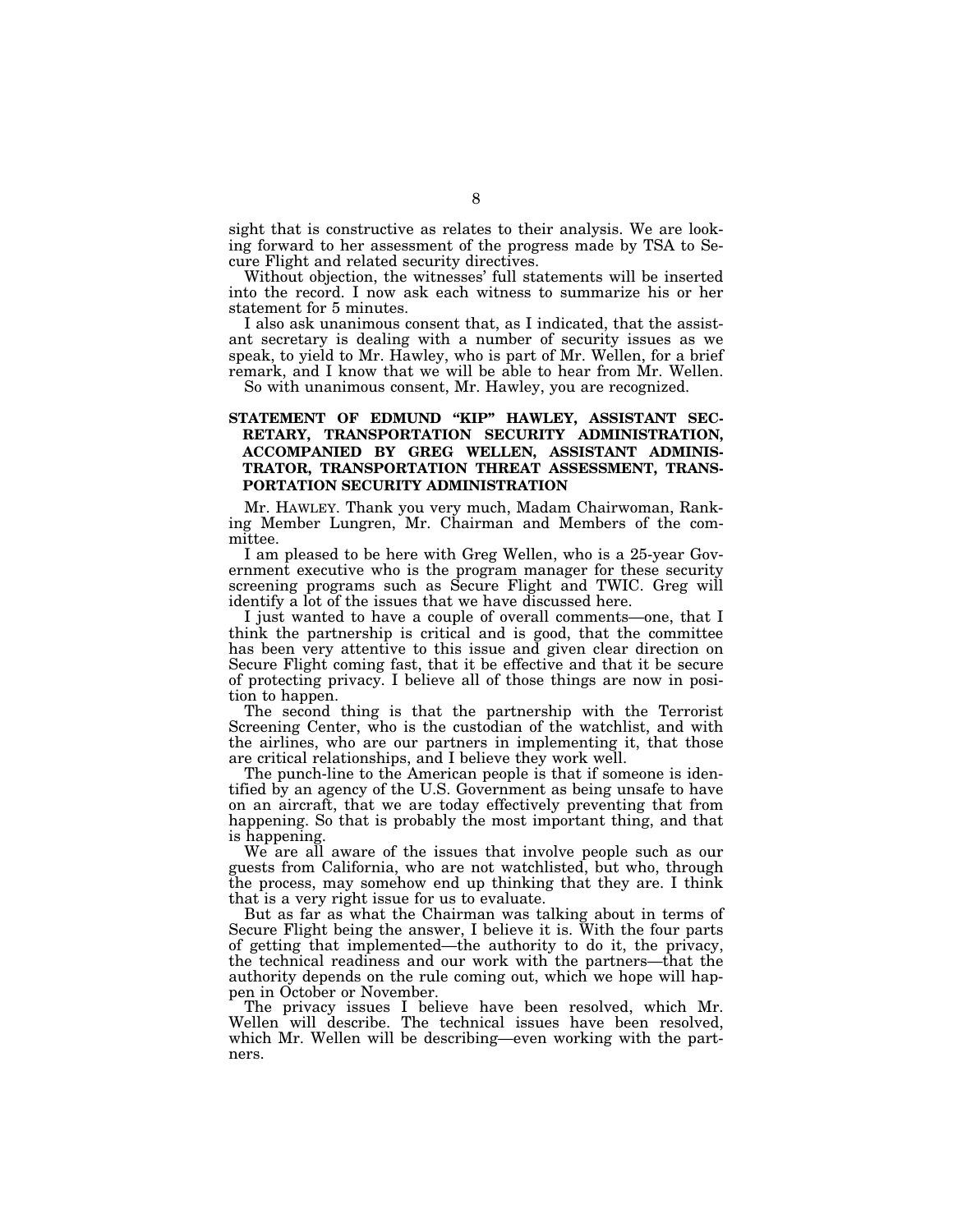sight that is constructive as relates to their analysis. We are looking forward to her assessment of the progress made by TSA to Secure Flight and related security directives.

Without objection, the witnesses' full statements will be inserted into the record. I now ask each witness to summarize his or her statement for 5 minutes.

I also ask unanimous consent that, as I indicated, that the assistant secretary is dealing with a number of security issues as we speak, to yield to Mr. Hawley, who is part of Mr. Wellen, for a brief remark, and I know that we will be able to hear from Mr. Wellen.

So with unanimous consent, Mr. Hawley, you are recognized.

## STATEMENT OF EDMUND "KIP" HAWLEY, ASSISTANT SECRETARY, TRANSPORTATION SECURITY ADMINISTRATION, ACCOMPANIED BY GREG WELLEN, ASSISTANT ADMINISTRATOR, TRANSPORTATION THREAT ASSESSMENT, TRANSPORTATION SECURITY ADMINISTRATION

Mr. HAWLEY. Thank you very much, Madam Chairwoman, Ranking Member Lungren, Mr. Chairman and Members of the committee.

I am pleased to be here with Greg Wellen, who is a 25-year Government executive who is the program manager for these security screening programs such as Secure Flight and TWIC. Greg will identify a lot of the issues that we have discussed here.

I just wanted to have a couple of overall comments—one, that I think the partnership is critical and is good, that the committee has been very attentive to this issue and given clear direction on Secure Flight coming fast, that it be effective and that it be secure of protecting privacy. I believe all of those things are now in position to happen.

The second thing is that the partnership with the Terrorist Screening Center, who is the custodian of the watchlist, and with the airlines, who are our partners in implementing it, that those are critical relationships, and I believe they work well.

The punch-line to the American people is that if someone is identified by an agency of the U.S. Government as being unsafe to have on an aircraft, that we are today effectively preventing that from happening. So that is probably the most important thing, and that is happening.

We are all aware of the issues that involve people such as our guests from California, who are not watchlisted, but who, through the process, may somehow end up thinking that they are. I think that is a very right issue for us to evaluate.

But as far as what the Chairman was talking about in terms of Secure Flight being the answer, I believe it is. With the four parts of getting that implemented—the authority to do it, the privacy, the technical readiness and our work with the partners—that the authority depends on the rule coming out, which we hope will happen in October or November.

The privacy issues I believe have been resolved, which Mr. Wellen will describe. The technical issues have been resolved, which Mr. Wellen will be describing—even working with the partners.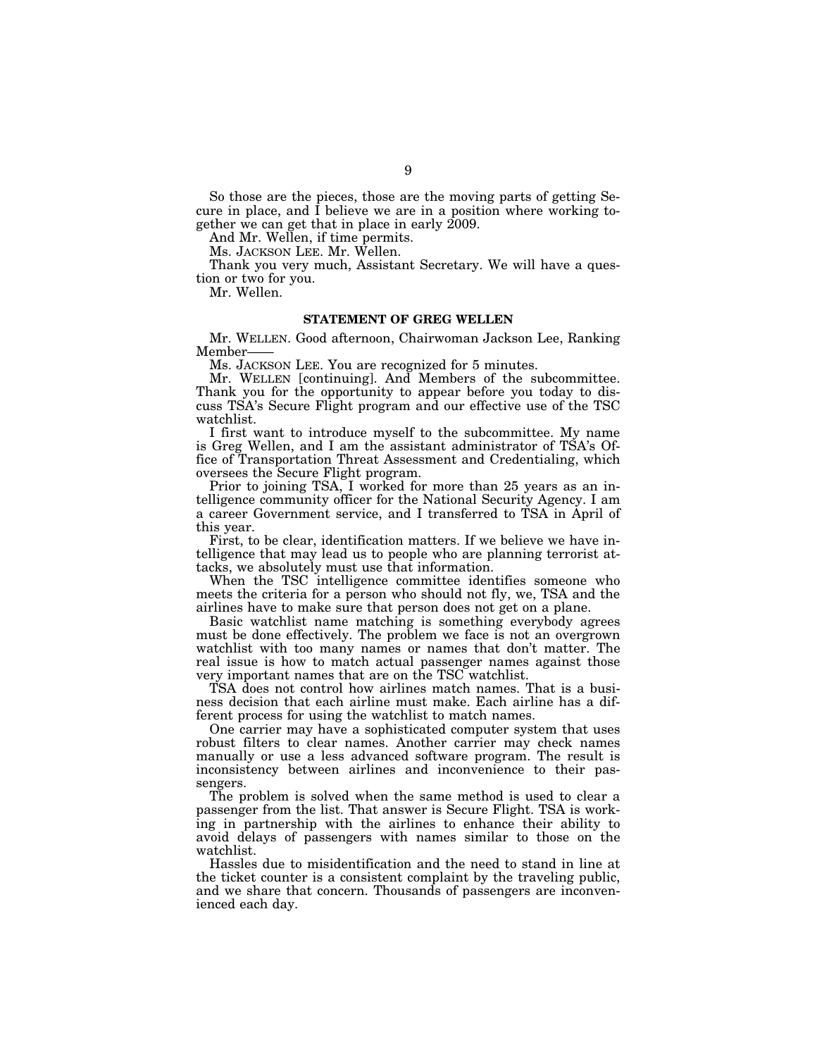So those are the pieces, those are the moving parts of getting Secure in place, and I believe we are in a position where working together we can get that in place in early 2009.

And Mr. Wellen, if time permits.

Ms. JACKSON LEE. Mr. Wellen.

Thank you very much, Assistant Secretary. We will have a question or two for you.

Mr. Wellen.

## STATEMENT OF GREG WELLEN

Mr. WELLEN. Good afternoon, Chairwoman Jackson Lee, Ranking Member——

Ms. JACKSON LEE. You are recognized for 5 minutes.

Mr. WELLEN [continuing]. And Members of the subcommittee. Thank you for the opportunity to appear before you today to discuss TSA's Secure Flight program and our effective use of the TSC watchlist.

I first want to introduce myself to the subcommittee. My name is Greg Wellen, and I am the assistant administrator of TSA's Office of Transportation Threat Assessment and Credentialing, which oversees the Secure Flight program.

Prior to joining TSA, I worked for more than 25 years as an intelligence community officer for the National Security Agency. I am a career Government service, and I transferred to TSA in April of this year.

First, to be clear, identification matters. If we believe we have intelligence that may lead us to people who are planning terrorist attacks, we absolutely must use that information.

When the TSC intelligence committee identifies someone who meets the criteria for a person who should not fly, we, TSA and the airlines have to make sure that person does not get on a plane.

Basic watchlist name matching is something everybody agrees must be done effectively. The problem we face is not an overgrown watchlist with too many names or names that don't matter. The real issue is how to match actual passenger names against those very important names that are on the TSC watchlist.

TSA does not control how airlines match names. That is a business decision that each airline must make. Each airline has a different process for using the watchlist to match names.

One carrier may have a sophisticated computer system that uses robust filters to clear names. Another carrier may check names manually or use a less advanced software program. The result is inconsistency between airlines and inconvenience to their passengers.

The problem is solved when the same method is used to clear a passenger from the list. That answer is Secure Flight. TSA is working in partnership with the airlines to enhance their ability to avoid delays of passengers with names similar to those on the watchlist.

Hassles due to misidentification and the need to stand in line at the ticket counter is a consistent complaint by the traveling public, and we share that concern. Thousands of passengers are inconvenienced each day.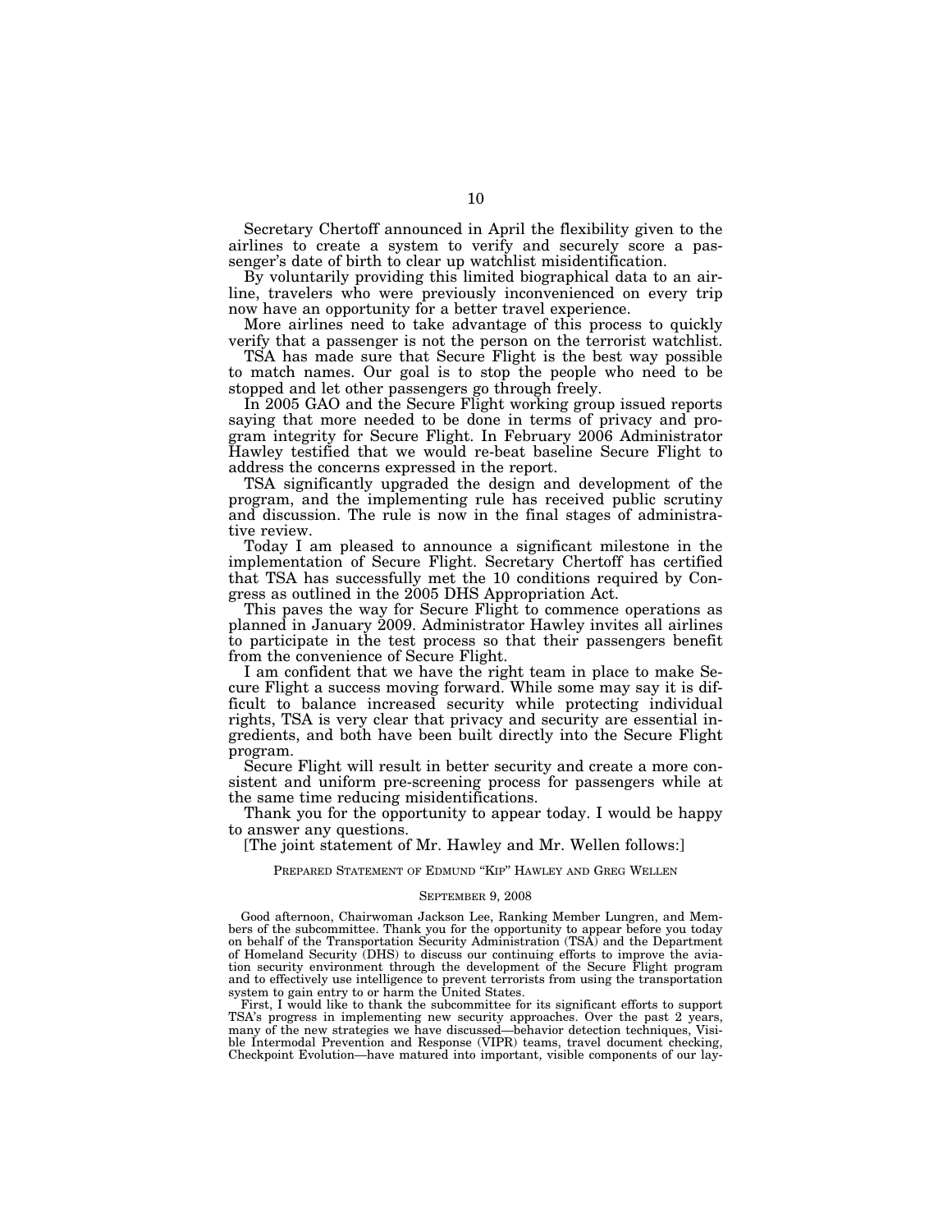Secretary Chertoff announced in April the flexibility given to the airlines to create a system to verify and securely score a passenger's date of birth to clear up watchlist misidentification.

By voluntarily providing this limited biographical data to an airline, travelers who were previously inconvenienced on every trip now have an opportunity for a better travel experience.

More airlines need to take advantage of this process to quickly verify that a passenger is not the person on the terrorist watchlist.

TSA has made sure that Secure Flight is the best way possible to match names. Our goal is to stop the people who need to be stopped and let other passengers go through freely.

In 2005 GAO and the Secure Flight working group issued reports saying that more needed to be done in terms of privacy and program integrity for Secure Flight. In February 2006 Administrator Hawley testified that we would re-beat baseline Secure Flight to address the concerns expressed in the report.

TSA significantly upgraded the design and development of the program, and the implementing rule has received public scrutiny and discussion. The rule is now in the final stages of administrative review.

Today I am pleased to announce a significant milestone in the implementation of Secure Flight. Secretary Chertoff has certified that TSA has successfully met the 10 conditions required by Congress as outlined in the 2005 DHS Appropriation Act.

This paves the way for Secure Flight to commence operations as planned in January 2009. Administrator Hawley invites all airlines to participate in the test process so that their passengers benefit from the convenience of Secure Flight.

I am confident that we have the right team in place to make Secure Flight a success moving forward. While some may say it is difficult to balance increased security while protecting individual rights, TSA is very clear that privacy and security are essential ingredients, and both have been built directly into the Secure Flight program.

Secure Flight will result in better security and create a more consistent and uniform pre-screening process for passengers while at the same time reducing misidentifications.

Thank you for the opportunity to appear today. I would be happy to answer any questions.

[The joint statement of Mr. Hawley and Mr. Wellen follows:]

PREPARED STATEMENT OF EDMUND "KIP" HAWLEY AND GREG WELLEN

SEPTEMBER 9, 2008

Good afternoon, Chairwoman Jackson Lee, Ranking Member Lungren, and Members of the subcommittee. Thank you for the opportunity to appear before you today on behalf of the Transportation Security Administration (TSA) and the Department of Homeland Security (DHS) to discuss our continuing efforts to improve the aviation security environment through the development of the Secure Flight program and to effectively use intelligence to prevent terrorists from using the transportation system to gain entry to or harm the United States.

First, I would like to thank the subcommittee for its significant efforts to support TSA's progress in implementing new security approaches. Over the past 2 years, many of the new strategies we have discussed—behavior detection techniques, Visible Intermodal Prevention and Response (VIPR) teams, travel document checking, Checkpoint Evolution—have matured into important, visible components of our lay-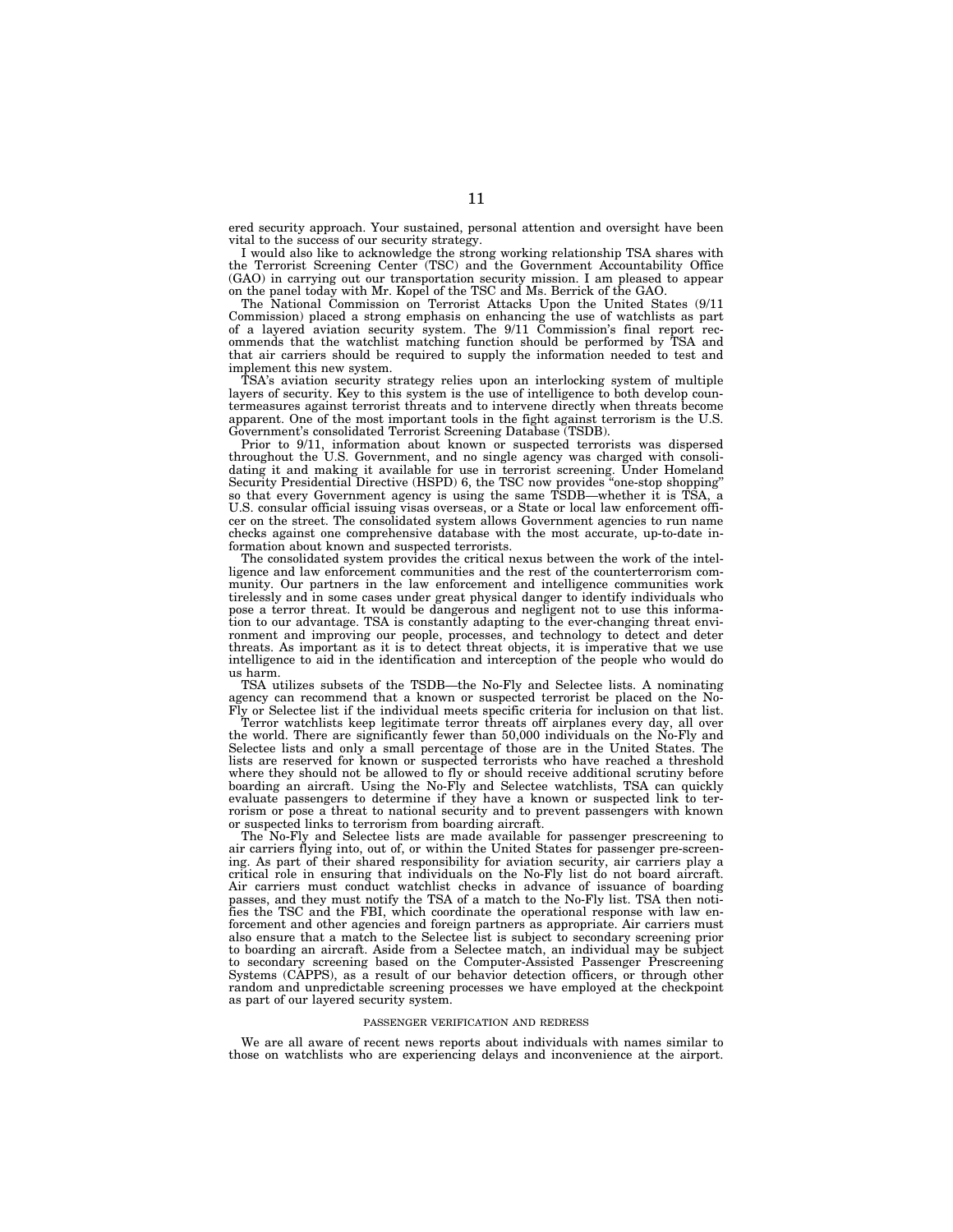ered security approach. Your sustained, personal attention and oversight have been vital to the success of our security strategy.

I would also like to acknowledge the strong working relationship TSA shares with the Terrorist Screening Center (TSC) and the Government Accountability Office (GAO) in carrying out our transportation security mission. I am pleased to appear on the panel today with Mr. Kopel of the TSC and Ms. Berrick of the GAO.

The National Commission on Terrorist Attacks Upon the United States (9/11 Commission) placed a strong emphasis on enhancing the use of watchlists as part of a layered aviation security system. The 9/11 Commission's final report recommends that the watchlist matching function should be performed by TSA and that air carriers should be required to supply the information needed to test and implement this new system.

TSA's aviation security strategy relies upon an interlocking system of multiple layers of security. Key to this system is the use of intelligence to both develop countermeasures against terrorist threats and to intervene directly when threats become apparent. One of the most important tools in the fight against terrorism is the U.S. Government's consolidated Terrorist Screening Database (TSDB).

Prior to 9/11, information about known or suspected terrorists was dispersed throughout the U.S. Government, and no single agency was charged with consolidating it and making it available for use in terrorist screening. Under Homeland Security Presidential Directive (HSPD) 6, the TSC now provides "one-stop shopping" so that every Government agency is using the same TSDB—whether it is TSA, a U.S. consular official issuing visas overseas, or a State or local law enforcement officer on the street. The consolidated system allows Government agencies to run name checks against one comprehensive database with the most accurate, up-to-date information about known and suspected terrorists.

The consolidated system provides the critical nexus between the work of the intelligence and law enforcement communities and the rest of the counterterrorism community. Our partners in the law enforcement and intelligence communities work tirelessly and in some cases under great physical danger to identify individuals who pose a terror threat. It would be dangerous and negligent not to use this information to our advantage. TSA is constantly adapting to the ever-changing threat environment and improving our people, processes, and technology to detect and deter threats. As important as it is to detect threat objects, it is imperative that we use intelligence to aid in the identification and interception of the people who would do us harm.

TSA utilizes subsets of the TSDB—the No-Fly and Selectee lists. A nominating agency can recommend that a known or suspected terrorist be placed on the No-Fly or Selectee list if the individual meets specific criteria for inclusion on that list.

Terror watchlists keep legitimate terror threats off airplanes every day, all over the world. There are significantly fewer than 50,000 individuals on the No-Fly and Selectee lists and only a small percentage of those are in the United States. The lists are reserved for known or suspected terrorists who have reached a threshold where they should not be allowed to fly or should receive additional scrutiny before boarding an aircraft. Using the No-Fly and Selectee watchlists, TSA can quickly evaluate passengers to determine if they have a known or suspected link to terrorism or pose a threat to national security and to prevent passengers with known or suspected links to terrorism from boarding aircraft.

The No-Fly and Selectee lists are made available for passenger prescreening to air carriers flying into, out of, or within the United States for passenger pre-screening. As part of their shared responsibility for aviation security, air carriers play a critical role in ensuring that individuals on the No-Fly list do not board aircraft. Air carriers must conduct watchlist checks in advance of issuance of boarding passes, and they must notify the TSA of a match to the No-Fly list. TSA then notifies the TSC and the FBI, which coordinate the operational response with law enforcement and other agencies and foreign partners as appropriate. Air carriers must also ensure that a match to the Selectee list is subject to secondary screening prior to boarding an aircraft. Aside from a Selectee match, an individual may be subject to secondary screening based on the Computer-Assisted Passenger Prescreening Systems (CAPPS), as a result of our behavior detection officers, or through other random and unpredictable screening processes we have employed at the checkpoint as part of our layered security system.

## PASSENGER VERIFICATION AND REDRESS

We are all aware of recent news reports about individuals with names similar to those on watchlists who are experiencing delays and inconvenience at the airport.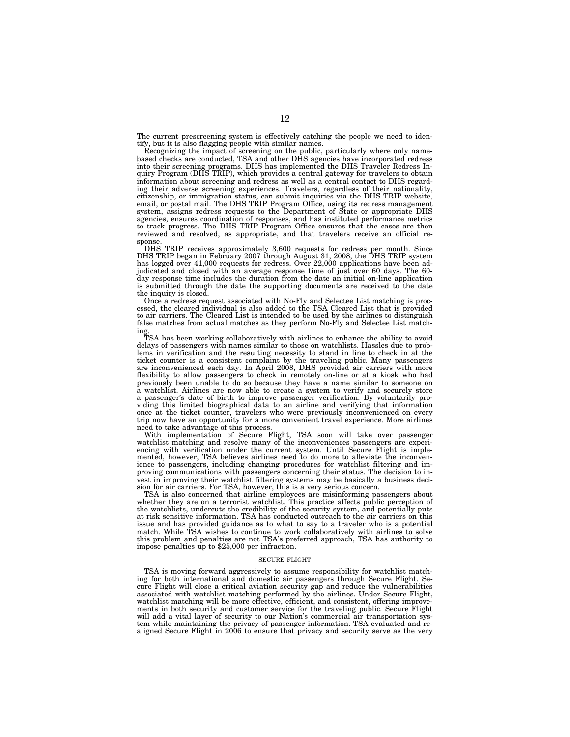The current prescreening system is effectively catching the people we need to identify, but it is also flagging people with similar names.

Recognizing the impact of screening on the public, particularly where only name-based checks are conducted, TSA and other DHS agencies have incorporated redress into their screening programs. DHS has implemented the DHS Traveler Redress Inquiry Program (DHS TRIP), which provides a central gateway for travelers to obtain information about screening and redress as well as a central contact to DHS regarding their adverse screening experiences. Travelers, regardless of their nationality, citizenship, or immigration status, can submit inquiries via the DHS TRIP website, email, or postal mail. The DHS TRIP Program Office, using its redress management system, assigns redress requests to the Department of State or appropriate DHS agencies, ensures coordination of responses, and has instituted performance metrics to track progress. The DHS TRIP Program Office ensures that the cases are then reviewed and resolved, as appropriate, and that travelers receive an official response.

DHS TRIP receives approximately 3,600 requests for redress per month. Since DHS TRIP began in February 2007 through August 31, 2008, the DHS TRIP system has logged over 41,000 requests for redress. Over 22,000 applications have been adjudicated and closed with an average response time of just over 60 days. The 60-day response time includes the duration from the date an initial on-line application is submitted through the date the supporting documents are received to the date the inquiry is closed.

Once a redress request associated with No-Fly and Selectee List matching is processed, the cleared individual is also added to the TSA Cleared List that is provided to air carriers. The Cleared List is intended to be used by the airlines to distinguish false matches from actual matches as they perform No-Fly and Selectee List matching.

TSA has been working collaboratively with airlines to enhance the ability to avoid delays of passengers with names similar to those on watchlists. Hassles due to problems in verification and the resulting necessity to stand in line to check in at the ticket counter is a consistent complaint by the traveling public. Many passengers are inconvenienced each day. In April 2008, DHS provided air carriers with more flexibility to allow passengers to check in remotely on-line or at a kiosk who had previously been unable to do so because they have a name similar to someone on a watchlist. Airlines are now able to create a system to verify and securely store a passenger's date of birth to improve passenger verification. By voluntarily providing this limited biographical data to an airline and verifying that information once at the ticket counter, travelers who were previously inconvenienced on every trip now have an opportunity for a more convenient travel experience. More airlines need to take advantage of this process.

With implementation of Secure Flight, TSA soon will take over passenger watchlist matching and resolve many of the inconveniences passengers are experiencing with verification under the current system. Until Secure Flight is implemented, however, TSA believes airlines need to do more to alleviate the inconvenience to passengers, including changing procedures for watchlist filtering and improving communications with passengers concerning their status. The decision to invest in improving their watchlist filtering systems may be basically a business decision for air carriers. For TSA, however, this is a very serious concern.

TSA is also concerned that airline employees are misinforming passengers about whether they are on a terrorist watchlist. This practice affects public perception of the watchlists, undercuts the credibility of the security system, and potentially puts at risk sensitive information. TSA has conducted outreach to the air carriers on this issue and has provided guidance as to what to say to a traveler who is a potential match. While TSA wishes to continue to work collaboratively with airlines to solve this problem and penalties are not TSA's preferred approach, TSA has authority to impose penalties up to $25,000 per infraction.

## SECURE FLIGHT

TSA is moving forward aggressively to assume responsibility for watchlist matching for both international and domestic air passengers through Secure Flight. Secure Flight will close a critical aviation security gap and reduce the vulnerabilities associated with watchlist matching performed by the airlines. Under Secure Flight, watchlist matching will be more effective, efficient, and consistent, offering improvements in both security and customer service for the traveling public. Secure Flight will add a vital layer of security to our Nation's commercial air transportation system while maintaining the privacy of passenger information. TSA evaluated and realigned Secure Flight in 2006 to ensure that privacy and security serve as the very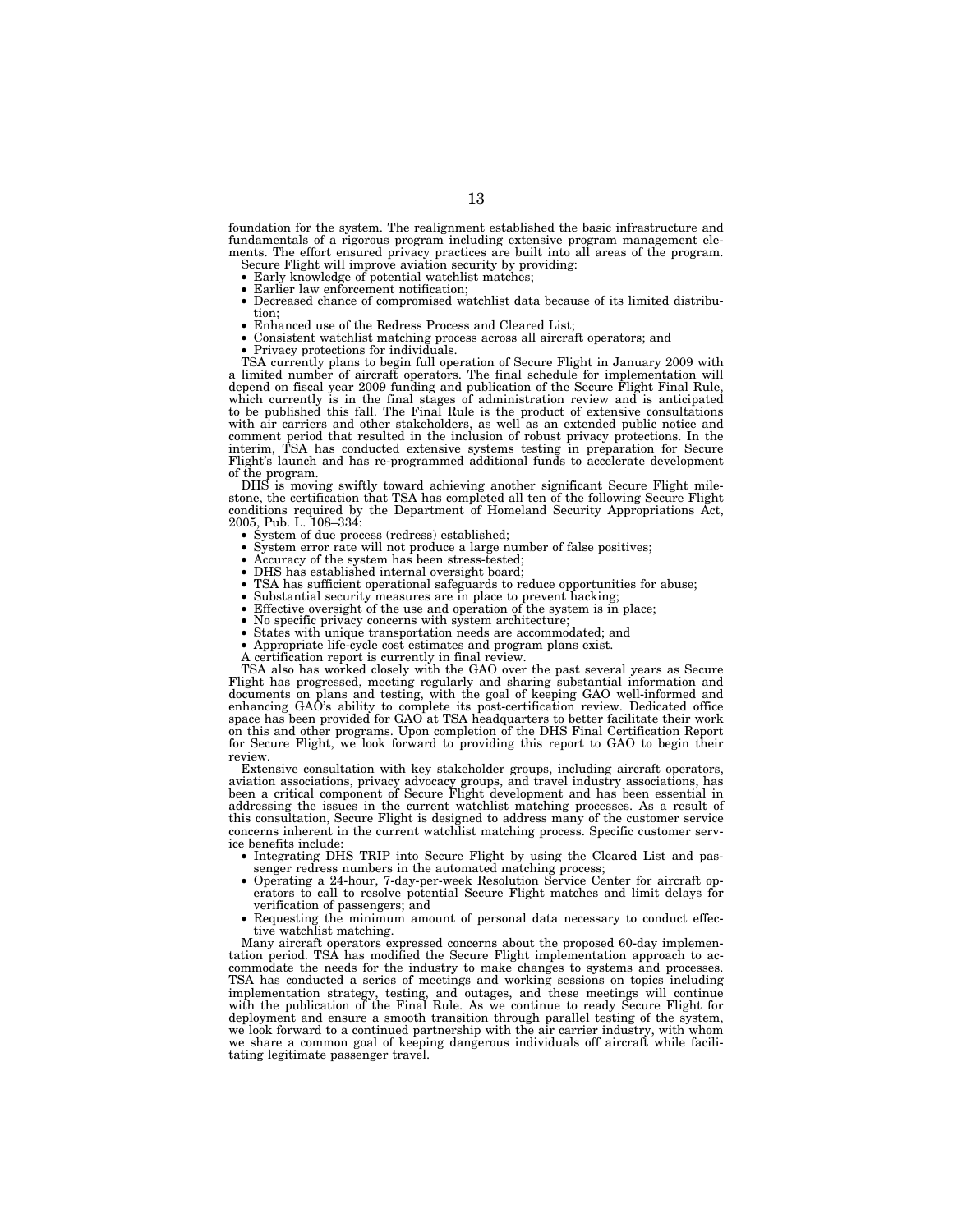foundation for the system. The realignment established the basic infrastructure and fundamentals of a rigorous program including extensive program management elements. The effort ensured privacy practices are built into all areas of the program.

Secure Flight will improve aviation security by providing:

- Early knowledge of potential watchlist matches;
- Earlier law enforcement notification;
- Decreased chance of compromised watchlist data because of its limited distribution;
- Enhanced use of the Redress Process and Cleared List;
- Consistent watchlist matching process across all aircraft operators; and
- Privacy protections for individuals.

TSA currently plans to begin full operation of Secure Flight in January 2009 with a limited number of aircraft operators. The final schedule for implementation will depend on fiscal year 2009 funding and publication of the Secure Flight Final Rule, which currently is in the final stages of administration review and is anticipated to be published this fall. The Final Rule is the product of extensive consultations with air carriers and other stakeholders, as well as an extended public notice and comment period that resulted in the inclusion of robust privacy protections. In the interim, TSA has conducted extensive systems testing in preparation for Secure Flight's launch and has re-programmed additional funds to accelerate development of the program.

DHS is moving swiftly toward achieving another significant Secure Flight milestone, the certification that TSA has completed all ten of the following Secure Flight conditions required by the Department of Homeland Security Appropriations Act, 2005, Pub. L. 108–334:

- System of due process (redress) established;
- System error rate will not produce a large number of false positives;
- Accuracy of the system has been stress-tested;
- DHS has established internal oversight board;
- TSA has sufficient operational safeguards to reduce opportunities for abuse;
- Substantial security measures are in place to prevent hacking;
- Effective oversight of the use and operation of the system is in place;
- No specific privacy concerns with system architecture;
- States with unique transportation needs are accommodated; and
- Appropriate life-cycle cost estimates and program plans exist.

A certification report is currently in final review.

TSA also has worked closely with the GAO over the past several years as Secure Flight has progressed, meeting regularly and sharing substantial information and documents on plans and testing, with the goal of keeping GAO well-informed and enhancing GAO's ability to complete its post-certification review. Dedicated office space has been provided for GAO at TSA headquarters to better facilitate their work on this and other programs. Upon completion of the DHS Final Certification Report for Secure Flight, we look forward to providing this report to GAO to begin their review.

Extensive consultation with key stakeholder groups, including aircraft operators, aviation associations, privacy advocacy groups, and travel industry associations, has been a critical component of Secure Flight development and has been essential in addressing the issues in the current watchlist matching processes. As a result of this consultation, Secure Flight is designed to address many of the customer service concerns inherent in the current watchlist matching process. Specific customer service benefits include:

- Integrating DHS TRIP into Secure Flight by using the Cleared List and passenger redress numbers in the automated matching process;
- Operating a 24-hour, 7-day-per-week Resolution Service Center for aircraft operators to call to resolve potential Secure Flight matches and limit delays for verification of passengers; and
- Requesting the minimum amount of personal data necessary to conduct effective watchlist matching.

Many aircraft operators expressed concerns about the proposed 60-day implementation period. TSA has modified the Secure Flight implementation approach to accommodate the needs for the industry to make changes to systems and processes. TSA has conducted a series of meetings and working sessions on topics including implementation strategy, testing, and outages, and these meetings will continue with the publication of the Final Rule. As we continue to ready Secure Flight for deployment and ensure a smooth transition through parallel testing of the system, we look forward to a continued partnership with the air carrier industry, with whom we share a common goal of keeping dangerous individuals off aircraft while facilitating legitimate passenger travel.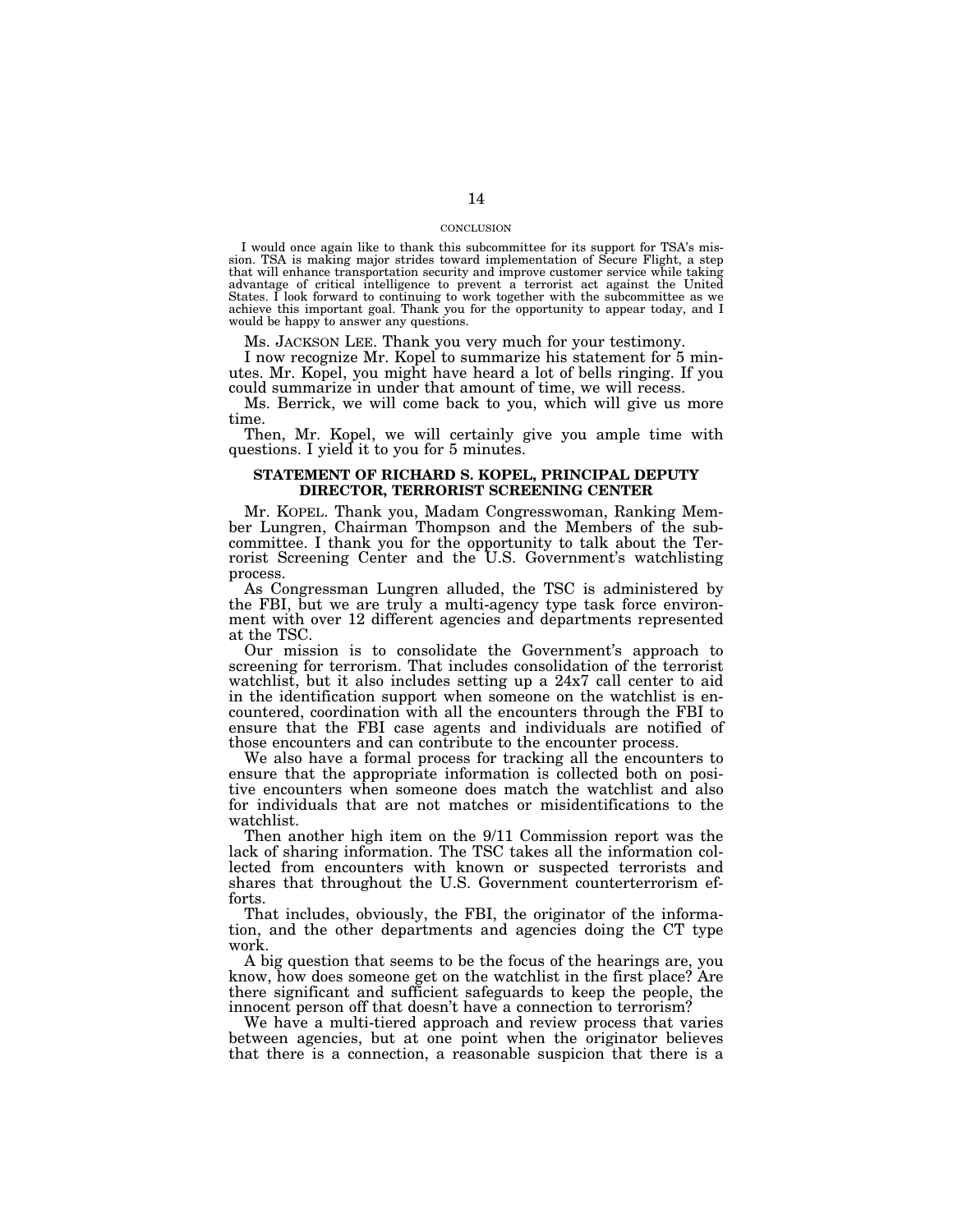CONCLUSION

I would once again like to thank this subcommittee for its support for TSA's mission. TSA is making major strides toward implementation of Secure Flight, a step that will enhance transportation security and improve customer service while taking advantage of critical intelligence to prevent a terrorist act against the United States. I look forward to continuing to work together with the subcommittee as we achieve this important goal. Thank you for the opportunity to appear today, and I would be happy to answer any questions.

Ms. JACKSON LEE. Thank you very much for your testimony.

I now recognize Mr. Kopel to summarize his statement for 5 minutes. Mr. Kopel, you might have heard a lot of bells ringing. If you could summarize in under that amount of time, we will recess.

Ms. Berrick, we will come back to you, which will give us more time.

Then, Mr. Kopel, we will certainly give you ample time with questions. I yield it to you for 5 minutes.

## STATEMENT OF RICHARD S. KOPEL, PRINCIPAL DEPUTY DIRECTOR, TERRORIST SCREENING CENTER

Mr. KOPEL. Thank you, Madam Congresswoman, Ranking Member Lungren, Chairman Thompson and the Members of the subcommittee. I thank you for the opportunity to talk about the Terrorist Screening Center and the U.S. Government's watchlisting process.

As Congressman Lungren alluded, the TSC is administered by the FBI, but we are truly a multi-agency type task force environment with over 12 different agencies and departments represented at the TSC.

Our mission is to consolidate the Government's approach to screening for terrorism. That includes consolidation of the terrorist watchlist, but it also includes setting up a 24x7 call center to aid in the identification support when someone on the watchlist is encountered, coordination with all the encounters through the FBI to ensure that the FBI case agents and individuals are notified of those encounters and can contribute to the encounter process.

We also have a formal process for tracking all the encounters to ensure that the appropriate information is collected both on positive encounters when someone does match the watchlist and also for individuals that are not matches or misidentifications to the watchlist.

Then another high item on the 9/11 Commission report was the lack of sharing information. The TSC takes all the information collected from encounters with known or suspected terrorists and shares that throughout the U.S. Government counterterrorism efforts.

That includes, obviously, the FBI, the originator of the information, and the other departments and agencies doing the CT type work.

A big question that seems to be the focus of the hearings are, you know, how does someone get on the watchlist in the first place? Are there significant and sufficient safeguards to keep the people, the innocent person off that doesn't have a connection to terrorism?

We have a multi-tiered approach and review process that varies between agencies, but at one point when the originator believes that there is a connection, a reasonable suspicion that there is a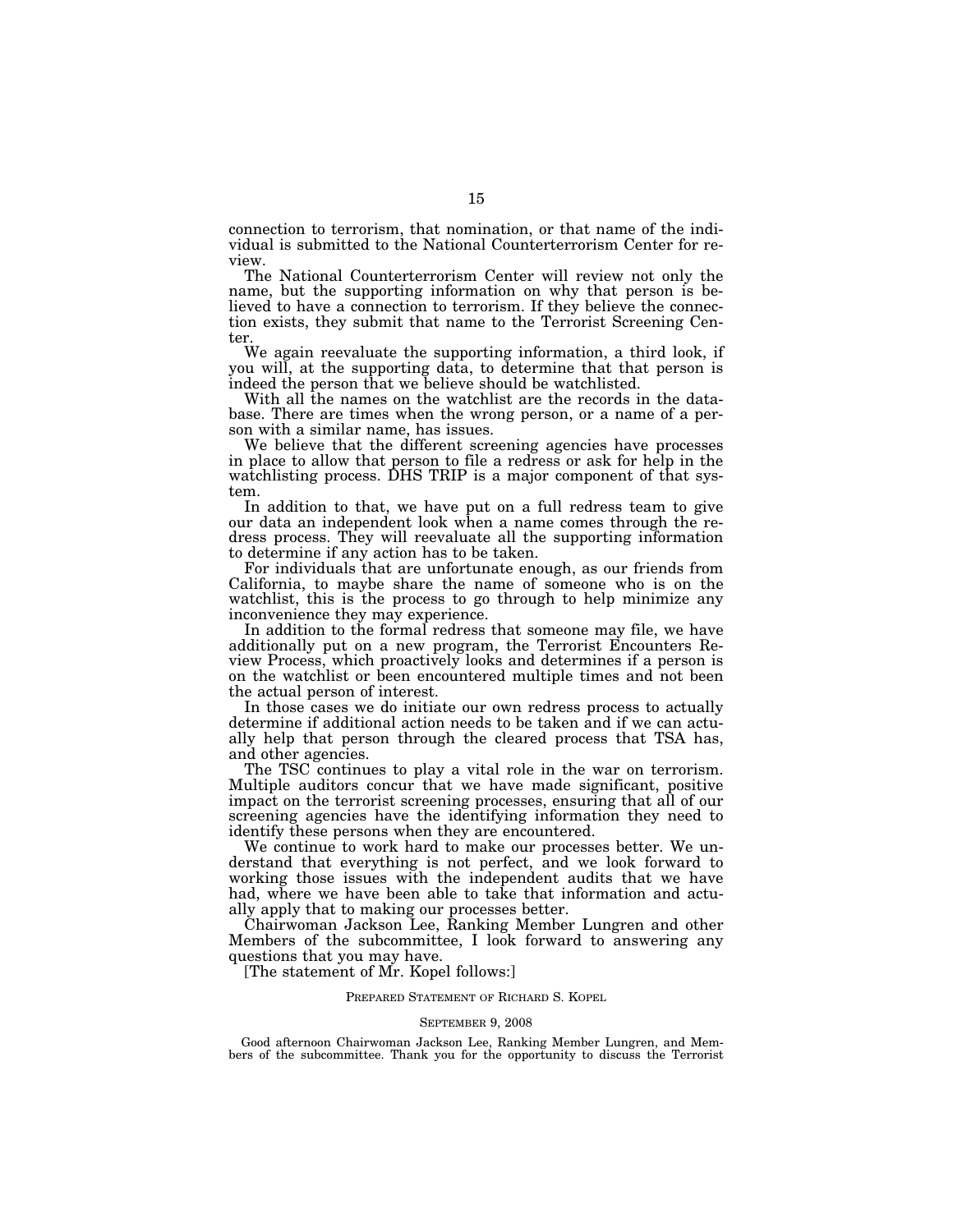connection to terrorism, that nomination, or that name of the individual is submitted to the National Counterterrorism Center for review.

The National Counterterrorism Center will review not only the name, but the supporting information on why that person is believed to have a connection to terrorism. If they believe the connection exists, they submit that name to the Terrorist Screening Center.

We again reevaluate the supporting information, a third look, if you will, at the supporting data, to determine that that person is indeed the person that we believe should be watchlisted.

With all the names on the watchlist are the records in the database. There are times when the wrong person, or a name of a person with a similar name, has issues.

We believe that the different screening agencies have processes in place to allow that person to file a redress or ask for help in the watchlisting process. DHS TRIP is a major component of that system.

In addition to that, we have put on a full redress team to give our data an independent look when a name comes through the redress process. They will reevaluate all the supporting information to determine if any action has to be taken.

For individuals that are unfortunate enough, as our friends from California, to maybe share the name of someone who is on the watchlist, this is the process to go through to help minimize any inconvenience they may experience.

In addition to the formal redress that someone may file, we have additionally put on a new program, the Terrorist Encounters Review Process, which proactively looks and determines if a person is on the watchlist or been encountered multiple times and not been the actual person of interest.

In those cases we do initiate our own redress process to actually determine if additional action needs to be taken and if we can actually help that person through the cleared process that TSA has, and other agencies.

The TSC continues to play a vital role in the war on terrorism. Multiple auditors concur that we have made significant, positive impact on the terrorist screening processes, ensuring that all of our screening agencies have the identifying information they need to identify these persons when they are encountered.

We continue to work hard to make our processes better. We understand that everything is not perfect, and we look forward to working those issues with the independent audits that we have had, where we have been able to take that information and actually apply that to making our processes better.

Chairwoman Jackson Lee, Ranking Member Lungren and other Members of the subcommittee, I look forward to answering any questions that you may have.

[The statement of Mr. Kopel follows:]

PREPARED STATEMENT OF RICHARD S. KOPEL

SEPTEMBER 9, 2008

Good afternoon Chairwoman Jackson Lee, Ranking Member Lungren, and Members of the subcommittee. Thank you for the opportunity to discuss the Terrorist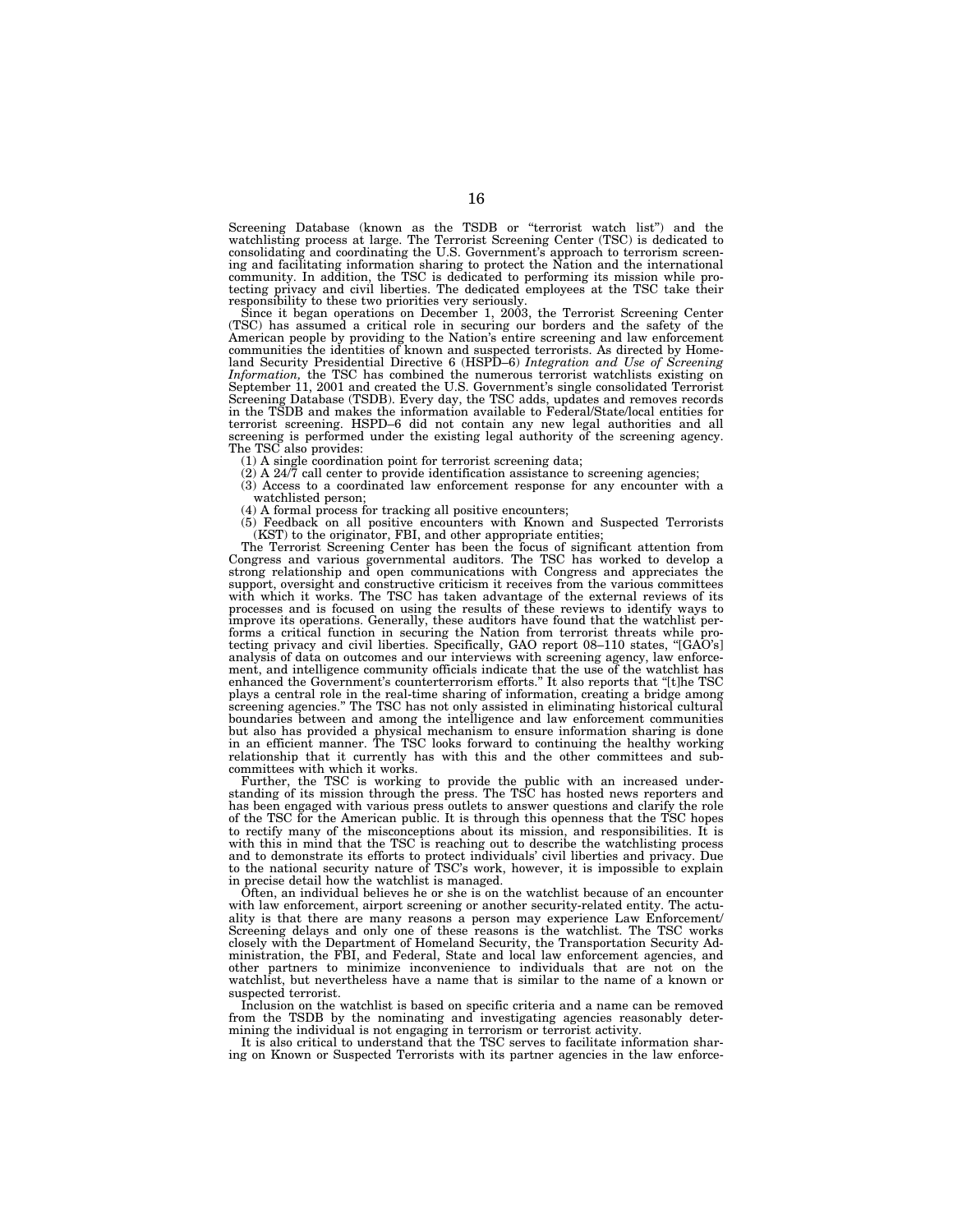Screening Database (known as the TSDB or "terrorist watch list") and the watchlisting process at large. The Terrorist Screening Center (TSC) is dedicated to consolidating and coordinating the U.S. Government's approach to terrorism screening and facilitating information sharing to protect the Nation and the international community. In addition, the TSC is dedicated to performing its mission while protecting privacy and civil liberties. The dedicated employees at the TSC take their responsibility to these two priorities very seriously.

Since it began operations on December 1, 2003, the Terrorist Screening Center (TSC) has assumed a critical role in securing our borders and the safety of the American people by providing to the Nation's entire screening and law enforcement communities the identities of known and suspected terrorists. As directed by Homeland Security Presidential Directive 6 (HSPD–6) *Integration and Use of Screening Information,* the TSC has combined the numerous terrorist watchlists existing on September 11, 2001 and created the U.S. Government's single consolidated Terrorist Screening Database (TSDB). Every day, the TSC adds, updates and removes records in the TSDB and makes the information available to Federal/State/local entities for terrorist screening. HSPD–6 did not contain any new legal authorities and all screening is performed under the existing legal authority of the screening agency. The TSC also provides:

(1) A single coordination point for terrorist screening data;
(2) A 24/7 call center to provide identification assistance to screening agencies;
(3) Access to a coordinated law enforcement response for any encounter with a watchlisted person;
(4) A formal process for tracking all positive encounters;
(5) Feedback on all positive encounters with Known and Suspected Terrorists (KST) to the originator, FBI, and other appropriate entities;

The Terrorist Screening Center has been the focus of significant attention from Congress and various governmental auditors. The TSC has worked to develop a strong relationship and open communications with Congress and appreciates the support, oversight and constructive criticism it receives from the various committees with which it works. The TSC has taken advantage of the external reviews of its processes and is focused on using the results of these reviews to identify ways to improve its operations. Generally, these auditors have found that the watchlist performs a critical function in securing the Nation from terrorist threats while protecting privacy and civil liberties. Specifically, GAO report 08–110 states, "[GAO's] analysis of data on outcomes and our interviews with screening agency, law enforcement, and intelligence community officials indicate that the use of the watchlist has enhanced the Government's counterterrorism efforts." It also reports that "[t]he TSC plays a central role in the real-time sharing of information, creating a bridge among screening agencies." The TSC has not only assisted in eliminating historical cultural boundaries between and among the intelligence and law enforcement communities but also has provided a physical mechanism to ensure information sharing is done in an efficient manner. The TSC looks forward to continuing the healthy working relationship that it currently has with this and the other committees and subcommittees with which it works.

Further, the TSC is working to provide the public with an increased understanding of its mission through the press. The TSC has hosted news reporters and has been engaged with various press outlets to answer questions and clarify the role of the TSC for the American public. It is through this openness that the TSC hopes to rectify many of the misconceptions about its mission, and responsibilities. It is with this in mind that the TSC is reaching out to describe the watchlisting process and to demonstrate its efforts to protect individuals' civil liberties and privacy. Due to the national security nature of TSC's work, however, it is impossible to explain in precise detail how the watchlist is managed.

Often, an individual believes he or she is on the watchlist because of an encounter with law enforcement, airport screening or another security-related entity. The actuality is that there are many reasons a person may experience Law Enforcement/ Screening delays and only one of these reasons is the watchlist. The TSC works closely with the Department of Homeland Security, the Transportation Security Administration, the FBI, and Federal, State and local law enforcement agencies, and other partners to minimize inconvenience to individuals that are not on the watchlist, but nevertheless have a name that is similar to the name of a known or suspected terrorist.

Inclusion on the watchlist is based on specific criteria and a name can be removed from the TSDB by the nominating and investigating agencies reasonably determining the individual is not engaging in terrorism or terrorist activity.

It is also critical to understand that the TSC serves to facilitate information sharing on Known or Suspected Terrorists with its partner agencies in the law enforce-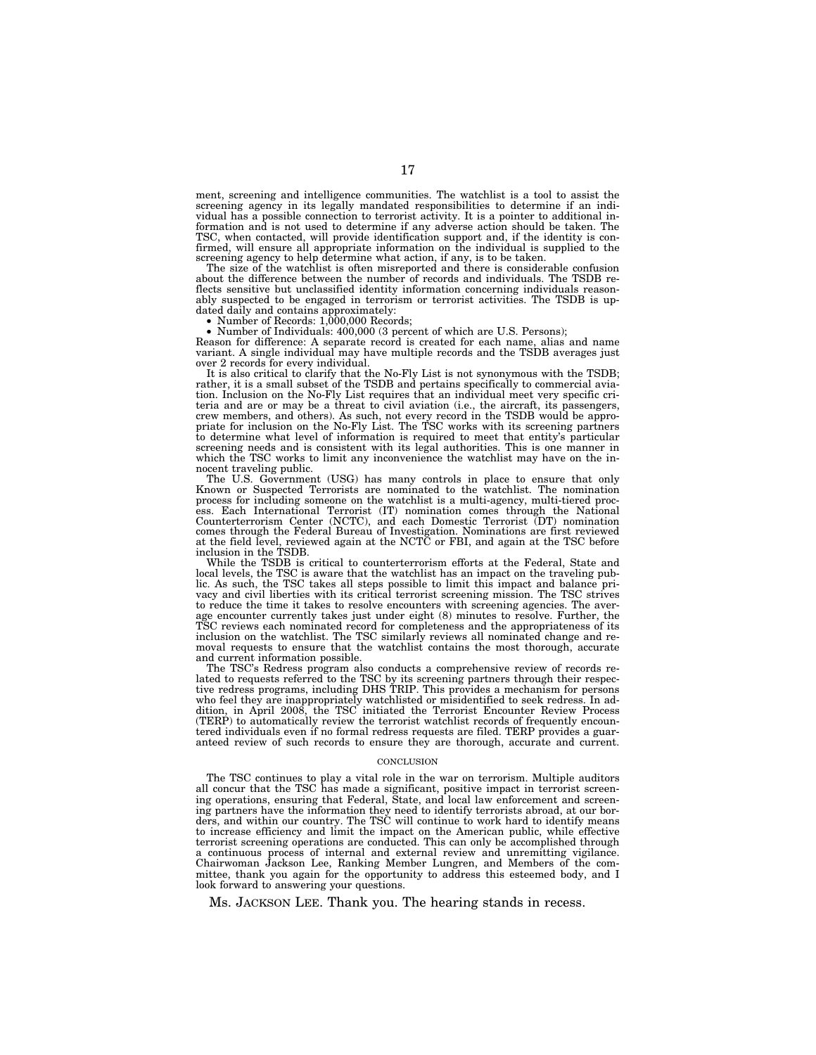ment, screening and intelligence communities. The watchlist is a tool to assist the screening agency in its legally mandated responsibilities to determine if an individual has a possible connection to terrorist activity. It is a pointer to additional information and is not used to determine if any adverse action should be taken. The TSC, when contacted, will provide identification support and, if the identity is confirmed, will ensure all appropriate information on the individual is supplied to the screening agency to help determine what action, if any, is to be taken.

The size of the watchlist is often misreported and there is considerable confusion about the difference between the number of records and individuals. The TSDB reflects sensitive but unclassified identity information concerning individuals reasonably suspected to be engaged in terrorism or terrorist activities. The TSDB is updated daily and contains approximately:

- Number of Records: 1,000,000 Records;
- Number of Individuals: 400,000 (3 percent of which are U.S. Persons);

Reason for difference: A separate record is created for each name, alias and name variant. A single individual may have multiple records and the TSDB averages just over 2 records for every individual.

It is also critical to clarify that the No-Fly List is not synonymous with the TSDB; rather, it is a small subset of the TSDB and pertains specifically to commercial aviation. Inclusion on the No-Fly List requires that an individual meet very specific criteria and are or may be a threat to civil aviation (i.e., the aircraft, its passengers, crew members, and others). As such, not every record in the TSDB would be appropriate for inclusion on the No-Fly List. The TSC works with its screening partners to determine what level of information is required to meet that entity's particular screening needs and is consistent with its legal authorities. This is one manner in which the TSC works to limit any inconvenience the watchlist may have on the innocent traveling public.

The U.S. Government (USG) has many controls in place to ensure that only Known or Suspected Terrorists are nominated to the watchlist. The nomination process for including someone on the watchlist is a multi-agency, multi-tiered process. Each International Terrorist (IT) nomination comes through the National Counterterrorism Center (NCTC), and each Domestic Terrorist (DT) nomination comes through the Federal Bureau of Investigation. Nominations are first reviewed at the field level, reviewed again at the NCTC or FBI, and again at the TSC before inclusion in the TSDB.

While the TSDB is critical to counterterrorism efforts at the Federal, State and local levels, the TSC is aware that the watchlist has an impact on the traveling public. As such, the TSC takes all steps possible to limit this impact and balance privacy and civil liberties with its critical terrorist screening mission. The TSC strives to reduce the time it takes to resolve encounters with screening agencies. The average encounter currently takes just under eight (8) minutes to resolve. Further, the TSC reviews each nominated record for completeness and the appropriateness of its inclusion on the watchlist. The TSC similarly reviews all nominated change and removal requests to ensure that the watchlist contains the most thorough, accurate and current information possible.

The TSC's Redress program also conducts a comprehensive review of records related to requests referred to the TSC by its screening partners through their respective redress programs, including DHS TRIP. This provides a mechanism for persons who feel they are inappropriately watchlisted or misidentified to seek redress. In addition, in April 2008, the TSC initiated the Terrorist Encounter Review Process (TERP) to automatically review the terrorist watchlist records of frequently encountered individuals even if no formal redress requests are filed. TERP provides a guaranteed review of such records to ensure they are thorough, accurate and current.

## CONCLUSION

The TSC continues to play a vital role in the war on terrorism. Multiple auditors all concur that the TSC has made a significant, positive impact in terrorist screening operations, ensuring that Federal, State, and local law enforcement and screening partners have the information they need to identify terrorists abroad, at our borders, and within our country. The TSC will continue to work hard to identify means to increase efficiency and limit the impact on the American public, while effective terrorist screening operations are conducted. This can only be accomplished through a continuous process of internal and external review and unremitting vigilance. Chairwoman Jackson Lee, Ranking Member Lungren, and Members of the committee, thank you again for the opportunity to address this esteemed body, and I look forward to answering your questions.

Ms. JACKSON LEE. Thank you. The hearing stands in recess.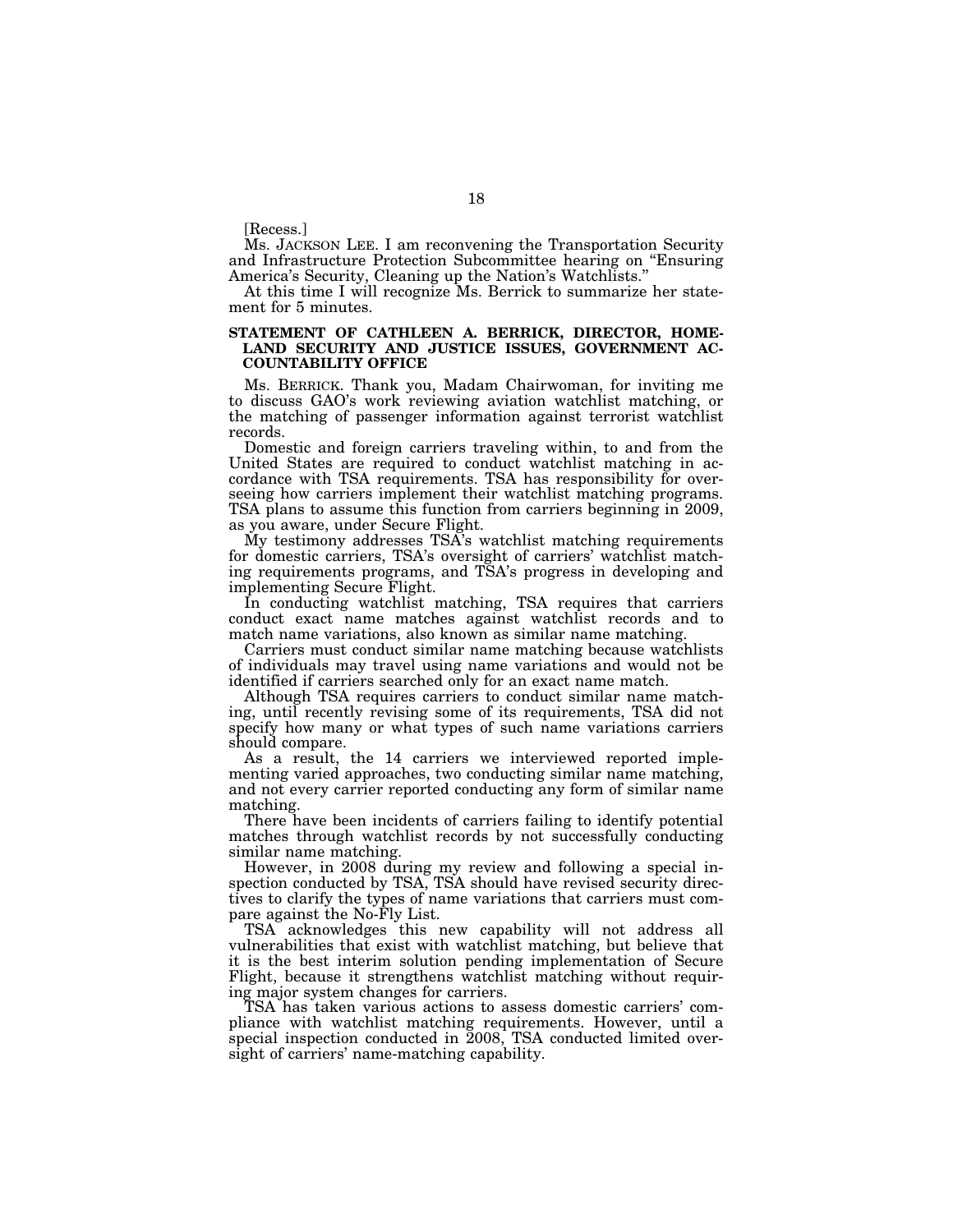[Recess.]

Ms. JACKSON LEE. I am reconvening the Transportation Security and Infrastructure Protection Subcommittee hearing on "Ensuring America's Security, Cleaning up the Nation's Watchlists."

At this time I will recognize Ms. Berrick to summarize her statement for 5 minutes.

**STATEMENT OF CATHLEEN A. BERRICK, DIRECTOR, HOMELAND SECURITY AND JUSTICE ISSUES, GOVERNMENT ACCOUNTABILITY OFFICE**

Ms. BERRICK. Thank you, Madam Chairwoman, for inviting me to discuss GAO's work reviewing aviation watchlist matching, or the matching of passenger information against terrorist watchlist records.

Domestic and foreign carriers traveling within, to and from the United States are required to conduct watchlist matching in accordance with TSA requirements. TSA has responsibility for overseeing how carriers implement their watchlist matching programs. TSA plans to assume this function from carriers beginning in 2009, as you aware, under Secure Flight.

My testimony addresses TSA's watchlist matching requirements for domestic carriers, TSA's oversight of carriers' watchlist matching requirements programs, and TSA's progress in developing and implementing Secure Flight.

In conducting watchlist matching, TSA requires that carriers conduct exact name matches against watchlist records and to match name variations, also known as similar name matching.

Carriers must conduct similar name matching because watchlists of individuals may travel using name variations and would not be identified if carriers searched only for an exact name match.

Although TSA requires carriers to conduct similar name matching, until recently revising some of its requirements, TSA did not specify how many or what types of such name variations carriers should compare.

As a result, the 14 carriers we interviewed reported implementing varied approaches, two conducting similar name matching, and not every carrier reported conducting any form of similar name matching.

There have been incidents of carriers failing to identify potential matches through watchlist records by not successfully conducting similar name matching.

However, in 2008 during my review and following a special inspection conducted by TSA, TSA should have revised security directives to clarify the types of name variations that carriers must compare against the No-Fly List.

TSA acknowledges this new capability will not address all vulnerabilities that exist with watchlist matching, but believe that it is the best interim solution pending implementation of Secure Flight, because it strengthens watchlist matching without requiring major system changes for carriers.

TSA has taken various actions to assess domestic carriers' compliance with watchlist matching requirements. However, until a special inspection conducted in 2008, TSA conducted limited oversight of carriers' name-matching capability.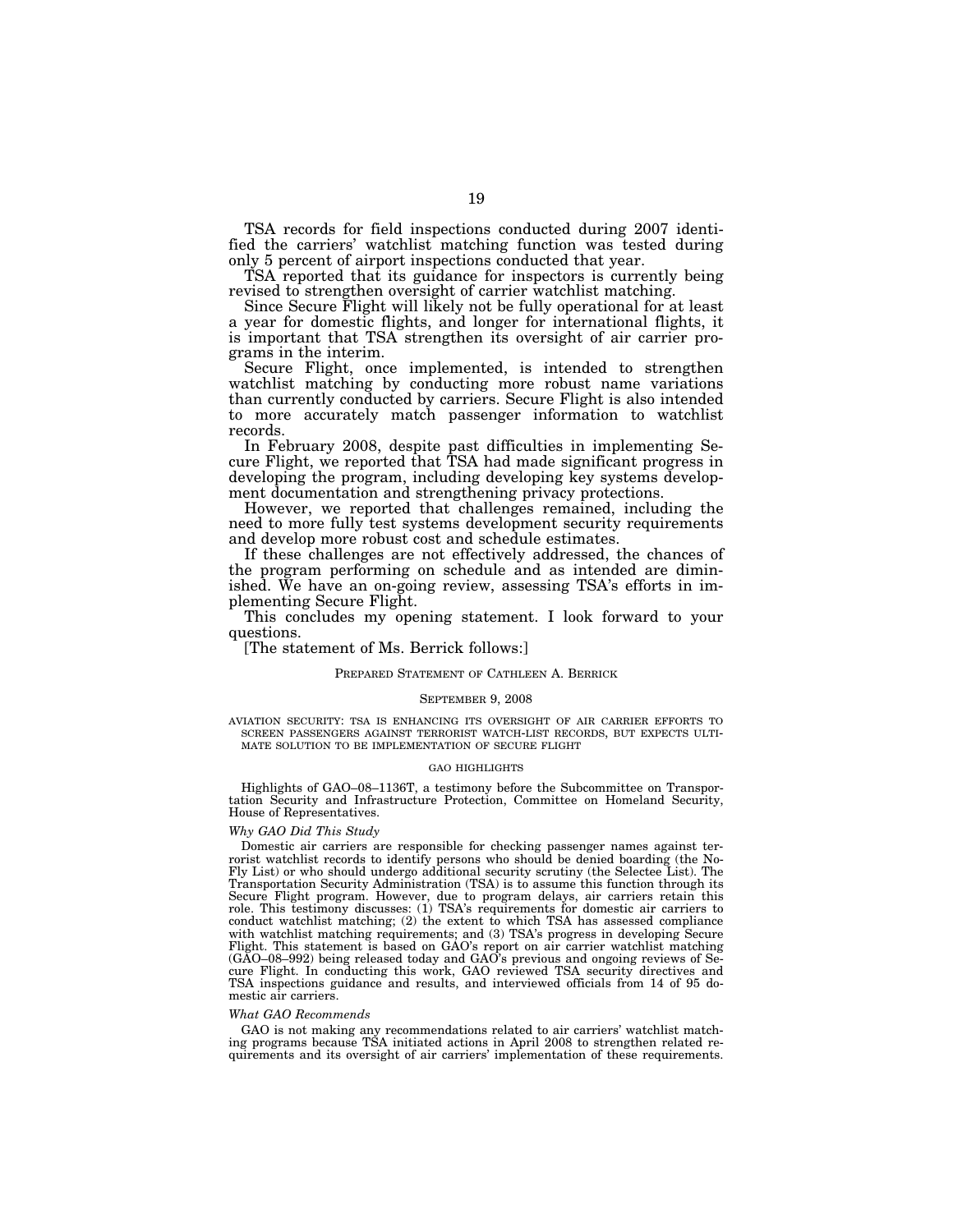TSA records for field inspections conducted during 2007 identified the carriers' watchlist matching function was tested during only 5 percent of airport inspections conducted that year.

TSA reported that its guidance for inspectors is currently being revised to strengthen oversight of carrier watchlist matching.

Since Secure Flight will likely not be fully operational for at least a year for domestic flights, and longer for international flights, it is important that TSA strengthen its oversight of air carrier programs in the interim.

Secure Flight, once implemented, is intended to strengthen watchlist matching by conducting more robust name variations than currently conducted by carriers. Secure Flight is also intended to more accurately match passenger information to watchlist records.

In February 2008, despite past difficulties in implementing Secure Flight, we reported that TSA had made significant progress in developing the program, including developing key systems development documentation and strengthening privacy protections.

However, we reported that challenges remained, including the need to more fully test systems development security requirements and develop more robust cost and schedule estimates.

If these challenges are not effectively addressed, the chances of the program performing on schedule and as intended are diminished. We have an on-going review, assessing TSA's efforts in implementing Secure Flight.

This concludes my opening statement. I look forward to your questions.

[The statement of Ms. Berrick follows:]

PREPARED STATEMENT OF CATHLEEN A. BERRICK

SEPTEMBER 9, 2008

AVIATION SECURITY: TSA IS ENHANCING ITS OVERSIGHT OF AIR CARRIER EFFORTS TO SCREEN PASSENGERS AGAINST TERRORIST WATCH-LIST RECORDS, BUT EXPECTS ULTIMATE SOLUTION TO BE IMPLEMENTATION OF SECURE FLIGHT

GAO HIGHLIGHTS

Highlights of GAO–08–1136T, a testimony before the Subcommittee on Transportation Security and Infrastructure Protection, Committee on Homeland Security, House of Representatives.

*Why GAO Did This Study*

Domestic air carriers are responsible for checking passenger names against terrorist watchlist records to identify persons who should be denied boarding (the No-Fly List) or who should undergo additional security scrutiny (the Selectee List). The Transportation Security Administration (TSA) is to assume this function through its Secure Flight program. However, due to program delays, air carriers retain this role. This testimony discusses: (1) TSA's requirements for domestic air carriers to conduct watchlist matching; (2) the extent to which TSA has assessed compliance with watchlist matching requirements; and (3) TSA's progress in developing Secure Flight. This statement is based on GAO's report on air carrier watchlist matching (GAO–08–992) being released today and GAO's previous and ongoing reviews of Secure Flight. In conducting this work, GAO reviewed TSA security directives and TSA inspections guidance and results, and interviewed officials from 14 of 95 domestic air carriers.

*What GAO Recommends*

GAO is not making any recommendations related to air carriers' watchlist matching programs because TSA initiated actions in April 2008 to strengthen related requirements and its oversight of air carriers' implementation of these requirements.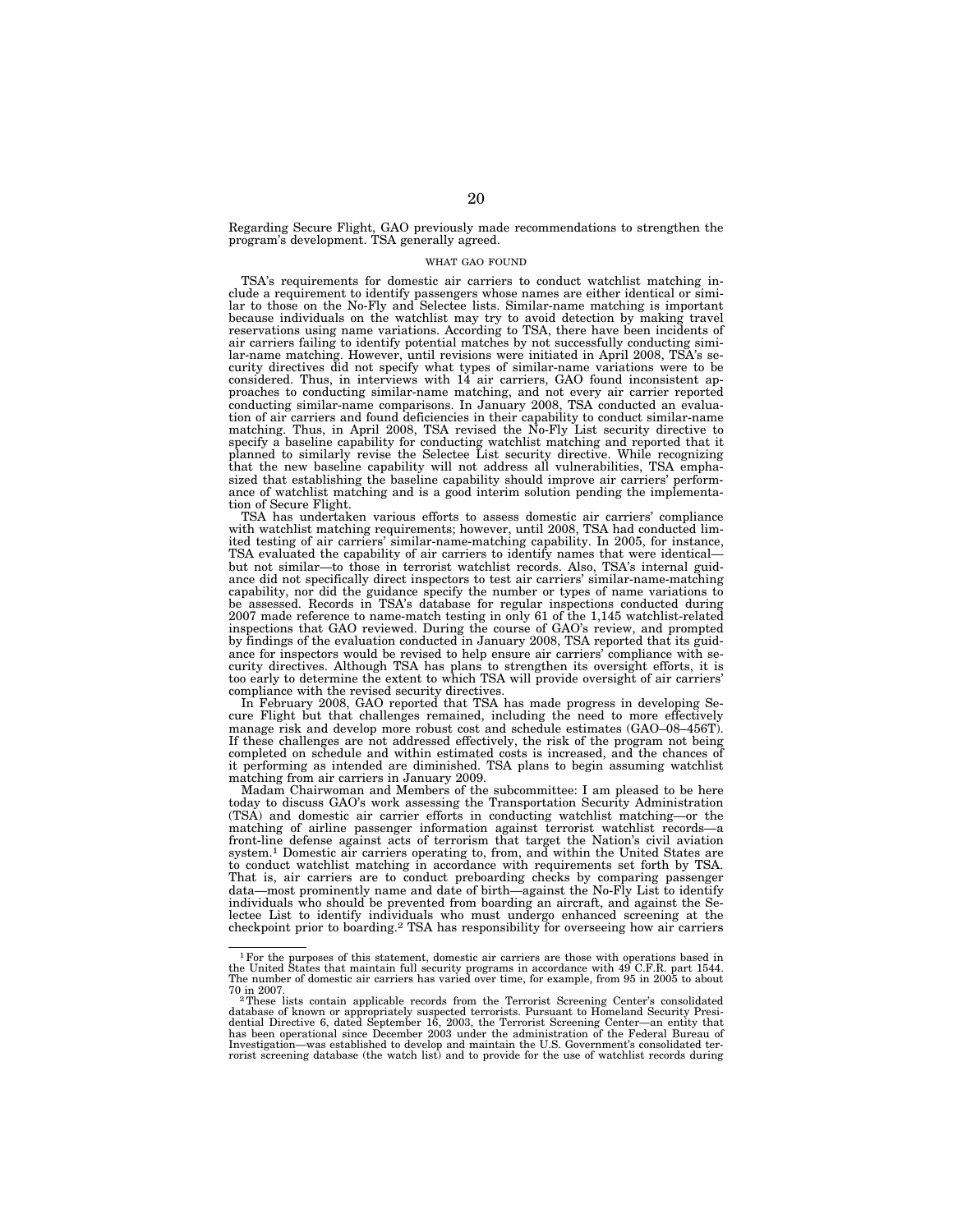Regarding Secure Flight, GAO previously made recommendations to strengthen the program's development. TSA generally agreed.

### WHAT GAO FOUND

TSA's requirements for domestic air carriers to conduct watchlist matching include a requirement to identify passengers whose names are either identical or similar to those on the No-Fly and Selectee lists. Similar-name matching is important because individuals on the watchlist may try to avoid detection by making travel reservations using name variations. According to TSA, there have been incidents of air carriers failing to identify potential matches by not successfully conducting similar-name matching. However, until revisions were initiated in April 2008, TSA's security directives did not specify what types of similar-name variations were to be considered. Thus, in interviews with 14 air carriers, GAO found inconsistent approaches to conducting similar-name matching, and not every air carrier reported conducting similar-name comparisons. In January 2008, TSA conducted an evaluation of air carriers and found deficiencies in their capability to conduct similar-name matching. Thus, in April 2008, TSA revised the No-Fly List security directive to specify a baseline capability for conducting watchlist matching and reported that it planned to similarly revise the Selectee List security directive. While recognizing that the new baseline capability will not address all vulnerabilities, TSA emphasized that establishing the baseline capability should improve air carriers' performance of watchlist matching and is a good interim solution pending the implementation of Secure Flight.

TSA has undertaken various efforts to assess domestic air carriers' compliance with watchlist matching requirements; however, until 2008, TSA had conducted limited testing of air carriers' similar-name-matching capability. In 2005, for instance, TSA evaluated the capability of air carriers to identify names that were identical—but not similar—to those in terrorist watchlist records. Also, TSA's internal guidance did not specifically direct inspectors to test air carriers' similar-name-matching capability, nor did the guidance specify the number or types of name variations to be assessed. Records in TSA's database for regular inspections conducted during 2007 made reference to name-match testing in only 61 of the 1,145 watchlist-related inspections that GAO reviewed. During the course of GAO's review, and prompted by findings of the evaluation conducted in January 2008, TSA reported that its guidance for inspectors would be revised to help ensure air carriers' compliance with security directives. Although TSA has plans to strengthen its oversight efforts, it is too early to determine the extent to which TSA will provide oversight of air carriers' compliance with the revised security directives.

In February 2008, GAO reported that TSA has made progress in developing Secure Flight but that challenges remained, including the need to more effectively manage risk and develop more robust cost and schedule estimates (GAO–08–456T). If these challenges are not addressed effectively, the risk of the program not being completed on schedule and within estimated costs is increased, and the chances of it performing as intended are diminished. TSA plans to begin assuming watchlist matching from air carriers in January 2009.

Madam Chairwoman and Members of the subcommittee: I am pleased to be here today to discuss GAO's work assessing the Transportation Security Administration (TSA) and domestic air carrier efforts in conducting watchlist matching—or the matching of airline passenger information against terrorist watchlist records—a front-line defense against acts of terrorism that target the Nation's civil aviation system.[1] Domestic air carriers operating to, from, and within the United States are to conduct watchlist matching in accordance with requirements set forth by TSA. That is, air carriers are to conduct preboarding checks by comparing passenger data—most prominently name and date of birth—against the No-Fly List to identify individuals who should be prevented from boarding an aircraft, and against the Selectee List to identify individuals who must undergo enhanced screening at the checkpoint prior to boarding.[2] TSA has responsibility for overseeing how air carriers

---

[1] For the purposes of this statement, domestic air carriers are those with operations based in the United States that maintain full security programs in accordance with 49 C.F.R. part 1544. The number of domestic air carriers has varied over time, for example, from 95 in 2005 to about 70 in 2007.

[2] These lists contain applicable records from the Terrorist Screening Center's consolidated database of known or appropriately suspected terrorists. Pursuant to Homeland Security Presidential Directive 6, dated September 16, 2003, the Terrorist Screening Center—an entity that has been operational since December 2003 under the administration of the Federal Bureau of Investigation—was established to develop and maintain the U.S. Government's consolidated terrorist screening database (the watch list) and to provide for the use of watchlist records during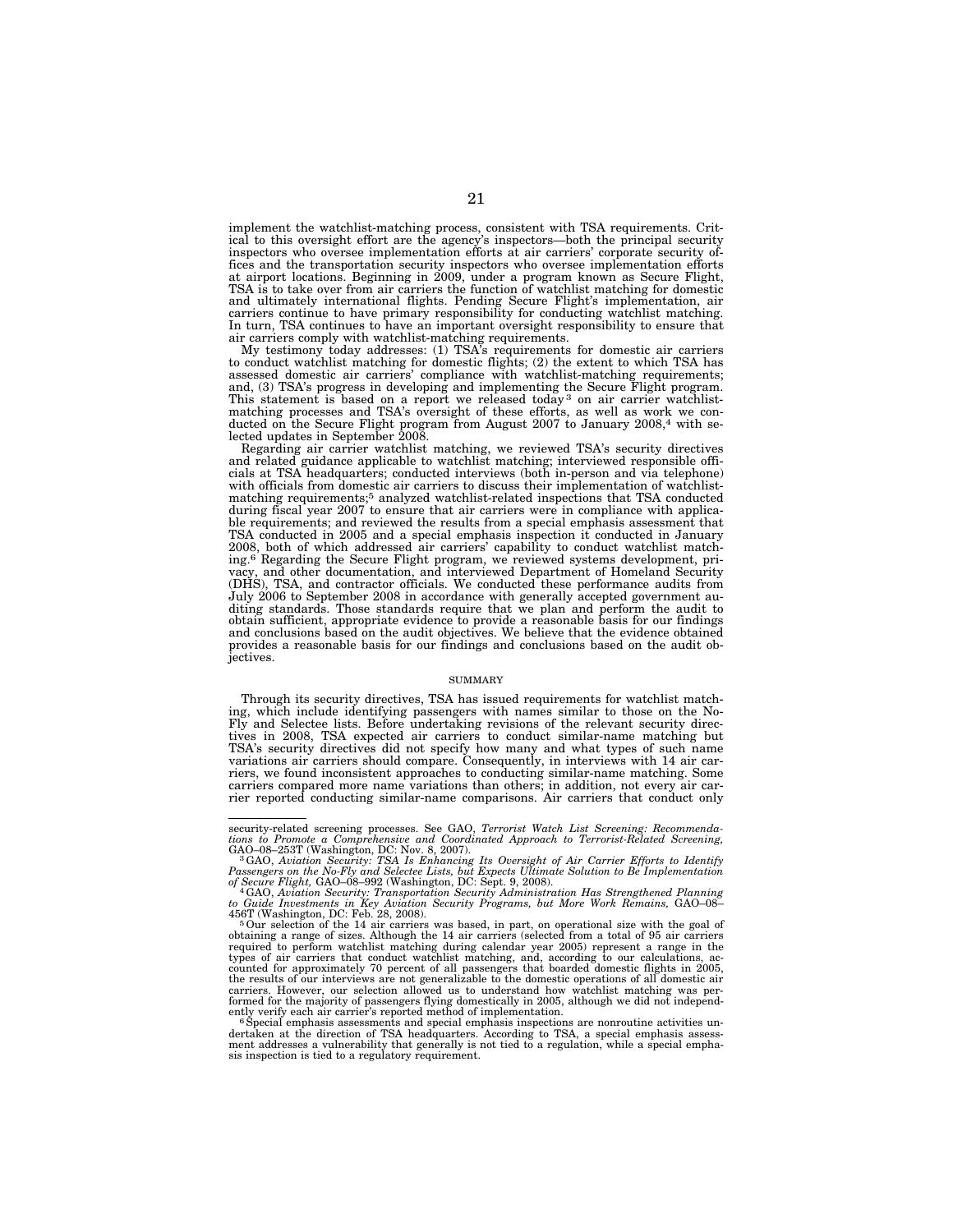implement the watchlist-matching process, consistent with TSA requirements. Critical to this oversight effort are the agency's inspectors—both the principal security inspectors who oversee implementation efforts at air carriers' corporate security offices and the transportation security inspectors who oversee implementation efforts at airport locations. Beginning in 2009, under a program known as Secure Flight, TSA is to take over from air carriers the function of watchlist matching for domestic and ultimately international flights. Pending Secure Flight's implementation, air carriers continue to have primary responsibility for conducting watchlist matching. In turn, TSA continues to have an important oversight responsibility to ensure that air carriers comply with watchlist-matching requirements.

My testimony today addresses: (1) TSA's requirements for domestic air carriers to conduct watchlist matching for domestic flights; (2) the extent to which TSA has assessed domestic air carriers' compliance with watchlist-matching requirements; and, (3) TSA's progress in developing and implementing the Secure Flight program. This statement is based on a report we released today[3] on air carrier watchlist-matching processes and TSA's oversight of these efforts, as well as work we conducted on the Secure Flight program from August 2007 to January 2008,[4] with selected updates in September 2008.

Regarding air carrier watchlist matching, we reviewed TSA's security directives and related guidance applicable to watchlist matching; interviewed responsible officials at TSA headquarters; conducted interviews (both in-person and via telephone) with officials from domestic air carriers to discuss their implementation of watchlist-matching requirements;[5] analyzed watchlist-related inspections that TSA conducted during fiscal year 2007 to ensure that air carriers were in compliance with applicable requirements; and reviewed the results from a special emphasis assessment that TSA conducted in 2005 and a special emphasis inspection it conducted in January 2008, both of which addressed air carriers' capability to conduct watchlist matching.[6] Regarding the Secure Flight program, we reviewed systems development, privacy, and other documentation, and interviewed Department of Homeland Security (DHS), TSA, and contractor officials. We conducted these performance audits from July 2006 to September 2008 in accordance with generally accepted government auditing standards. Those standards require that we plan and perform the audit to obtain sufficient, appropriate evidence to provide a reasonable basis for our findings and conclusions based on the audit objectives. We believe that the evidence obtained provides a reasonable basis for our findings and conclusions based on the audit objectives.

## SUMMARY

Through its security directives, TSA has issued requirements for watchlist matching, which include identifying passengers with names similar to those on the No-Fly and Selectee lists. Before undertaking revisions of the relevant security directives in 2008, TSA expected air carriers to conduct similar-name matching but TSA's security directives did not specify how many and what types of such name variations air carriers should compare. Consequently, in interviews with 14 air carriers, we found inconsistent approaches to conducting similar-name matching. Some carriers compared more name variations than others; in addition, not every air carrier reported conducting similar-name comparisons. Air carriers that conduct only

---

security-related screening processes. See GAO, *Terrorist Watch List Screening: Recommendations to Promote a Comprehensive and Coordinated Approach to Terrorist-Related Screening,* GAO–08–253T (Washington, DC: Nov. 8, 2007).

[3] GAO, *Aviation Security: TSA Is Enhancing Its Oversight of Air Carrier Efforts to Identify Passengers on the No-Fly and Selectee Lists, but Expects Ultimate Solution to Be Implementation of Secure Flight,* GAO–08–992 (Washington, DC: Sept. 9, 2008).

[4] GAO, *Aviation Security: Transportation Security Administration Has Strengthened Planning to Guide Investments in Key Aviation Security Programs, but More Work Remains,* GAO–08–456T (Washington, DC: Feb. 28, 2008).

[5] Our selection of the 14 air carriers was based, in part, on operational size with the goal of obtaining a range of sizes. Although the 14 air carriers (selected from a total of 95 air carriers required to perform watchlist matching during calendar year 2005) represent a range in the types of air carriers that conduct watchlist matching, and, according to our calculations, accounted for approximately 70 percent of all passengers that boarded domestic flights in 2005, the results of our interviews are not generalizable to the domestic operations of all domestic air carriers. However, our selection allowed us to understand how watchlist matching was performed for the majority of passengers flying domestically in 2005, although we did not independently verify each air carrier's reported method of implementation.

[6] Special emphasis assessments and special emphasis inspections are nonroutine activities undertaken at the direction of TSA headquarters. According to TSA, a special emphasis assessment addresses a vulnerability that generally is not tied to a regulation, while a special emphasis inspection is tied to a regulatory requirement.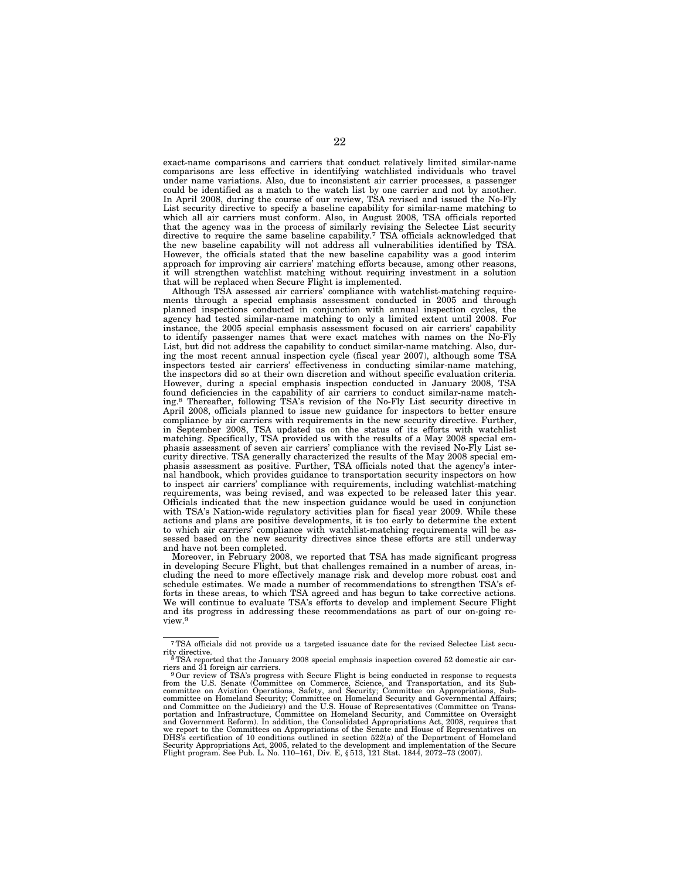exact-name comparisons and carriers that conduct relatively limited similar-name comparisons are less effective in identifying watchlisted individuals who travel under name variations. Also, due to inconsistent air carrier processes, a passenger could be identified as a match to the watch list by one carrier and not by another. In April 2008, during the course of our review, TSA revised and issued the No-Fly List security directive to specify a baseline capability for similar-name matching to which all air carriers must conform. Also, in August 2008, TSA officials reported that the agency was in the process of similarly revising the Selectee List security directive to require the same baseline capability.[7] TSA officials acknowledged that the new baseline capability will not address all vulnerabilities identified by TSA. However, the officials stated that the new baseline capability was a good interim approach for improving air carriers' matching efforts because, among other reasons, it will strengthen watchlist matching without requiring investment in a solution that will be replaced when Secure Flight is implemented.

Although TSA assessed air carriers' compliance with watchlist-matching requirements through a special emphasis assessment conducted in 2005 and through planned inspections conducted in conjunction with annual inspection cycles, the agency had tested similar-name matching to only a limited extent until 2008. For instance, the 2005 special emphasis assessment focused on air carriers' capability to identify passenger names that were exact matches with names on the No-Fly List, but did not address the capability to conduct similar-name matching. Also, during the most recent annual inspection cycle (fiscal year 2007), although some TSA inspectors tested air carriers' effectiveness in conducting similar-name matching, the inspectors did so at their own discretion and without specific evaluation criteria. However, during a special emphasis inspection conducted in January 2008, TSA found deficiencies in the capability of air carriers to conduct similar-name matching.[8] Thereafter, following TSA's revision of the No-Fly List security directive in April 2008, officials planned to issue new guidance for inspectors to better ensure compliance by air carriers with requirements in the new security directive. Further, in September 2008, TSA updated us on the status of its efforts with watchlist matching. Specifically, TSA provided us with the results of a May 2008 special emphasis assessment of seven air carriers' compliance with the revised No-Fly List security directive. TSA generally characterized the results of the May 2008 special emphasis assessment as positive. Further, TSA officials noted that the agency's internal handbook, which provides guidance to transportation security inspectors on how to inspect air carriers' compliance with requirements, including watchlist-matching requirements, was being revised, and was expected to be released later this year. Officials indicated that the new inspection guidance would be used in conjunction with TSA's Nation-wide regulatory activities plan for fiscal year 2009. While these actions and plans are positive developments, it is too early to determine the extent to which air carriers' compliance with watchlist-matching requirements will be assessed based on the new security directives since these efforts are still underway and have not been completed.

Moreover, in February 2008, we reported that TSA has made significant progress in developing Secure Flight, but that challenges remained in a number of areas, including the need to more effectively manage risk and develop more robust cost and schedule estimates. We made a number of recommendations to strengthen TSA's efforts in these areas, to which TSA agreed and has begun to take corrective actions. We will continue to evaluate TSA's efforts to develop and implement Secure Flight and its progress in addressing these recommendations as part of our on-going review.[9]

---

[7] TSA officials did not provide us a targeted issuance date for the revised Selectee List security directive.

[8] TSA reported that the January 2008 special emphasis inspection covered 52 domestic air carriers and 31 foreign air carriers.

[9] Our review of TSA's progress with Secure Flight is being conducted in response to requests from the U.S. Senate (Committee on Commerce, Science, and Transportation, and its Subcommittee on Aviation Operations, Safety, and Security; Committee on Appropriations, Subcommittee on Homeland Security; Committee on Homeland Security and Governmental Affairs; and Committee on the Judiciary) and the U.S. House of Representatives (Committee on Transportation and Infrastructure, Committee on Homeland Security, and Committee on Oversight and Government Reform). In addition, the Consolidated Appropriations Act, 2008, requires that we report to the Committees on Appropriations of the Senate and House of Representatives on DHS's certification of 10 conditions outlined in section 522(a) of the Department of Homeland Security Appropriations Act, 2005, related to the development and implementation of the Secure Flight program. See Pub. L. No. 110–161, Div. E, § 513, 121 Stat. 1844, 2072–73 (2007).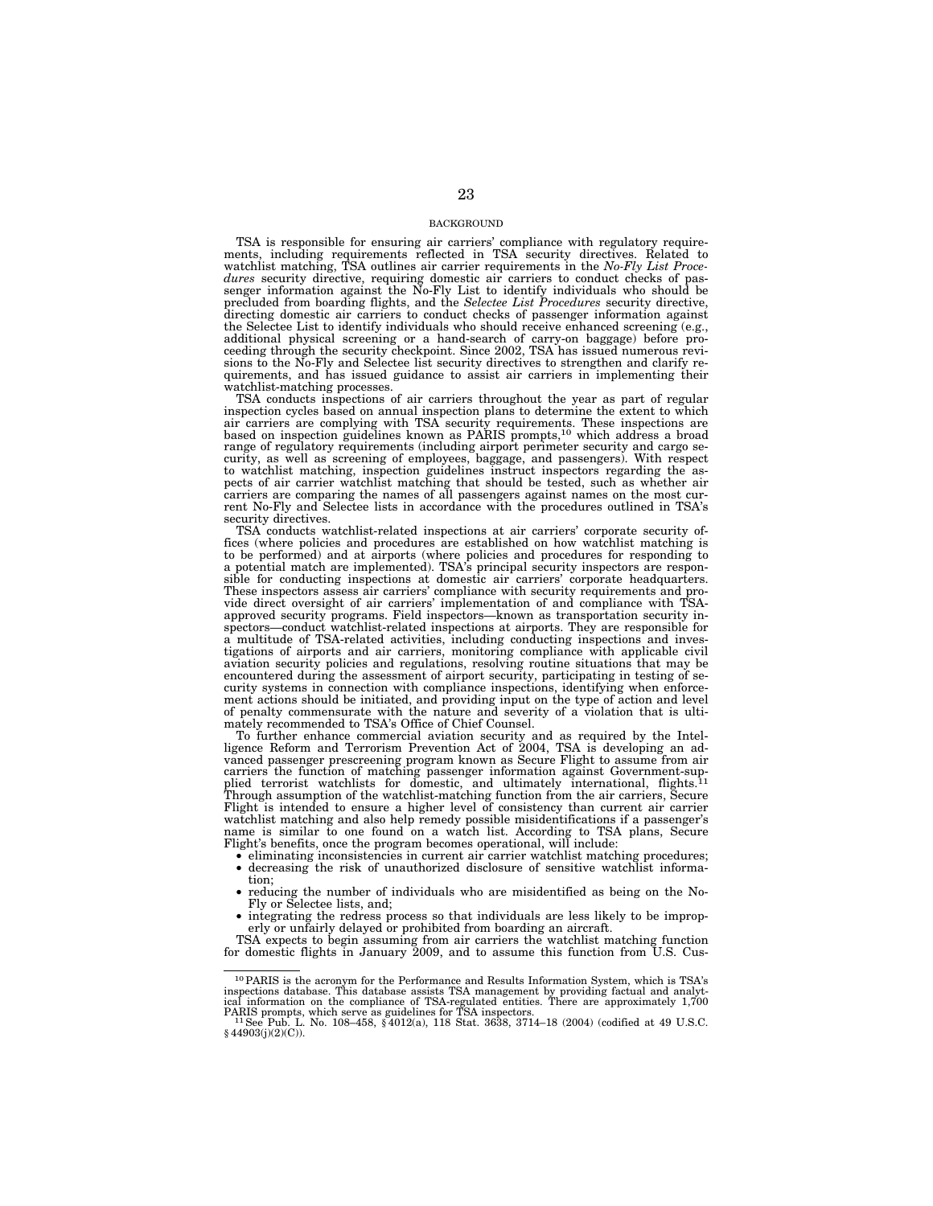## BACKGROUND

TSA is responsible for ensuring air carriers' compliance with regulatory requirements, including requirements reflected in TSA security directives. Related to watchlist matching, TSA outlines air carrier requirements in the *No-Fly List Procedures* security directive, requiring domestic air carriers to conduct checks of passenger information against the No-Fly List to identify individuals who should be precluded from boarding flights, and the *Selectee List Procedures* security directive, directing domestic air carriers to conduct checks of passenger information against the Selectee List to identify individuals who should receive enhanced screening (e.g., additional physical screening or a hand-search of carry-on baggage) before proceeding through the security checkpoint. Since 2002, TSA has issued numerous revisions to the No-Fly and Selectee list security directives to strengthen and clarify requirements, and has issued guidance to assist air carriers in implementing their watchlist-matching processes.

TSA conducts inspections of air carriers throughout the year as part of regular inspection cycles based on annual inspection plans to determine the extent to which air carriers are complying with TSA security requirements. These inspections are based on inspection guidelines known as PARIS prompts,[10] which address a broad range of regulatory requirements (including airport perimeter security and cargo security, as well as screening of employees, baggage, and passengers). With respect to watchlist matching, inspection guidelines instruct inspectors regarding the aspects of air carrier watchlist matching that should be tested, such as whether air carriers are comparing the names of all passengers against names on the most current No-Fly and Selectee lists in accordance with the procedures outlined in TSA's security directives.

TSA conducts watchlist-related inspections at air carriers' corporate security offices (where policies and procedures are established on how watchlist matching is to be performed) and at airports (where policies and procedures for responding to a potential match are implemented). TSA's principal security inspectors are responsible for conducting inspections at domestic air carriers' corporate headquarters. These inspectors assess air carriers' compliance with security requirements and provide direct oversight of air carriers' implementation of and compliance with TSA-approved security programs. Field inspectors—known as transportation security inspectors—conduct watchlist-related inspections at airports. They are responsible for a multitude of TSA-related activities, including conducting inspections and investigations of airports and air carriers, monitoring compliance with applicable civil aviation security policies and regulations, resolving routine situations that may be encountered during the assessment of airport security, participating in testing of security systems in connection with compliance inspections, identifying when enforcement actions should be initiated, and providing input on the type of action and level of penalty commensurate with the nature and severity of a violation that is ultimately recommended to TSA's Office of Chief Counsel.

To further enhance commercial aviation security and as required by the Intelligence Reform and Terrorism Prevention Act of 2004, TSA is developing an advanced passenger prescreening program known as Secure Flight to assume from air carriers the function of matching passenger information against Government-supplied terrorist watchlists for domestic, and ultimately international, flights.[11] Through assumption of the watchlist-matching function from the air carriers, Secure Flight is intended to ensure a higher level of consistency than current air carrier watchlist matching and also help remedy possible misidentifications if a passenger's name is similar to one found on a watch list. According to TSA plans, Secure Flight's benefits, once the program becomes operational, will include:

- eliminating inconsistencies in current air carrier watchlist matching procedures;
- decreasing the risk of unauthorized disclosure of sensitive watchlist information;
- reducing the number of individuals who are misidentified as being on the No-Fly or Selectee lists, and;
- integrating the redress process so that individuals are less likely to be improperly or unfairly delayed or prohibited from boarding an aircraft.

TSA expects to begin assuming from air carriers the watchlist matching function for domestic flights in January 2009, and to assume this function from U.S. Cus-

---

[10] PARIS is the acronym for the Performance and Results Information System, which is TSA's inspections database. This database assists TSA management by providing factual and analytical information on the compliance of TSA-regulated entities. There are approximately 1,700 PARIS prompts, which serve as guidelines for TSA inspectors.

[11] See Pub. L. No. 108–458, § 4012(a), 118 Stat. 3638, 3714–18 (2004) (codified at 49 U.S.C. § 44903(j)(2)(C)).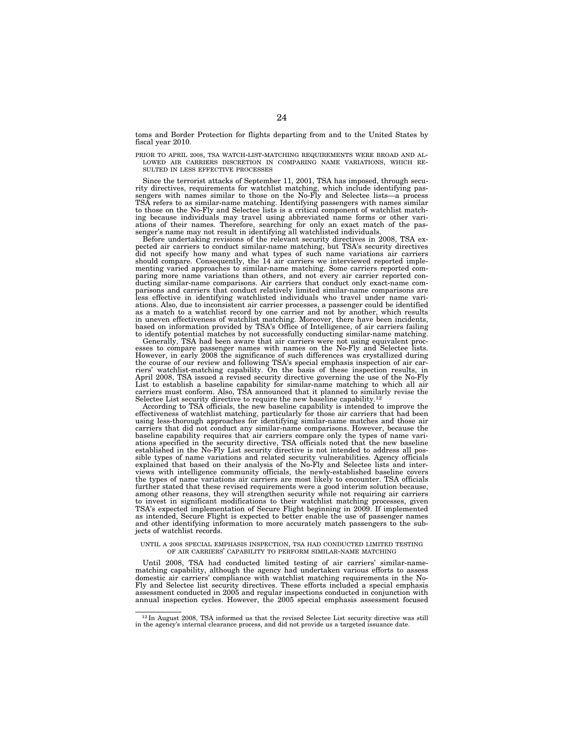toms and Border Protection for flights departing from and to the United States by fiscal year 2010.

### PRIOR TO APRIL 2008, TSA WATCH-LIST-MATCHING REQUIREMENTS WERE BROAD AND ALLOWED AIR CARRIERS DISCRETION IN COMPARING NAME VARIATIONS, WHICH RESULTED IN LESS EFFECTIVE PROCESSES

Since the terrorist attacks of September 11, 2001, TSA has imposed, through security directives, requirements for watchlist matching, which include identifying passengers with names similar to those on the No-Fly and Selectee lists—a process TSA refers to as similar-name matching. Identifying passengers with names similar to those on the No-Fly and Selectee lists is a critical component of watchlist matching because individuals may travel using abbreviated name forms or other variations of their names. Therefore, searching for only an exact match of the passenger's name may not result in identifying all watchlisted individuals.

Before undertaking revisions of the relevant security directives in 2008, TSA expected air carriers to conduct similar-name matching, but TSA's security directives did not specify how many and what types of such name variations air carriers should compare. Consequently, the 14 air carriers we interviewed reported implementing varied approaches to similar-name matching. Some carriers reported comparing more name variations than others, and not every air carrier reported conducting similar-name comparisons. Air carriers that conduct only exact-name comparisons and carriers that conduct relatively limited similar-name comparisons are less effective in identifying watchlisted individuals who travel under name variations. Also, due to inconsistent air carrier processes, a passenger could be identified as a match to a watchlist record by one carrier and not by another, which results in uneven effectiveness of watchlist matching. Moreover, there have been incidents, based on information provided by TSA's Office of Intelligence, of air carriers failing to identify potential matches by not successfully conducting similar-name matching.

Generally, TSA had been aware that air carriers were not using equivalent processes to compare passenger names with names on the No-Fly and Selectee lists. However, in early 2008 the significance of such differences was crystallized during the course of our review and following TSA's special emphasis inspection of air carriers' watchlist-matching capability. On the basis of these inspection results, in April 2008, TSA issued a revised security directive governing the use of the No-Fly List to establish a baseline capability for similar-name matching to which all air carriers must conform. Also, TSA announced that it planned to similarly revise the Selectee List security directive to require the new baseline capability.[12]

According to TSA officials, the new baseline capability is intended to improve the effectiveness of watchlist matching, particularly for those air carriers that had been using less-thorough approaches for identifying similar-name matches and those air carriers that did not conduct any similar-name comparisons. However, because the baseline capability requires that air carriers compare only the types of name variations specified in the security directive, TSA officials noted that the new baseline established in the No-Fly List security directive is not intended to address all possible types of name variations and related security vulnerabilities. Agency officials explained that based on their analysis of the No-Fly and Selectee lists and interviews with intelligence community officials, the newly-established baseline covers the types of name variations air carriers are most likely to encounter. TSA officials further stated that these revised requirements were a good interim solution because, among other reasons, they will strengthen security while not requiring air carriers to invest in significant modifications to their watchlist matching processes, given TSA's expected implementation of Secure Flight beginning in 2009. If implemented as intended, Secure Flight is expected to better enable the use of passenger names and other identifying information to more accurately match passengers to the subjects of watchlist records.

### UNTIL A 2008 SPECIAL EMPHASIS INSPECTION, TSA HAD CONDUCTED LIMITED TESTING OF AIR CARRIERS' CAPABILITY TO PERFORM SIMILAR-NAME MATCHING

Until 2008, TSA had conducted limited testing of air carriers' similar-name-matching capability, although the agency had undertaken various efforts to assess domestic air carriers' compliance with watchlist matching requirements in the No-Fly and Selectee list security directives. These efforts included a special emphasis assessment conducted in 2005 and regular inspections conducted in conjunction with annual inspection cycles. However, the 2005 special emphasis assessment focused

---

[12] In August 2008, TSA informed us that the revised Selectee List security directive was still in the agency's internal clearance process, and did not provide us a targeted issuance date.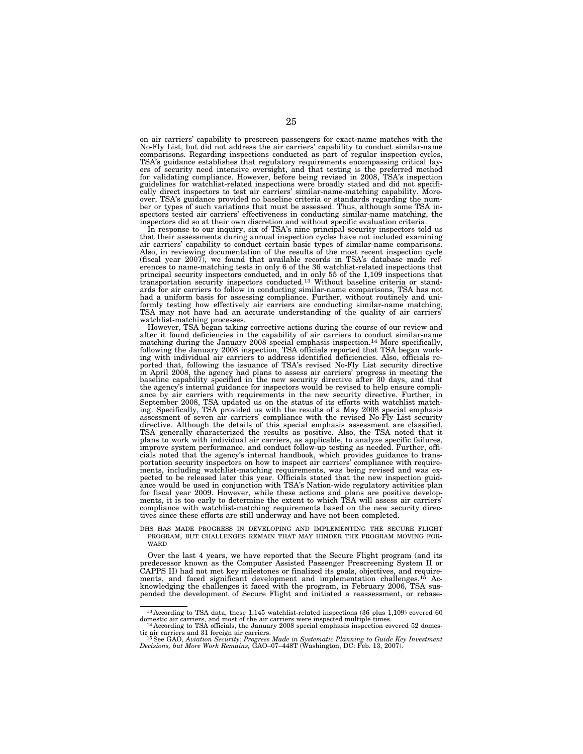on air carriers' capability to prescreen passengers for exact-name matches with the No-Fly List, but did not address the air carriers' capability to conduct similar-name comparisons. Regarding inspections conducted as part of regular inspection cycles, TSA's guidance establishes that regulatory requirements encompassing critical layers of security need intensive oversight, and that testing is the preferred method for validating compliance. However, before being revised in 2008, TSA's inspection guidelines for watchlist-related inspections were broadly stated and did not specifically direct inspectors to test air carriers' similar-name-matching capability. Moreover, TSA's guidance provided no baseline criteria or standards regarding the number or types of such variations that must be assessed. Thus, although some TSA inspectors tested air carriers' effectiveness in conducting similar-name matching, the inspectors did so at their own discretion and without specific evaluation criteria.

In response to our inquiry, six of TSA's nine principal security inspectors told us that their assessments during annual inspection cycles have not included examining air carriers' capability to conduct certain basic types of similar-name comparisons. Also, in reviewing documentation of the results of the most recent inspection cycle (fiscal year 2007), we found that available records in TSA's database made references to name-matching tests in only 6 of the 36 watchlist-related inspections that principal security inspectors conducted, and in only 55 of the 1,109 inspections that transportation security inspectors conducted.[13] Without baseline criteria or standards for air carriers to follow in conducting similar-name comparisons, TSA has not had a uniform basis for assessing compliance. Further, without routinely and uniformly testing how effectively air carriers are conducting similar-name matching, TSA may not have had an accurate understanding of the quality of air carriers' watchlist-matching processes.

However, TSA began taking corrective actions during the course of our review and after it found deficiencies in the capability of air carriers to conduct similar-name matching during the January 2008 special emphasis inspection.[14] More specifically, following the January 2008 inspection, TSA officials reported that TSA began working with individual air carriers to address identified deficiencies. Also, officials reported that, following the issuance of TSA's revised No-Fly List security directive in April 2008, the agency had plans to assess air carriers' progress in meeting the baseline capability specified in the new security directive after 30 days, and that the agency's internal guidance for inspectors would be revised to help ensure compliance by air carriers with requirements in the new security directive. Further, in September 2008, TSA updated us on the status of its efforts with watchlist matching. Specifically, TSA provided us with the results of a May 2008 special emphasis assessment of seven air carriers' compliance with the revised No-Fly List security directive. Although the details of this special emphasis assessment are classified, TSA generally characterized the results as positive. Also, the TSA noted that it plans to work with individual air carriers, as applicable, to analyze specific failures, improve system performance, and conduct follow-up testing as needed. Further, officials noted that the agency's internal handbook, which provides guidance to transportation security inspectors on how to inspect air carriers' compliance with requirements, including watchlist-matching requirements, was being revised and was expected to be released later this year. Officials stated that the new inspection guidance would be used in conjunction with TSA's Nation-wide regulatory activities plan for fiscal year 2009. However, while these actions and plans are positive developments, it is too early to determine the extent to which TSA will assess air carriers' compliance with watchlist-matching requirements based on the new security directives since these efforts are still underway and have not been completed.

DHS HAS MADE PROGRESS IN DEVELOPING AND IMPLEMENTING THE SECURE FLIGHT PROGRAM, BUT CHALLENGES REMAIN THAT MAY HINDER THE PROGRAM MOVING FORWARD

Over the last 4 years, we have reported that the Secure Flight program (and its predecessor known as the Computer Assisted Passenger Prescreening System II or CAPPS II) had not met key milestones or finalized its goals, objectives, and requirements, and faced significant development and implementation challenges.[15] Acknowledging the challenges it faced with the program, in February 2006, TSA suspended the development of Secure Flight and initiated a reassessment, or rebase-

---

[13] According to TSA data, these 1,145 watchlist-related inspections (36 plus 1,109) covered 60 domestic air carriers, and most of the air carriers were inspected multiple times.

[14] According to TSA officials, the January 2008 special emphasis inspection covered 52 domestic air carriers and 31 foreign air carriers.

[15] See GAO, *Aviation Security: Progress Made in Systematic Planning to Guide Key Investment Decisions, but More Work Remains,* GAO–07–448T (Washington, DC: Feb. 13, 2007).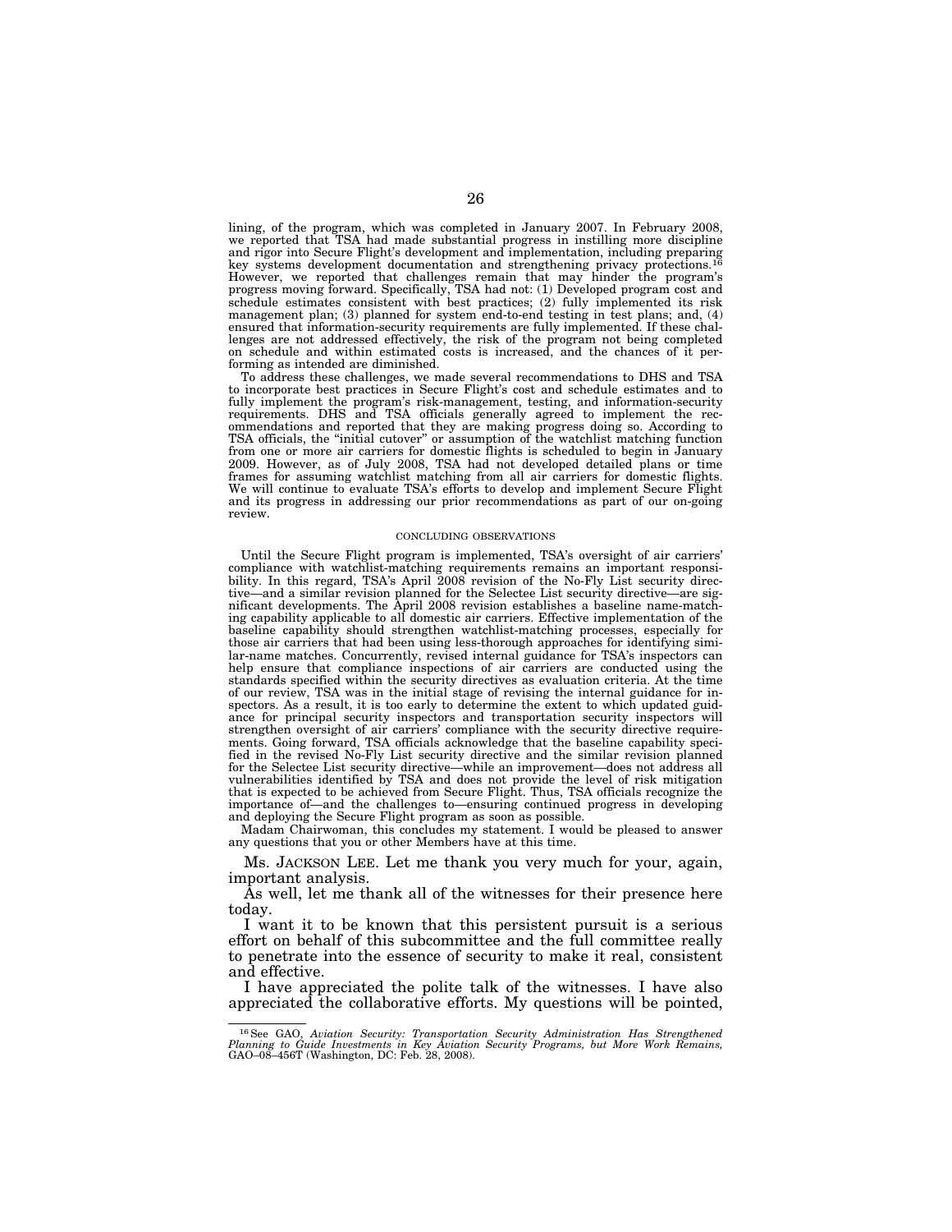lining, of the program, which was completed in January 2007. In February 2008, we reported that TSA had made substantial progress in instilling more discipline and rigor into Secure Flight's development and implementation, including preparing key systems development documentation and strengthening privacy protections.[16] However, we reported that challenges remain that may hinder the program's progress moving forward. Specifically, TSA had not: (1) Developed program cost and schedule estimates consistent with best practices; (2) fully implemented its risk management plan; (3) planned for system end-to-end testing in test plans; and, (4) ensured that information-security requirements are fully implemented. If these challenges are not addressed effectively, the risk of the program not being completed on schedule and within estimated costs is increased, and the chances of it performing as intended are diminished.

To address these challenges, we made several recommendations to DHS and TSA to incorporate best practices in Secure Flight's cost and schedule estimates and to fully implement the program's risk-management, testing, and information-security requirements. DHS and TSA officials generally agreed to implement the recommendations and reported that they are making progress doing so. According to TSA officials, the "initial cutover" or assumption of the watchlist matching function from one or more air carriers for domestic flights is scheduled to begin in January 2009. However, as of July 2008, TSA had not developed detailed plans or time frames for assuming watchlist matching from all air carriers for domestic flights. We will continue to evaluate TSA's efforts to develop and implement Secure Flight and its progress in addressing our prior recommendations as part of our on-going review.

CONCLUDING OBSERVATIONS

Until the Secure Flight program is implemented, TSA's oversight of air carriers' compliance with watchlist-matching requirements remains an important responsibility. In this regard, TSA's April 2008 revision of the No-Fly List security directive—and a similar revision planned for the Selectee List security directive—are significant developments. The April 2008 revision establishes a baseline name-matching capability applicable to all domestic air carriers. Effective implementation of the baseline capability should strengthen watchlist-matching processes, especially for those air carriers that had been using less-thorough approaches for identifying similar-name matches. Concurrently, revised internal guidance for TSA's inspectors can help ensure that compliance inspections of air carriers are conducted using the standards specified within the security directives as evaluation criteria. At the time of our review, TSA was in the initial stage of revising the internal guidance for inspectors. As a result, it is too early to determine the extent to which updated guidance for principal security inspectors and transportation security inspectors will strengthen oversight of air carriers' compliance with the security directive requirements. Going forward, TSA officials acknowledge that the baseline capability specified in the revised No-Fly List security directive and the similar revision planned for the Selectee List security directive—while an improvement—does not address all vulnerabilities identified by TSA and does not provide the level of risk mitigation that is expected to be achieved from Secure Flight. Thus, TSA officials recognize the importance of—and the challenges to—ensuring continued progress in developing and deploying the Secure Flight program as soon as possible.

Madam Chairwoman, this concludes my statement. I would be pleased to answer any questions that you or other Members have at this time.

Ms. JACKSON LEE. Let me thank you very much for your, again, important analysis.

As well, let me thank all of the witnesses for their presence here today.

I want it to be known that this persistent pursuit is a serious effort on behalf of this subcommittee and the full committee really to penetrate into the essence of security to make it real, consistent and effective.

I have appreciated the polite talk of the witnesses. I have also appreciated the collaborative efforts. My questions will be pointed,

[16] See GAO, *Aviation Security: Transportation Security Administration Has Strengthened Planning to Guide Investments in Key Aviation Security Programs, but More Work Remains,* GAO–08–456T (Washington, DC: Feb. 28, 2008).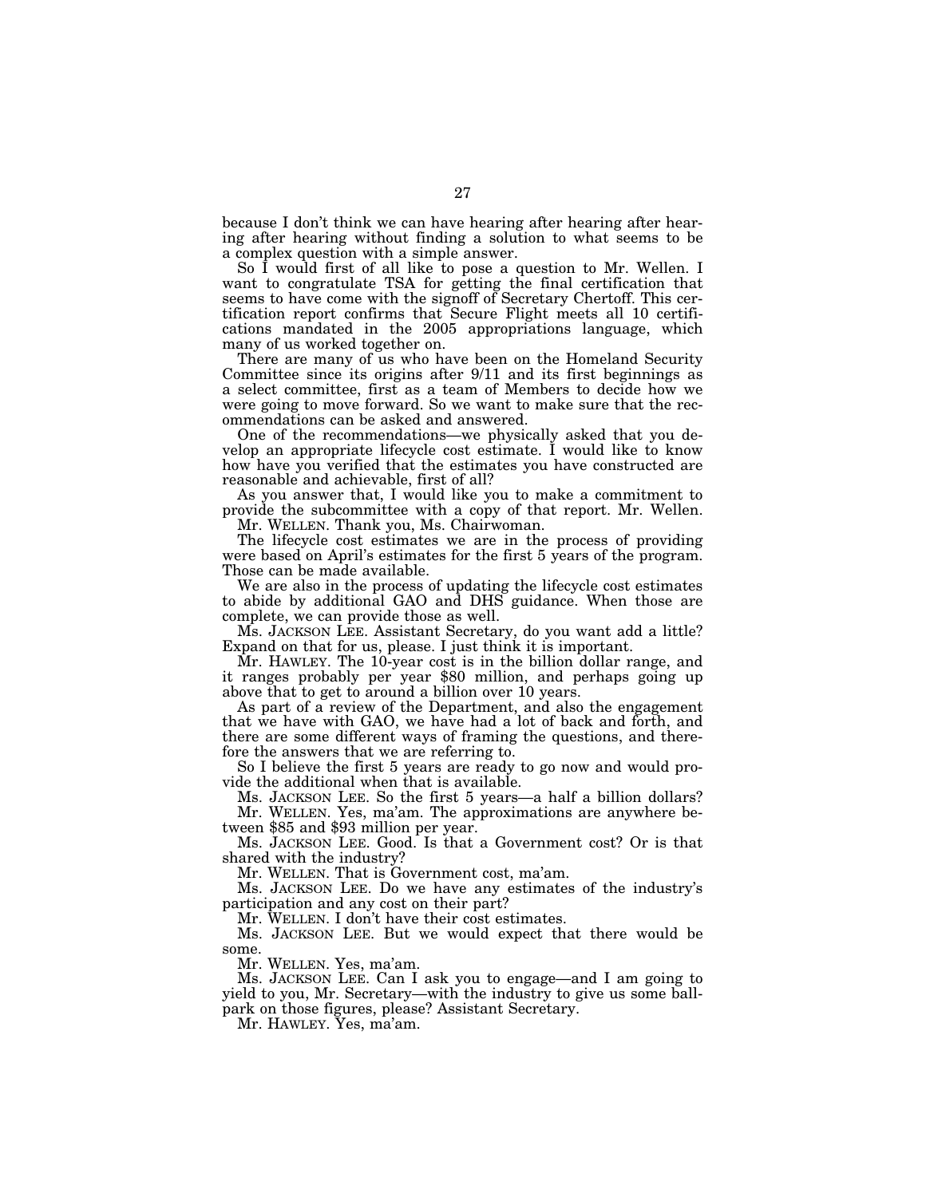because I don't think we can have hearing after hearing after hearing after hearing without finding a solution to what seems to be a complex question with a simple answer.

So I would first of all like to pose a question to Mr. Wellen. I want to congratulate TSA for getting the final certification that seems to have come with the signoff of Secretary Chertoff. This certification report confirms that Secure Flight meets all 10 certifications mandated in the 2005 appropriations language, which many of us worked together on.

There are many of us who have been on the Homeland Security Committee since its origins after 9/11 and its first beginnings as a select committee, first as a team of Members to decide how we were going to move forward. So we want to make sure that the recommendations can be asked and answered.

One of the recommendations—we physically asked that you develop an appropriate lifecycle cost estimate. I would like to know how have you verified that the estimates you have constructed are reasonable and achievable, first of all?

As you answer that, I would like you to make a commitment to provide the subcommittee with a copy of that report. Mr. Wellen.

Mr. WELLEN. Thank you, Ms. Chairwoman.

The lifecycle cost estimates we are in the process of providing were based on April's estimates for the first 5 years of the program. Those can be made available.

We are also in the process of updating the lifecycle cost estimates to abide by additional GAO and DHS guidance. When those are complete, we can provide those as well.

Ms. JACKSON LEE. Assistant Secretary, do you want add a little? Expand on that for us, please. I just think it is important.

Mr. HAWLEY. The 10-year cost is in the billion dollar range, and it ranges probably per year $80 million, and perhaps going up above that to get to around a billion over 10 years.

As part of a review of the Department, and also the engagement that we have with GAO, we have had a lot of back and forth, and there are some different ways of framing the questions, and therefore the answers that we are referring to.

So I believe the first 5 years are ready to go now and would provide the additional when that is available.

Ms. JACKSON LEE. So the first 5 years—a half a billion dollars?

Mr. WELLEN. Yes, ma'am. The approximations are anywhere between $85 and $93 million per year.

Ms. JACKSON LEE. Good. Is that a Government cost? Or is that shared with the industry?

Mr. WELLEN. That is Government cost, ma'am.

Ms. JACKSON LEE. Do we have any estimates of the industry's participation and any cost on their part?

Mr. WELLEN. I don't have their cost estimates.

Ms. JACKSON LEE. But we would expect that there would be some.

Mr. WELLEN. Yes, ma'am.

Ms. JACKSON LEE. Can I ask you to engage—and I am going to yield to you, Mr. Secretary—with the industry to give us some ballpark on those figures, please? Assistant Secretary.

Mr. HAWLEY. Yes, ma'am.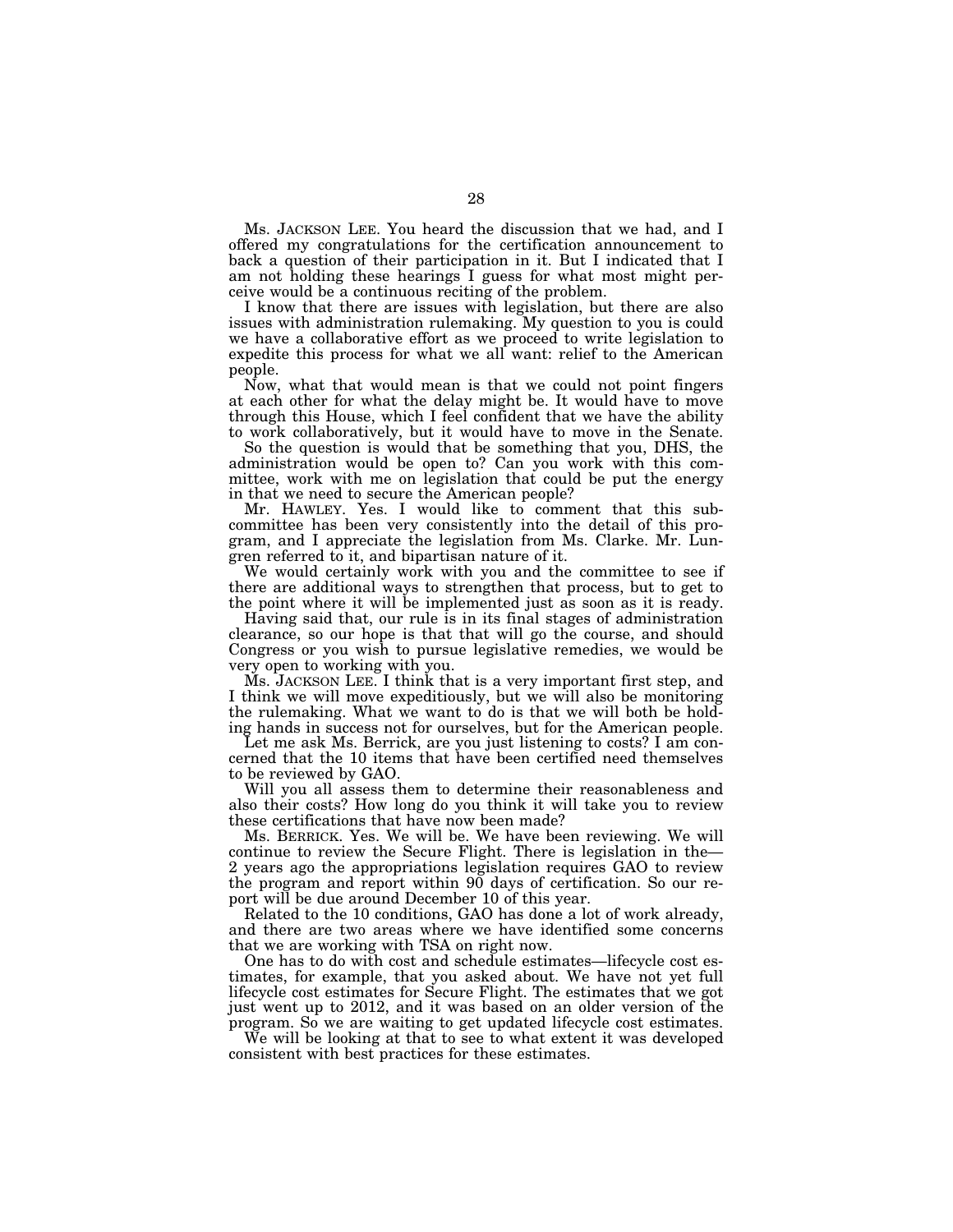Ms. JACKSON LEE. You heard the discussion that we had, and I offered my congratulations for the certification announcement to back a question of their participation in it. But I indicated that I am not holding these hearings I guess for what most might perceive would be a continuous reciting of the problem.

I know that there are issues with legislation, but there are also issues with administration rulemaking. My question to you is could we have a collaborative effort as we proceed to write legislation to expedite this process for what we all want: relief to the American people.

Now, what that would mean is that we could not point fingers at each other for what the delay might be. It would have to move through this House, which I feel confident that we have the ability to work collaboratively, but it would have to move in the Senate.

So the question is would that be something that you, DHS, the administration would be open to? Can you work with this committee, work with me on legislation that could be put the energy in that we need to secure the American people?

Mr. HAWLEY. Yes. I would like to comment that this subcommittee has been very consistently into the detail of this program, and I appreciate the legislation from Ms. Clarke. Mr. Lungren referred to it, and bipartisan nature of it.

We would certainly work with you and the committee to see if there are additional ways to strengthen that process, but to get to the point where it will be implemented just as soon as it is ready.

Having said that, our rule is in its final stages of administration clearance, so our hope is that that will go the course, and should Congress or you wish to pursue legislative remedies, we would be very open to working with you.

Ms. JACKSON LEE. I think that is a very important first step, and I think we will move expeditiously, but we will also be monitoring the rulemaking. What we want to do is that we will both be holding hands in success not for ourselves, but for the American people.

Let me ask Ms. Berrick, are you just listening to costs? I am concerned that the 10 items that have been certified need themselves to be reviewed by GAO.

Will you all assess them to determine their reasonableness and also their costs? How long do you think it will take you to review these certifications that have now been made?

Ms. BERRICK. Yes. We will be. We have been reviewing. We will continue to review the Secure Flight. There is legislation in the—2 years ago the appropriations legislation requires GAO to review the program and report within 90 days of certification. So our report will be due around December 10 of this year.

Related to the 10 conditions, GAO has done a lot of work already, and there are two areas where we have identified some concerns that we are working with TSA on right now.

One has to do with cost and schedule estimates—lifecycle cost estimates, for example, that you asked about. We have not yet full lifecycle cost estimates for Secure Flight. The estimates that we got just went up to 2012, and it was based on an older version of the program. So we are waiting to get updated lifecycle cost estimates.

We will be looking at that to see to what extent it was developed consistent with best practices for these estimates.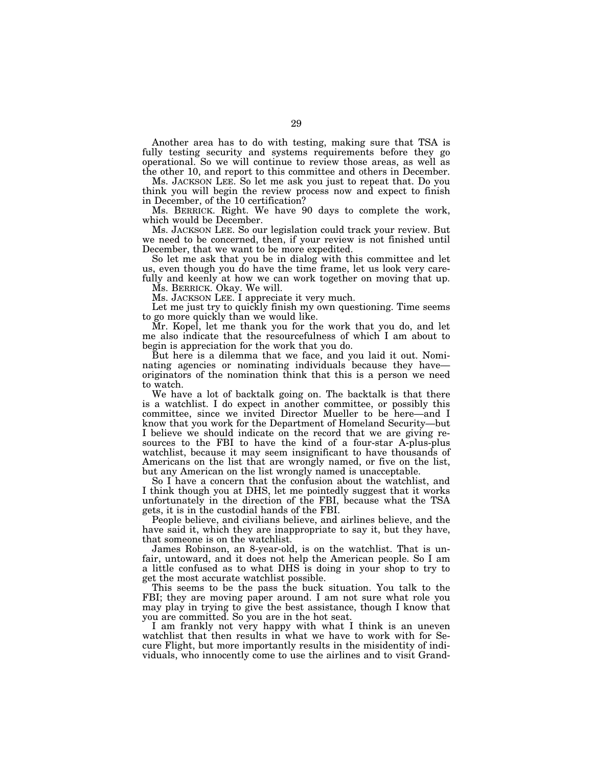Another area has to do with testing, making sure that TSA is fully testing security and systems requirements before they go operational. So we will continue to review those areas, as well as the other 10, and report to this committee and others in December.

Ms. JACKSON LEE. So let me ask you just to repeat that. Do you think you will begin the review process now and expect to finish in December, of the 10 certification?

Ms. BERRICK. Right. We have 90 days to complete the work, which would be December.

Ms. JACKSON LEE. So our legislation could track your review. But we need to be concerned, then, if your review is not finished until December, that we want to be more expedited.

So let me ask that you be in dialog with this committee and let us, even though you do have the time frame, let us look very carefully and keenly at how we can work together on moving that up.

Ms. BERRICK. Okay. We will.

Ms. JACKSON LEE. I appreciate it very much.

Let me just try to quickly finish my own questioning. Time seems to go more quickly than we would like.

Mr. Kopel, let me thank you for the work that you do, and let me also indicate that the resourcefulness of which I am about to begin is appreciation for the work that you do.

But here is a dilemma that we face, and you laid it out. Nominating agencies or nominating individuals because they have—originators of the nomination think that this is a person we need to watch.

We have a lot of backtalk going on. The backtalk is that there is a watchlist. I do expect in another committee, or possibly this committee, since we invited Director Mueller to be here—and I know that you work for the Department of Homeland Security—but I believe we should indicate on the record that we are giving resources to the FBI to have the kind of a four-star A-plus-plus watchlist, because it may seem insignificant to have thousands of Americans on the list that are wrongly named, or five on the list, but any American on the list wrongly named is unacceptable.

So I have a concern that the confusion about the watchlist, and I think though you at DHS, let me pointedly suggest that it works unfortunately in the direction of the FBI, because what the TSA gets, it is in the custodial hands of the FBI.

People believe, and civilians believe, and airlines believe, and the have said it, which they are inappropriate to say it, but they have, that someone is on the watchlist.

James Robinson, an 8-year-old, is on the watchlist. That is unfair, untoward, and it does not help the American people. So I am a little confused as to what DHS is doing in your shop to try to get the most accurate watchlist possible.

This seems to be the pass the buck situation. You talk to the FBI; they are moving paper around. I am not sure what role you may play in trying to give the best assistance, though I know that you are committed. So you are in the hot seat.

I am frankly not very happy with what I think is an uneven watchlist that then results in what we have to work with for Secure Flight, but more importantly results in the misidentity of individuals, who innocently come to use the airlines and to visit Grand-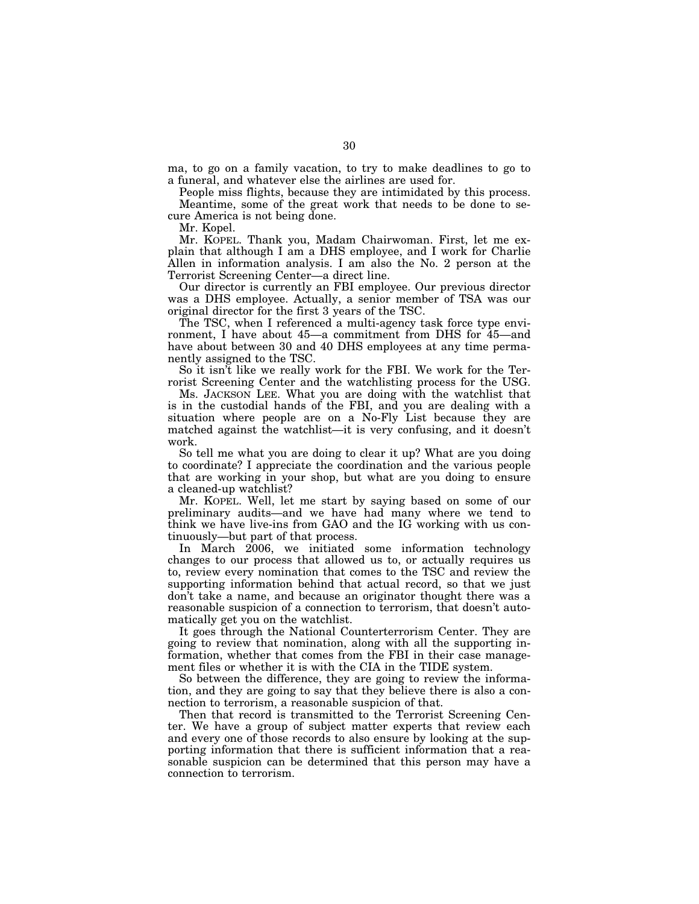ma, to go on a family vacation, to try to make deadlines to go to a funeral, and whatever else the airlines are used for.

People miss flights, because they are intimidated by this process.

Meantime, some of the great work that needs to be done to secure America is not being done.

Mr. Kopel.

Mr. KOPEL. Thank you, Madam Chairwoman. First, let me explain that although I am a DHS employee, and I work for Charlie Allen in information analysis. I am also the No. 2 person at the Terrorist Screening Center—a direct line.

Our director is currently an FBI employee. Our previous director was a DHS employee. Actually, a senior member of TSA was our original director for the first 3 years of the TSC.

The TSC, when I referenced a multi-agency task force type environment, I have about 45—a commitment from DHS for 45—and have about between 30 and 40 DHS employees at any time permanently assigned to the TSC.

So it isn't like we really work for the FBI. We work for the Terrorist Screening Center and the watchlisting process for the USG.

Ms. JACKSON LEE. What you are doing with the watchlist that is in the custodial hands of the FBI, and you are dealing with a situation where people are on a No-Fly List because they are matched against the watchlist—it is very confusing, and it doesn't work.

So tell me what you are doing to clear it up? What are you doing to coordinate? I appreciate the coordination and the various people that are working in your shop, but what are you doing to ensure a cleaned-up watchlist?

Mr. KOPEL. Well, let me start by saying based on some of our preliminary audits—and we have had many where we tend to think we have live-ins from GAO and the IG working with us continuously—but part of that process.

In March 2006, we initiated some information technology changes to our process that allowed us to, or actually requires us to, review every nomination that comes to the TSC and review the supporting information behind that actual record, so that we just don't take a name, and because an originator thought there was a reasonable suspicion of a connection to terrorism, that doesn't automatically get you on the watchlist.

It goes through the National Counterterrorism Center. They are going to review that nomination, along with all the supporting information, whether that comes from the FBI in their case management files or whether it is with the CIA in the TIDE system.

So between the difference, they are going to review the information, and they are going to say that they believe there is also a connection to terrorism, a reasonable suspicion of that.

Then that record is transmitted to the Terrorist Screening Center. We have a group of subject matter experts that review each and every one of those records to also ensure by looking at the supporting information that there is sufficient information that a reasonable suspicion can be determined that this person may have a connection to terrorism.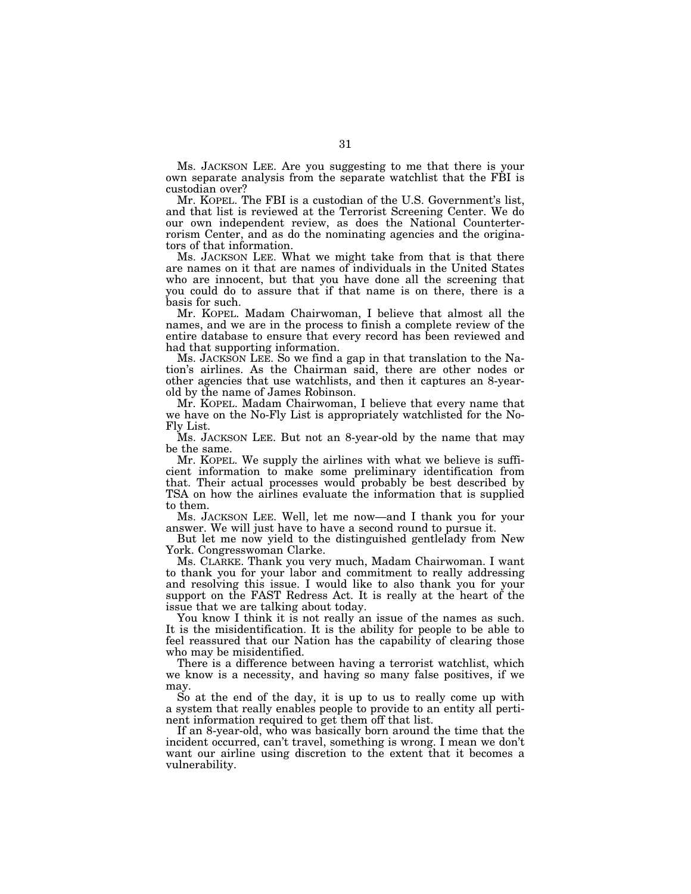Ms. JACKSON LEE. Are you suggesting to me that there is your own separate analysis from the separate watchlist that the FBI is custodian over?

Mr. KOPEL. The FBI is a custodian of the U.S. Government's list, and that list is reviewed at the Terrorist Screening Center. We do our own independent review, as does the National Counterterrorism Center, and as do the nominating agencies and the originators of that information.

Ms. JACKSON LEE. What we might take from that is that there are names on it that are names of individuals in the United States who are innocent, but that you have done all the screening that you could do to assure that if that name is on there, there is a basis for such.

Mr. KOPEL. Madam Chairwoman, I believe that almost all the names, and we are in the process to finish a complete review of the entire database to ensure that every record has been reviewed and had that supporting information.

Ms. JACKSON LEE. So we find a gap in that translation to the Nation's airlines. As the Chairman said, there are other nodes or other agencies that use watchlists, and then it captures an 8-year-old by the name of James Robinson.

Mr. KOPEL. Madam Chairwoman, I believe that every name that we have on the No-Fly List is appropriately watchlisted for the No-Fly List.

Ms. JACKSON LEE. But not an 8-year-old by the name that may be the same.

Mr. KOPEL. We supply the airlines with what we believe is sufficient information to make some preliminary identification from that. Their actual processes would probably be best described by TSA on how the airlines evaluate the information that is supplied to them.

Ms. JACKSON LEE. Well, let me now—and I thank you for your answer. We will just have to have a second round to pursue it.

But let me now yield to the distinguished gentlelady from New York. Congresswoman Clarke.

Ms. CLARKE. Thank you very much, Madam Chairwoman. I want to thank you for your labor and commitment to really addressing and resolving this issue. I would like to also thank you for your support on the FAST Redress Act. It is really at the heart of the issue that we are talking about today.

You know I think it is not really an issue of the names as such. It is the misidentification. It is the ability for people to be able to feel reassured that our Nation has the capability of clearing those who may be misidentified.

There is a difference between having a terrorist watchlist, which we know is a necessity, and having so many false positives, if we may.

So at the end of the day, it is up to us to really come up with a system that really enables people to provide to an entity all pertinent information required to get them off that list.

If an 8-year-old, who was basically born around the time that the incident occurred, can't travel, something is wrong. I mean we don't want our airline using discretion to the extent that it becomes a vulnerability.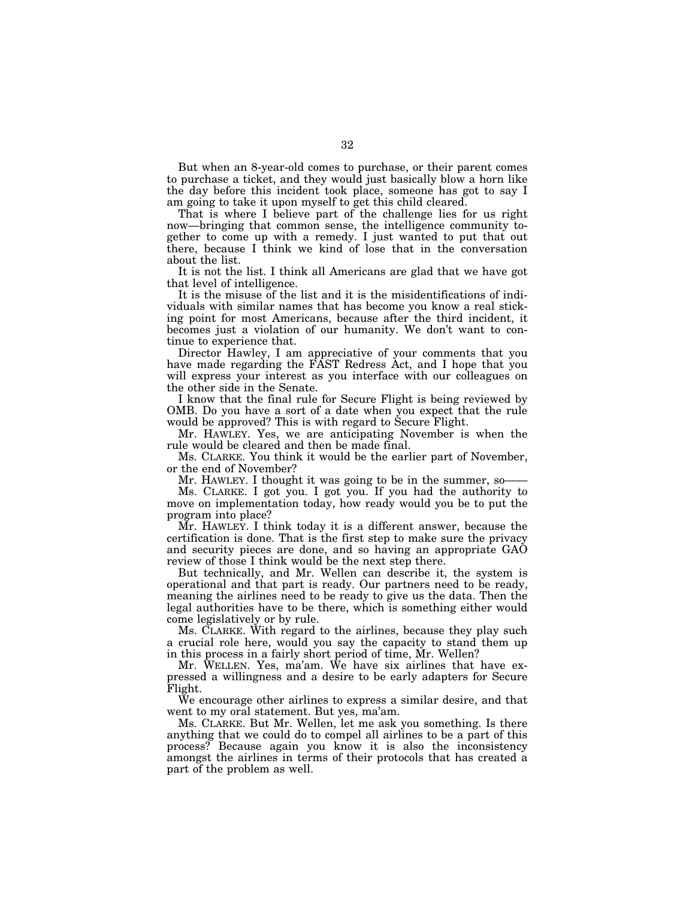But when an 8-year-old comes to purchase, or their parent comes to purchase a ticket, and they would just basically blow a horn like the day before this incident took place, someone has got to say I am going to take it upon myself to get this child cleared.

That is where I believe part of the challenge lies for us right now—bringing that common sense, the intelligence community together to come up with a remedy. I just wanted to put that out there, because I think we kind of lose that in the conversation about the list.

It is not the list. I think all Americans are glad that we have got that level of intelligence.

It is the misuse of the list and it is the misidentifications of individuals with similar names that has become you know a real sticking point for most Americans, because after the third incident, it becomes just a violation of our humanity. We don't want to continue to experience that.

Director Hawley, I am appreciative of your comments that you have made regarding the FAST Redress Act, and I hope that you will express your interest as you interface with our colleagues on the other side in the Senate.

I know that the final rule for Secure Flight is being reviewed by OMB. Do you have a sort of a date when you expect that the rule would be approved? This is with regard to Secure Flight.

Mr. HAWLEY. Yes, we are anticipating November is when the rule would be cleared and then be made final.

Ms. CLARKE. You think it would be the earlier part of November, or the end of November?

Mr. HAWLEY. I thought it was going to be in the summer, so——

Ms. CLARKE. I got you. I got you. If you had the authority to move on implementation today, how ready would you be to put the program into place?

Mr. HAWLEY. I think today it is a different answer, because the certification is done. That is the first step to make sure the privacy and security pieces are done, and so having an appropriate GAO review of those I think would be the next step there.

But technically, and Mr. Wellen can describe it, the system is operational and that part is ready. Our partners need to be ready, meaning the airlines need to be ready to give us the data. Then the legal authorities have to be there, which is something either would come legislatively or by rule.

Ms. CLARKE. With regard to the airlines, because they play such a crucial role here, would you say the capacity to stand them up in this process in a fairly short period of time, Mr. Wellen?

Mr. WELLEN. Yes, ma'am. We have six airlines that have expressed a willingness and a desire to be early adapters for Secure Flight.

We encourage other airlines to express a similar desire, and that went to my oral statement. But yes, ma'am.

Ms. CLARKE. But Mr. Wellen, let me ask you something. Is there anything that we could do to compel all airlines to be a part of this process? Because again you know it is also the inconsistency amongst the airlines in terms of their protocols that has created a part of the problem as well.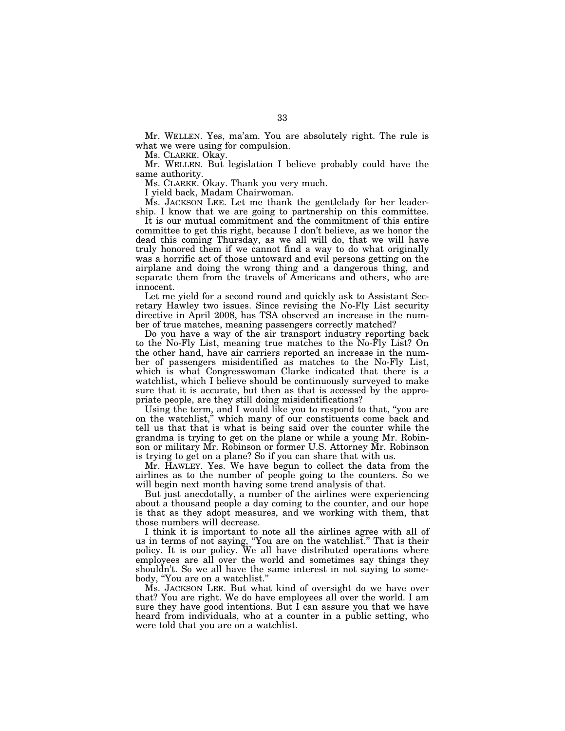Mr. WELLEN. Yes, ma'am. You are absolutely right. The rule is what we were using for compulsion.

Ms. CLARKE. Okay.

Mr. WELLEN. But legislation I believe probably could have the same authority.

Ms. CLARKE. Okay. Thank you very much.

I yield back, Madam Chairwoman.

Ms. JACKSON LEE. Let me thank the gentlelady for her leadership. I know that we are going to partnership on this committee.

It is our mutual commitment and the commitment of this entire committee to get this right, because I don't believe, as we honor the dead this coming Thursday, as we all will do, that we will have truly honored them if we cannot find a way to do what originally was a horrific act of those untoward and evil persons getting on the airplane and doing the wrong thing and a dangerous thing, and separate them from the travels of Americans and others, who are innocent.

Let me yield for a second round and quickly ask to Assistant Secretary Hawley two issues. Since revising the No-Fly List security directive in April 2008, has TSA observed an increase in the number of true matches, meaning passengers correctly matched?

Do you have a way of the air transport industry reporting back to the No-Fly List, meaning true matches to the No-Fly List? On the other hand, have air carriers reported an increase in the number of passengers misidentified as matches to the No-Fly List, which is what Congresswoman Clarke indicated that there is a watchlist, which I believe should be continuously surveyed to make sure that it is accurate, but then as that is accessed by the appropriate people, are they still doing misidentifications?

Using the term, and I would like you to respond to that, "you are on the watchlist," which many of our constituents come back and tell us that that is what is being said over the counter while the grandma is trying to get on the plane or while a young Mr. Robinson or military Mr. Robinson or former U.S. Attorney Mr. Robinson is trying to get on a plane? So if you can share that with us.

Mr. HAWLEY. Yes. We have begun to collect the data from the airlines as to the number of people going to the counters. So we will begin next month having some trend analysis of that.

But just anecdotally, a number of the airlines were experiencing about a thousand people a day coming to the counter, and our hope is that as they adopt measures, and we working with them, that those numbers will decrease.

I think it is important to note all the airlines agree with all of us in terms of not saying, "You are on the watchlist." That is their policy. It is our policy. We all have distributed operations where employees are all over the world and sometimes say things they shouldn't. So we all have the same interest in not saying to somebody, "You are on a watchlist."

Ms. JACKSON LEE. But what kind of oversight do we have over that? You are right. We do have employees all over the world. I am sure they have good intentions. But I can assure you that we have heard from individuals, who at a counter in a public setting, who were told that you are on a watchlist.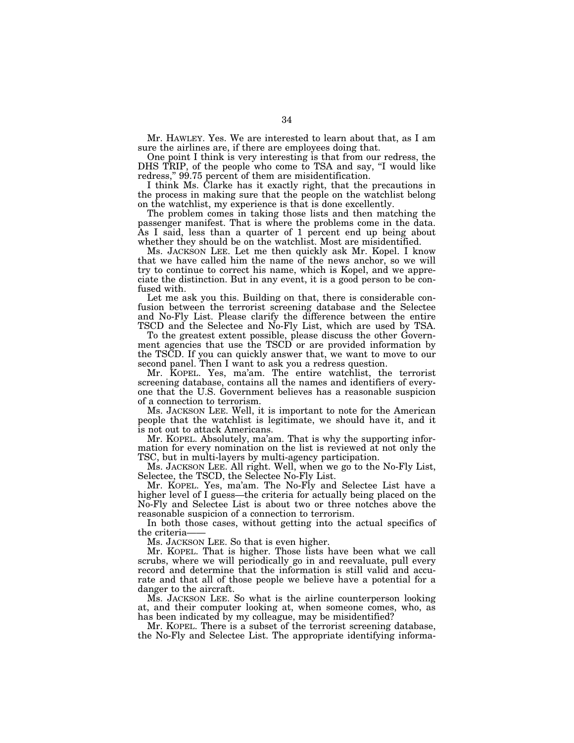Mr. HAWLEY. Yes. We are interested to learn about that, as I am sure the airlines are, if there are employees doing that.

One point I think is very interesting is that from our redress, the DHS TRIP, of the people who come to TSA and say, "I would like redress," 99.75 percent of them are misidentification.

I think Ms. Clarke has it exactly right, that the precautions in the process in making sure that the people on the watchlist belong on the watchlist, my experience is that is done excellently.

The problem comes in taking those lists and then matching the passenger manifest. That is where the problems come in the data. As I said, less than a quarter of 1 percent end up being about whether they should be on the watchlist. Most are misidentified.

Ms. JACKSON LEE. Let me then quickly ask Mr. Kopel. I know that we have called him the name of the news anchor, so we will try to continue to correct his name, which is Kopel, and we appreciate the distinction. But in any event, it is a good person to be confused with.

Let me ask you this. Building on that, there is considerable confusion between the terrorist screening database and the Selectee and No-Fly List. Please clarify the difference between the entire TSCD and the Selectee and No-Fly List, which are used by TSA.

To the greatest extent possible, please discuss the other Government agencies that use the TSCD or are provided information by the TSCD. If you can quickly answer that, we want to move to our second panel. Then I want to ask you a redress question.

Mr. KOPEL. Yes, ma'am. The entire watchlist, the terrorist screening database, contains all the names and identifiers of everyone that the U.S. Government believes has a reasonable suspicion of a connection to terrorism.

Ms. JACKSON LEE. Well, it is important to note for the American people that the watchlist is legitimate, we should have it, and it is not out to attack Americans.

Mr. KOPEL. Absolutely, ma'am. That is why the supporting information for every nomination on the list is reviewed at not only the TSC, but in multi-layers by multi-agency participation.

Ms. JACKSON LEE. All right. Well, when we go to the No-Fly List, Selectee, the TSCD, the Selectee No-Fly List.

Mr. KOPEL. Yes, ma'am. The No-Fly and Selectee List have a higher level of I guess—the criteria for actually being placed on the No-Fly and Selectee List is about two or three notches above the reasonable suspicion of a connection to terrorism.

In both those cases, without getting into the actual specifics of the criteria——

Ms. JACKSON LEE. So that is even higher.

Mr. KOPEL. That is higher. Those lists have been what we call scrubs, where we will periodically go in and reevaluate, pull every record and determine that the information is still valid and accurate and that all of those people we believe have a potential for a danger to the aircraft.

Ms. JACKSON LEE. So what is the airline counterperson looking at, and their computer looking at, when someone comes, who, as has been indicated by my colleague, may be misidentified?

Mr. KOPEL. There is a subset of the terrorist screening database, the No-Fly and Selectee List. The appropriate identifying informa-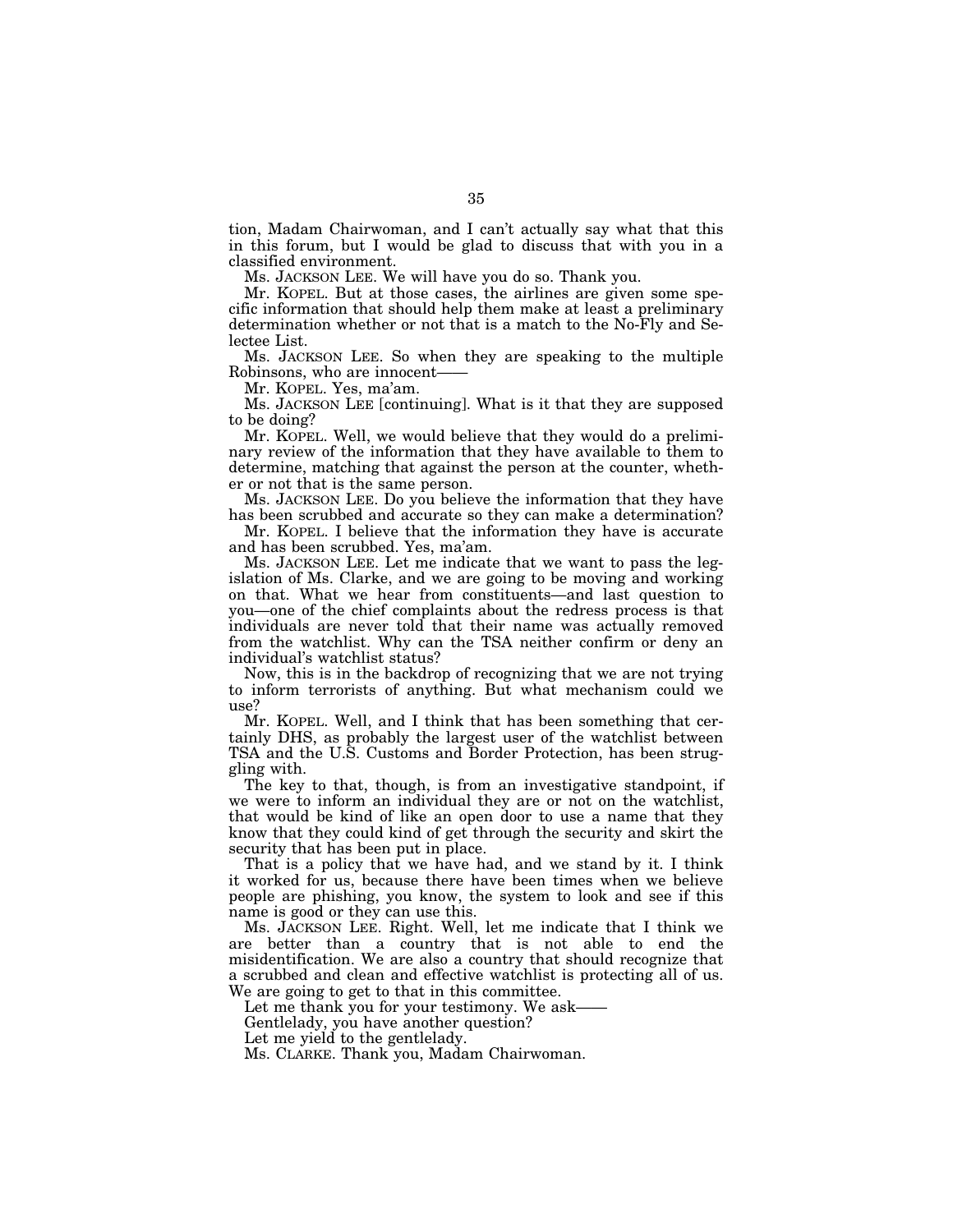tion, Madam Chairwoman, and I can't actually say what that this in this forum, but I would be glad to discuss that with you in a classified environment.

Ms. JACKSON LEE. We will have you do so. Thank you.

Mr. KOPEL. But at those cases, the airlines are given some specific information that should help them make at least a preliminary determination whether or not that is a match to the No-Fly and Selectee List.

Ms. JACKSON LEE. So when they are speaking to the multiple Robinsons, who are innocent——

Mr. KOPEL. Yes, ma'am.

Ms. JACKSON LEE [continuing]. What is it that they are supposed to be doing?

Mr. KOPEL. Well, we would believe that they would do a preliminary review of the information that they have available to them to determine, matching that against the person at the counter, whether or not that is the same person.

Ms. JACKSON LEE. Do you believe the information that they have has been scrubbed and accurate so they can make a determination?

Mr. KOPEL. I believe that the information they have is accurate and has been scrubbed. Yes, ma'am.

Ms. JACKSON LEE. Let me indicate that we want to pass the legislation of Ms. Clarke, and we are going to be moving and working on that. What we hear from constituents—and last question to you—one of the chief complaints about the redress process is that individuals are never told that their name was actually removed from the watchlist. Why can the TSA neither confirm or deny an individual's watchlist status?

Now, this is in the backdrop of recognizing that we are not trying to inform terrorists of anything. But what mechanism could we use?

Mr. KOPEL. Well, and I think that has been something that certainly DHS, as probably the largest user of the watchlist between TSA and the U.S. Customs and Border Protection, has been struggling with.

The key to that, though, is from an investigative standpoint, if we were to inform an individual they are or not on the watchlist, that would be kind of like an open door to use a name that they know that they could kind of get through the security and skirt the security that has been put in place.

That is a policy that we have had, and we stand by it. I think it worked for us, because there have been times when we believe people are phishing, you know, the system to look and see if this name is good or they can use this.

Ms. JACKSON LEE. Right. Well, let me indicate that I think we are better than a country that is not able to end the misidentification. We are also a country that should recognize that a scrubbed and clean and effective watchlist is protecting all of us. We are going to get to that in this committee.

Let me thank you for your testimony. We ask——

Gentlelady, you have another question?

Let me yield to the gentlelady.

Ms. CLARKE. Thank you, Madam Chairwoman.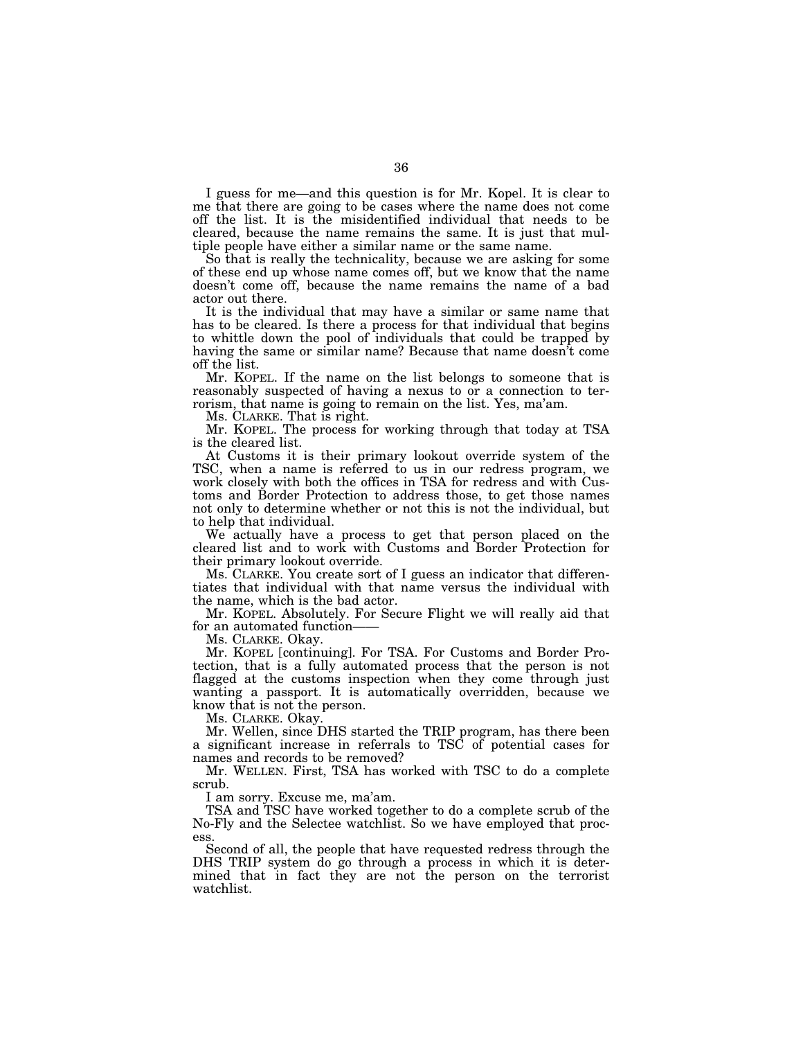I guess for me—and this question is for Mr. Kopel. It is clear to me that there are going to be cases where the name does not come off the list. It is the misidentified individual that needs to be cleared, because the name remains the same. It is just that multiple people have either a similar name or the same name.

So that is really the technicality, because we are asking for some of these end up whose name comes off, but we know that the name doesn't come off, because the name remains the name of a bad actor out there.

It is the individual that may have a similar or same name that has to be cleared. Is there a process for that individual that begins to whittle down the pool of individuals that could be trapped by having the same or similar name? Because that name doesn't come off the list.

Mr. KOPEL. If the name on the list belongs to someone that is reasonably suspected of having a nexus to or a connection to terrorism, that name is going to remain on the list. Yes, ma'am.

Ms. CLARKE. That is right.

Mr. KOPEL. The process for working through that today at TSA is the cleared list.

At Customs it is their primary lookout override system of the TSC, when a name is referred to us in our redress program, we work closely with both the offices in TSA for redress and with Customs and Border Protection to address those, to get those names not only to determine whether or not this is not the individual, but to help that individual.

We actually have a process to get that person placed on the cleared list and to work with Customs and Border Protection for their primary lookout override.

Ms. CLARKE. You create sort of I guess an indicator that differentiates that individual with that name versus the individual with the name, which is the bad actor.

Mr. KOPEL. Absolutely. For Secure Flight we will really aid that for an automated function——

Ms. CLARKE. Okay.

Mr. KOPEL [continuing]. For TSA. For Customs and Border Protection, that is a fully automated process that the person is not flagged at the customs inspection when they come through just wanting a passport. It is automatically overridden, because we know that is not the person.

Ms. CLARKE. Okay.

Mr. Wellen, since DHS started the TRIP program, has there been a significant increase in referrals to TSC of potential cases for names and records to be removed?

Mr. WELLEN. First, TSA has worked with TSC to do a complete scrub.

I am sorry. Excuse me, ma'am.

TSA and TSC have worked together to do a complete scrub of the No-Fly and the Selectee watchlist. So we have employed that process.

Second of all, the people that have requested redress through the DHS TRIP system do go through a process in which it is determined that in fact they are not the person on the terrorist watchlist.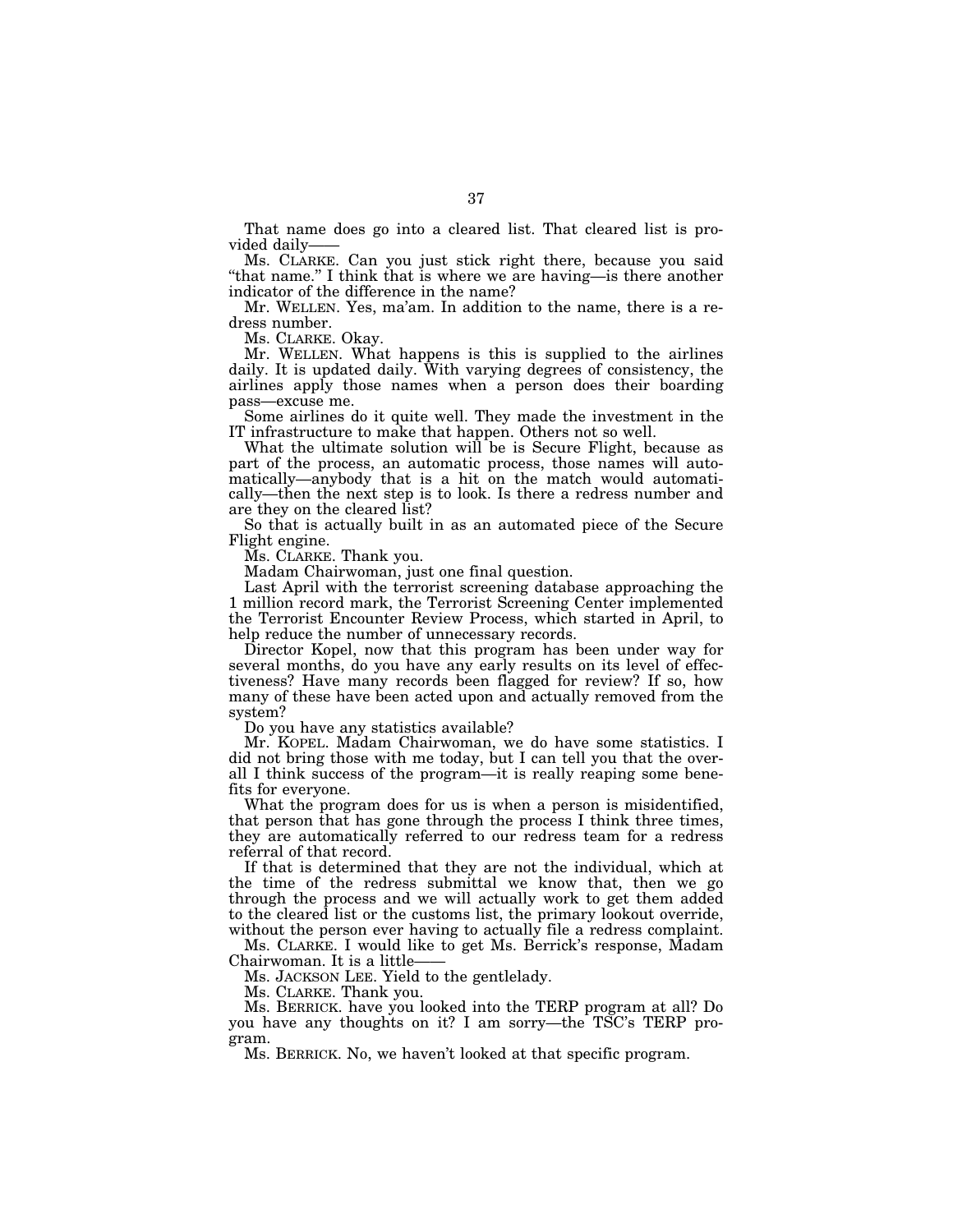That name does go into a cleared list. That cleared list is provided daily——

Ms. CLARKE. Can you just stick right there, because you said "that name." I think that is where we are having—is there another indicator of the difference in the name?

Mr. WELLEN. Yes, ma'am. In addition to the name, there is a redress number.

Ms. CLARKE. Okay.

Mr. WELLEN. What happens is this is supplied to the airlines daily. It is updated daily. With varying degrees of consistency, the airlines apply those names when a person does their boarding pass—excuse me.

Some airlines do it quite well. They made the investment in the IT infrastructure to make that happen. Others not so well.

What the ultimate solution will be is Secure Flight, because as part of the process, an automatic process, those names will automatically—anybody that is a hit on the match would automatically—then the next step is to look. Is there a redress number and are they on the cleared list?

So that is actually built in as an automated piece of the Secure Flight engine.

Ms. CLARKE. Thank you.

Madam Chairwoman, just one final question.

Last April with the terrorist screening database approaching the 1 million record mark, the Terrorist Screening Center implemented the Terrorist Encounter Review Process, which started in April, to help reduce the number of unnecessary records.

Director Kopel, now that this program has been under way for several months, do you have any early results on its level of effectiveness? Have many records been flagged for review? If so, how many of these have been acted upon and actually removed from the system?

Do you have any statistics available?

Mr. KOPEL. Madam Chairwoman, we do have some statistics. I did not bring those with me today, but I can tell you that the overall I think success of the program—it is really reaping some benefits for everyone.

What the program does for us is when a person is misidentified, that person that has gone through the process I think three times, they are automatically referred to our redress team for a redress referral of that record.

If that is determined that they are not the individual, which at the time of the redress submittal we know that, then we go through the process and we will actually work to get them added to the cleared list or the customs list, the primary lookout override, without the person ever having to actually file a redress complaint.

Ms. CLARKE. I would like to get Ms. Berrick's response, Madam Chairwoman. It is a little——

Ms. JACKSON LEE. Yield to the gentlelady.

Ms. CLARKE. Thank you.

Ms. BERRICK. have you looked into the TERP program at all? Do you have any thoughts on it? I am sorry—the TSC's TERP program.

Ms. BERRICK. No, we haven't looked at that specific program.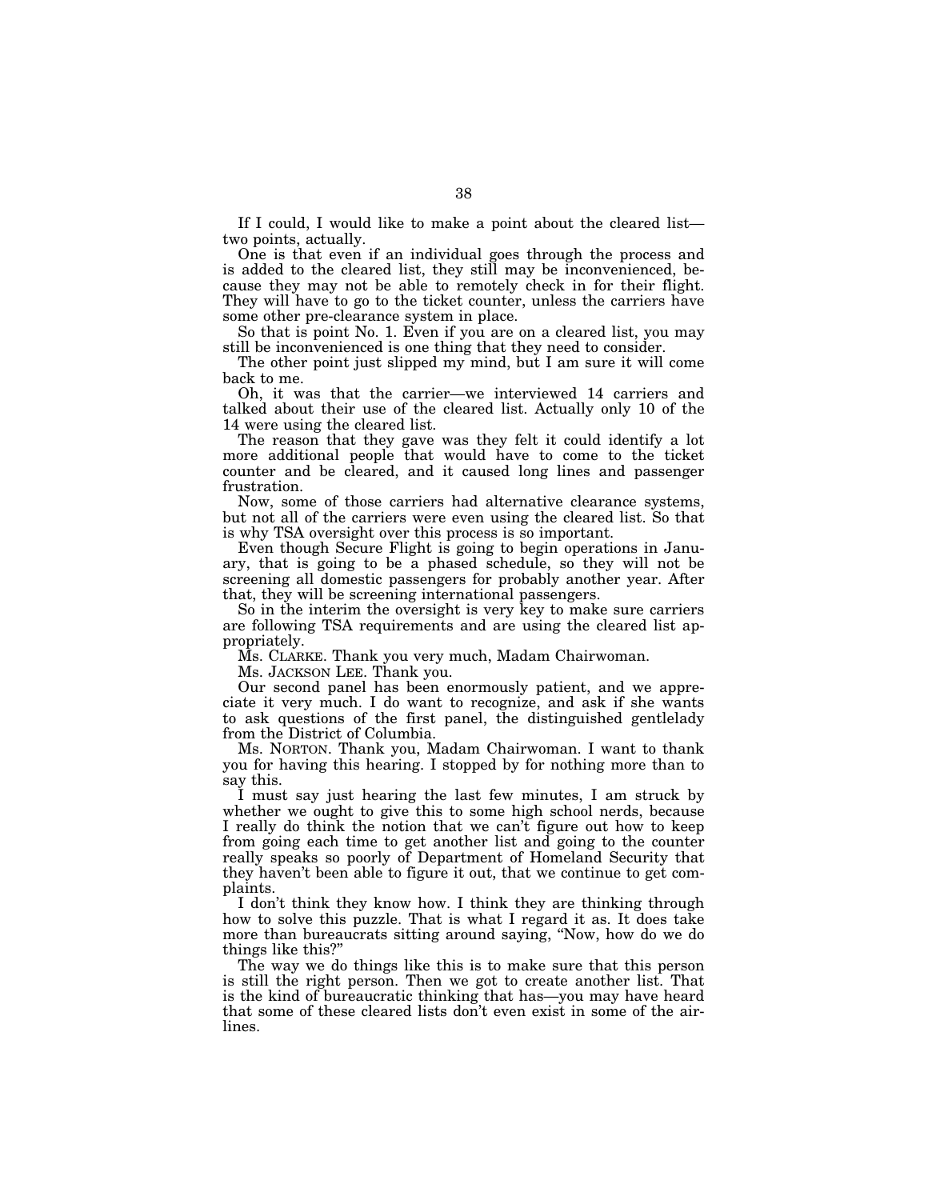If I could, I would like to make a point about the cleared list—two points, actually.

One is that even if an individual goes through the process and is added to the cleared list, they still may be inconvenienced, because they may not be able to remotely check in for their flight. They will have to go to the ticket counter, unless the carriers have some other pre-clearance system in place.

So that is point No. 1. Even if you are on a cleared list, you may still be inconvenienced is one thing that they need to consider.

The other point just slipped my mind, but I am sure it will come back to me.

Oh, it was that the carrier—we interviewed 14 carriers and talked about their use of the cleared list. Actually only 10 of the 14 were using the cleared list.

The reason that they gave was they felt it could identify a lot more additional people that would have to come to the ticket counter and be cleared, and it caused long lines and passenger frustration.

Now, some of those carriers had alternative clearance systems, but not all of the carriers were even using the cleared list. So that is why TSA oversight over this process is so important.

Even though Secure Flight is going to begin operations in January, that is going to be a phased schedule, so they will not be screening all domestic passengers for probably another year. After that, they will be screening international passengers.

So in the interim the oversight is very key to make sure carriers are following TSA requirements and are using the cleared list appropriately.

Ms. CLARKE. Thank you very much, Madam Chairwoman.

Ms. JACKSON LEE. Thank you.

Our second panel has been enormously patient, and we appreciate it very much. I do want to recognize, and ask if she wants to ask questions of the first panel, the distinguished gentlelady from the District of Columbia.

Ms. NORTON. Thank you, Madam Chairwoman. I want to thank you for having this hearing. I stopped by for nothing more than to say this.

I must say just hearing the last few minutes, I am struck by whether we ought to give this to some high school nerds, because I really do think the notion that we can't figure out how to keep from going each time to get another list and going to the counter really speaks so poorly of Department of Homeland Security that they haven't been able to figure it out, that we continue to get complaints.

I don't think they know how. I think they are thinking through how to solve this puzzle. That is what I regard it as. It does take more than bureaucrats sitting around saying, "Now, how do we do things like this?"

The way we do things like this is to make sure that this person is still the right person. Then we got to create another list. That is the kind of bureaucratic thinking that has—you may have heard that some of these cleared lists don't even exist in some of the airlines.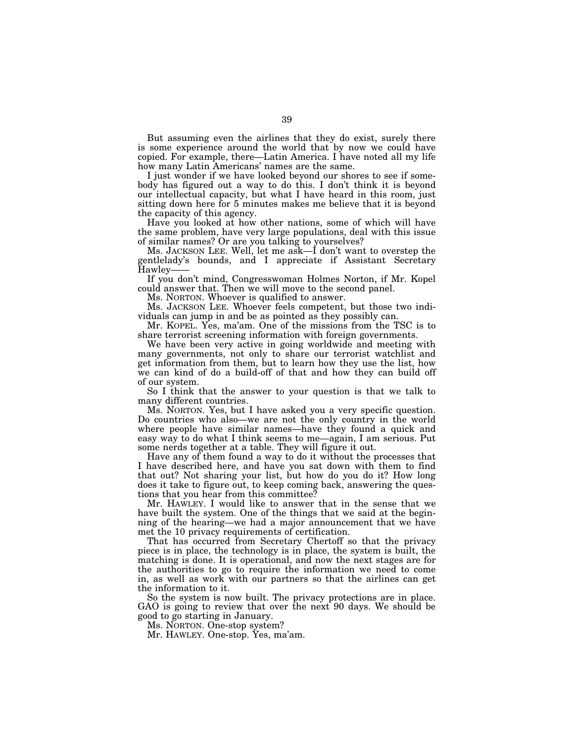But assuming even the airlines that they do exist, surely there is some experience around the world that by now we could have copied. For example, there—Latin America. I have noted all my life how many Latin Americans' names are the same.

I just wonder if we have looked beyond our shores to see if somebody has figured out a way to do this. I don't think it is beyond our intellectual capacity, but what I have heard in this room, just sitting down here for 5 minutes makes me believe that it is beyond the capacity of this agency.

Have you looked at how other nations, some of which will have the same problem, have very large populations, deal with this issue of similar names? Or are you talking to yourselves?

Ms. JACKSON LEE. Well, let me ask—I don't want to overstep the gentlelady's bounds, and I appreciate if Assistant Secretary Hawley——

If you don't mind, Congresswoman Holmes Norton, if Mr. Kopel could answer that. Then we will move to the second panel.

Ms. NORTON. Whoever is qualified to answer.

Ms. JACKSON LEE. Whoever feels competent, but those two individuals can jump in and be as pointed as they possibly can.

Mr. KOPEL. Yes, ma'am. One of the missions from the TSC is to share terrorist screening information with foreign governments.

We have been very active in going worldwide and meeting with many governments, not only to share our terrorist watchlist and get information from them, but to learn how they use the list, how we can kind of do a build-off of that and how they can build off of our system.

So I think that the answer to your question is that we talk to many different countries.

Ms. NORTON. Yes, but I have asked you a very specific question. Do countries who also—we are not the only country in the world where people have similar names—have they found a quick and easy way to do what I think seems to me—again, I am serious. Put some nerds together at a table. They will figure it out.

Have any of them found a way to do it without the processes that I have described here, and have you sat down with them to find that out? Not sharing your list, but how do you do it? How long does it take to figure out, to keep coming back, answering the questions that you hear from this committee?

Mr. HAWLEY. I would like to answer that in the sense that we have built the system. One of the things that we said at the beginning of the hearing—we had a major announcement that we have met the 10 privacy requirements of certification.

That has occurred from Secretary Chertoff so that the privacy piece is in place, the technology is in place, the system is built, the matching is done. It is operational, and now the next stages are for the authorities to go to require the information we need to come in, as well as work with our partners so that the airlines can get the information to it.

So the system is now built. The privacy protections are in place. GAO is going to review that over the next 90 days. We should be good to go starting in January.

Ms. NORTON. One-stop system?

Mr. HAWLEY. One-stop. Yes, ma'am.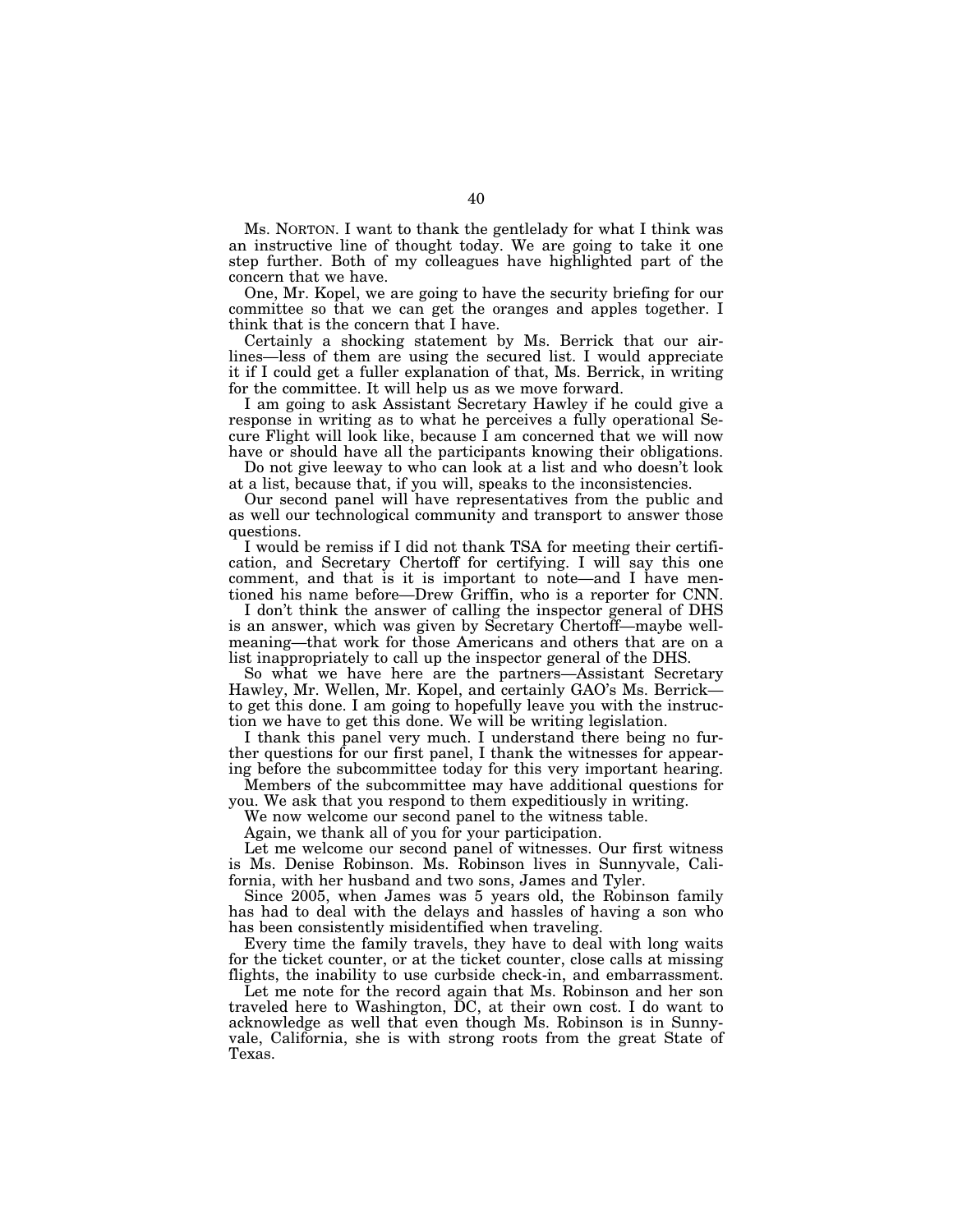Ms. NORTON. I want to thank the gentlelady for what I think was an instructive line of thought today. We are going to take it one step further. Both of my colleagues have highlighted part of the concern that we have.

One, Mr. Kopel, we are going to have the security briefing for our committee so that we can get the oranges and apples together. I think that is the concern that I have.

Certainly a shocking statement by Ms. Berrick that our airlines—less of them are using the secured list. I would appreciate it if I could get a fuller explanation of that, Ms. Berrick, in writing for the committee. It will help us as we move forward.

I am going to ask Assistant Secretary Hawley if he could give a response in writing as to what he perceives a fully operational Secure Flight will look like, because I am concerned that we will now have or should have all the participants knowing their obligations.

Do not give leeway to who can look at a list and who doesn't look at a list, because that, if you will, speaks to the inconsistencies.

Our second panel will have representatives from the public and as well our technological community and transport to answer those questions.

I would be remiss if I did not thank TSA for meeting their certification, and Secretary Chertoff for certifying. I will say this one comment, and that is it is important to note—and I have mentioned his name before—Drew Griffin, who is a reporter for CNN.

I don't think the answer of calling the inspector general of DHS is an answer, which was given by Secretary Chertoff—maybe well-meaning—that work for those Americans and others that are on a list inappropriately to call up the inspector general of the DHS.

So what we have here are the partners—Assistant Secretary Hawley, Mr. Wellen, Mr. Kopel, and certainly GAO's Ms. Berrick—to get this done. I am going to hopefully leave you with the instruction we have to get this done. We will be writing legislation.

I thank this panel very much. I understand there being no further questions for our first panel, I thank the witnesses for appearing before the subcommittee today for this very important hearing.

Members of the subcommittee may have additional questions for you. We ask that you respond to them expeditiously in writing.

We now welcome our second panel to the witness table.

Again, we thank all of you for your participation.

Let me welcome our second panel of witnesses. Our first witness is Ms. Denise Robinson. Ms. Robinson lives in Sunnyvale, California, with her husband and two sons, James and Tyler.

Since 2005, when James was 5 years old, the Robinson family has had to deal with the delays and hassles of having a son who has been consistently misidentified when traveling.

Every time the family travels, they have to deal with long waits for the ticket counter, or at the ticket counter, close calls at missing flights, the inability to use curbside check-in, and embarrassment.

Let me note for the record again that Ms. Robinson and her son traveled here to Washington, DC, at their own cost. I do want to acknowledge as well that even though Ms. Robinson is in Sunnyvale, California, she is with strong roots from the great State of Texas.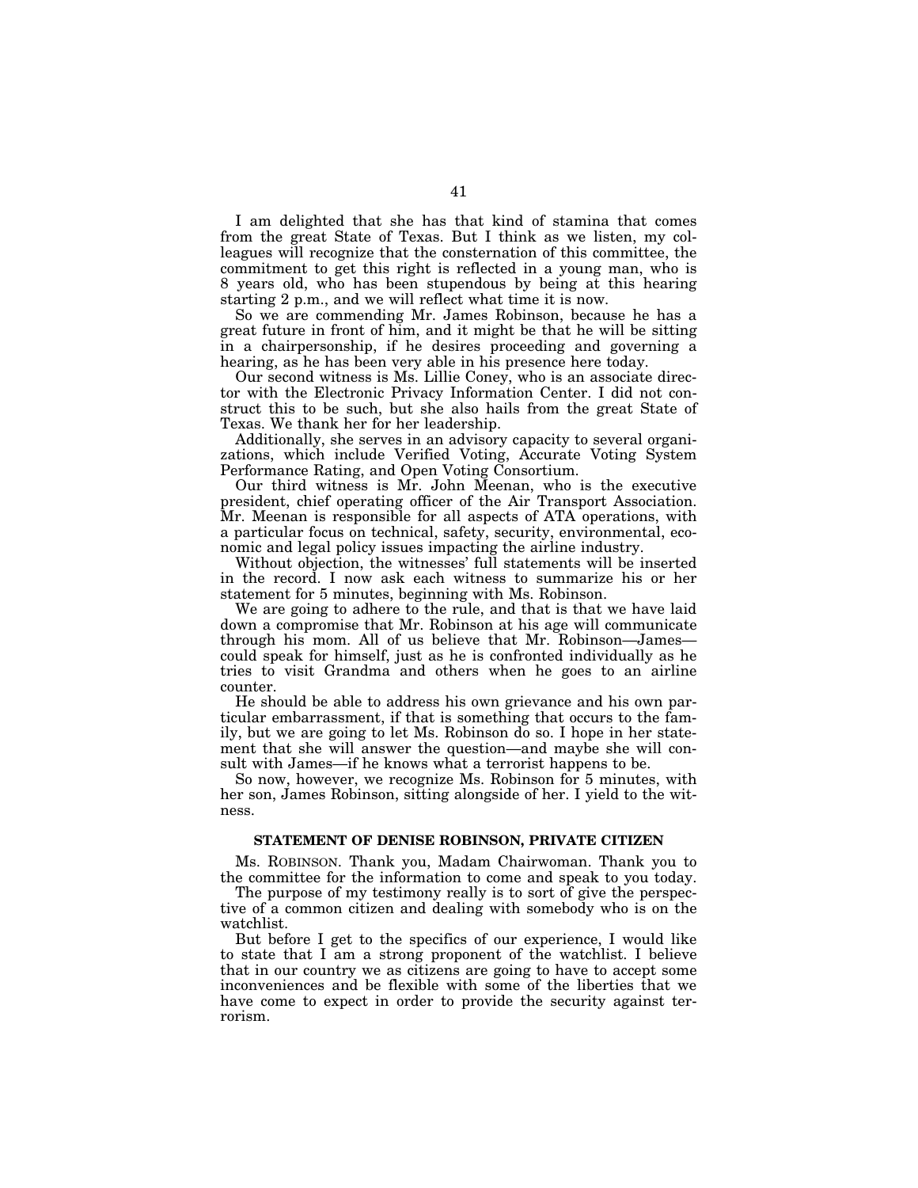I am delighted that she has that kind of stamina that comes from the great State of Texas. But I think as we listen, my colleagues will recognize that the consternation of this committee, the commitment to get this right is reflected in a young man, who is 8 years old, who has been stupendous by being at this hearing starting 2 p.m., and we will reflect what time it is now.

So we are commending Mr. James Robinson, because he has a great future in front of him, and it might be that he will be sitting in a chairpersonship, if he desires proceeding and governing a hearing, as he has been very able in his presence here today.

Our second witness is Ms. Lillie Coney, who is an associate director with the Electronic Privacy Information Center. I did not construct this to be such, but she also hails from the great State of Texas. We thank her for her leadership.

Additionally, she serves in an advisory capacity to several organizations, which include Verified Voting, Accurate Voting System Performance Rating, and Open Voting Consortium.

Our third witness is Mr. John Meenan, who is the executive president, chief operating officer of the Air Transport Association. Mr. Meenan is responsible for all aspects of ATA operations, with a particular focus on technical, safety, security, environmental, economic and legal policy issues impacting the airline industry.

Without objection, the witnesses' full statements will be inserted in the record. I now ask each witness to summarize his or her statement for 5 minutes, beginning with Ms. Robinson.

We are going to adhere to the rule, and that is that we have laid down a compromise that Mr. Robinson at his age will communicate through his mom. All of us believe that Mr. Robinson—James—could speak for himself, just as he is confronted individually as he tries to visit Grandma and others when he goes to an airline counter.

He should be able to address his own grievance and his own particular embarrassment, if that is something that occurs to the family, but we are going to let Ms. Robinson do so. I hope in her statement that she will answer the question—and maybe she will consult with James—if he knows what a terrorist happens to be.

So now, however, we recognize Ms. Robinson for 5 minutes, with her son, James Robinson, sitting alongside of her. I yield to the witness.

## STATEMENT OF DENISE ROBINSON, PRIVATE CITIZEN

Ms. ROBINSON. Thank you, Madam Chairwoman. Thank you to the committee for the information to come and speak to you today.

The purpose of my testimony really is to sort of give the perspective of a common citizen and dealing with somebody who is on the watchlist.

But before I get to the specifics of our experience, I would like to state that I am a strong proponent of the watchlist. I believe that in our country we as citizens are going to have to accept some inconveniences and be flexible with some of the liberties that we have come to expect in order to provide the security against terrorism.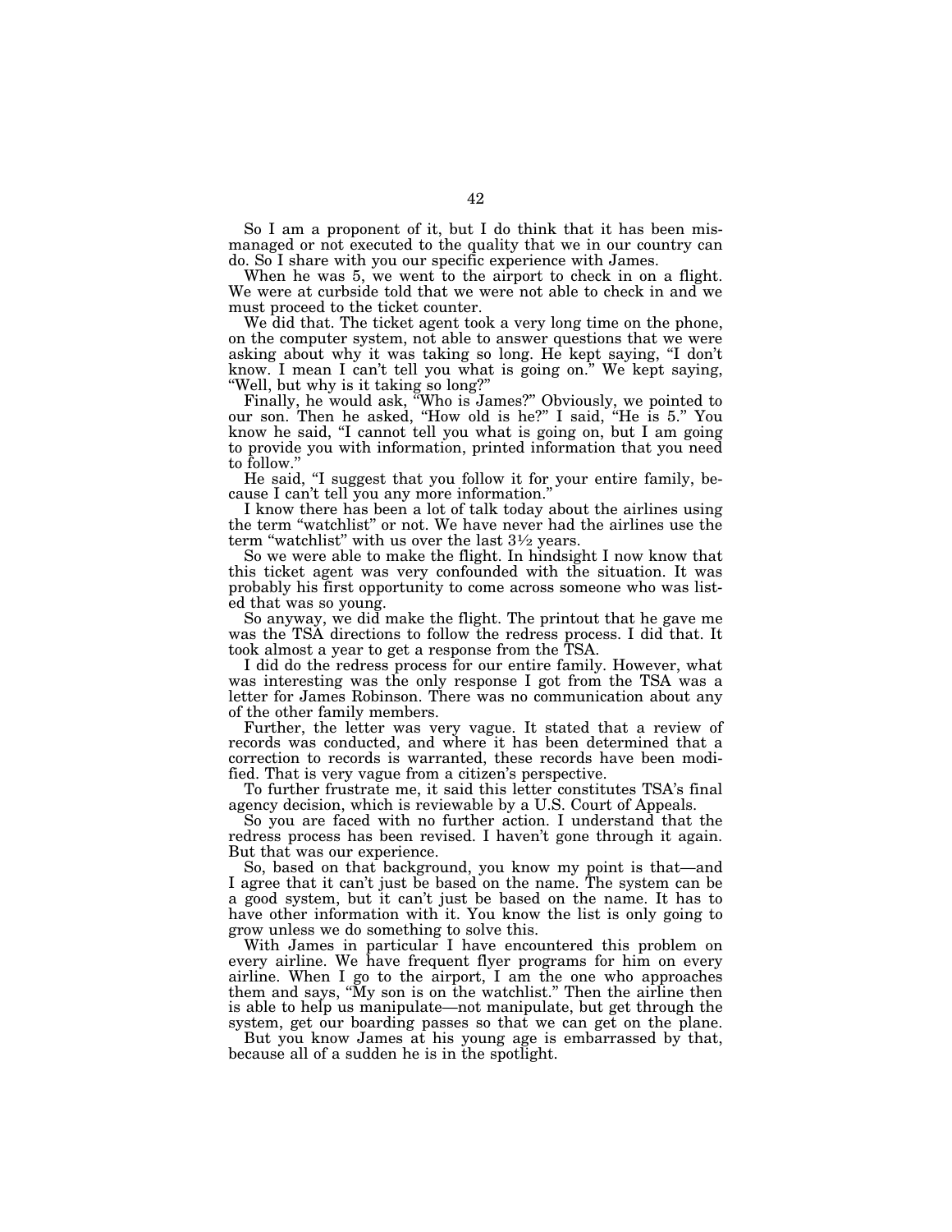So I am a proponent of it, but I do think that it has been mismanaged or not executed to the quality that we in our country can do. So I share with you our specific experience with James.

When he was 5, we went to the airport to check in on a flight. We were at curbside told that we were not able to check in and we must proceed to the ticket counter.

We did that. The ticket agent took a very long time on the phone, on the computer system, not able to answer questions that we were asking about why it was taking so long. He kept saying, "I don't know. I mean I can't tell you what is going on." We kept saying, "Well, but why is it taking so long?"

Finally, he would ask, "Who is James?" Obviously, we pointed to our son. Then he asked, "How old is he?" I said, "He is 5." You know he said, "I cannot tell you what is going on, but I am going to provide you with information, printed information that you need to follow."

He said, "I suggest that you follow it for your entire family, because I can't tell you any more information."

I know there has been a lot of talk today about the airlines using the term "watchlist" or not. We have never had the airlines use the term "watchlist" with us over the last 3½ years.

So we were able to make the flight. In hindsight I now know that this ticket agent was very confounded with the situation. It was probably his first opportunity to come across someone who was listed that was so young.

So anyway, we did make the flight. The printout that he gave me was the TSA directions to follow the redress process. I did that. It took almost a year to get a response from the TSA.

I did do the redress process for our entire family. However, what was interesting was the only response I got from the TSA was a letter for James Robinson. There was no communication about any of the other family members.

Further, the letter was very vague. It stated that a review of records was conducted, and where it has been determined that a correction to records is warranted, these records have been modified. That is very vague from a citizen's perspective.

To further frustrate me, it said this letter constitutes TSA's final agency decision, which is reviewable by a U.S. Court of Appeals.

So you are faced with no further action. I understand that the redress process has been revised. I haven't gone through it again. But that was our experience.

So, based on that background, you know my point is that—and I agree that it can't just be based on the name. The system can be a good system, but it can't just be based on the name. It has to have other information with it. You know the list is only going to grow unless we do something to solve this.

With James in particular I have encountered this problem on every airline. We have frequent flyer programs for him on every airline. When I go to the airport, I am the one who approaches them and says, "My son is on the watchlist." Then the airline then is able to help us manipulate—not manipulate, but get through the system, get our boarding passes so that we can get on the plane.

But you know James at his young age is embarrassed by that, because all of a sudden he is in the spotlight.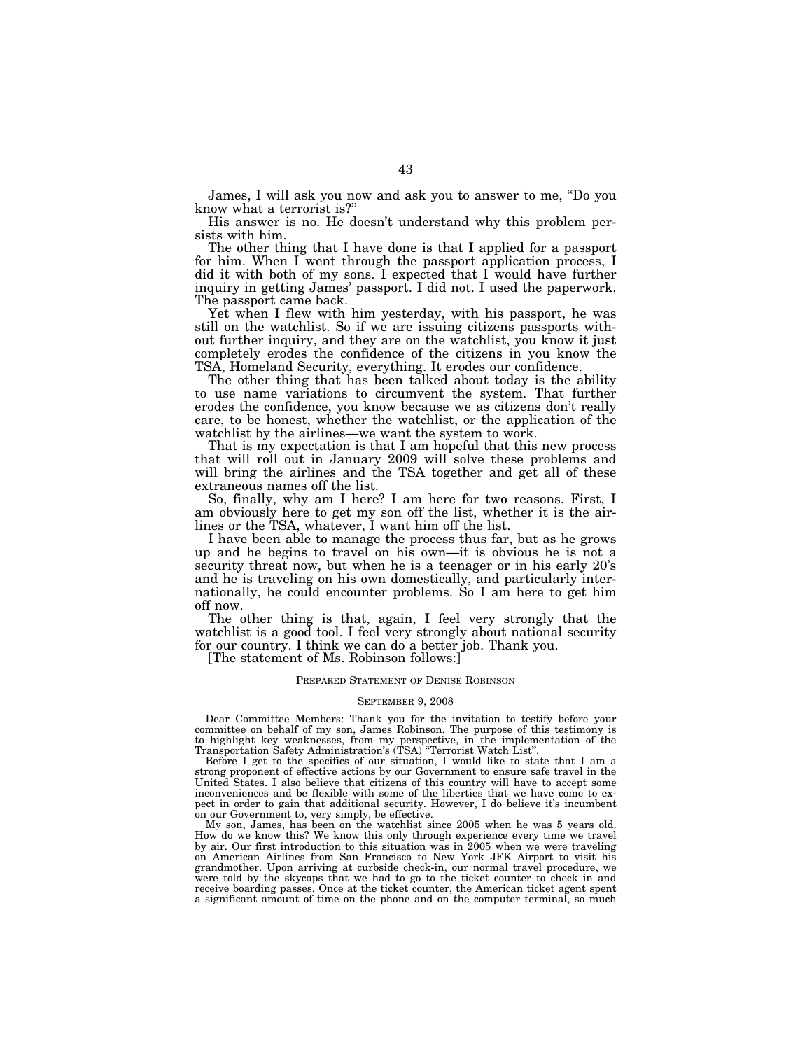James, I will ask you now and ask you to answer to me, "Do you know what a terrorist is?"

His answer is no. He doesn't understand why this problem persists with him.

The other thing that I have done is that I applied for a passport for him. When I went through the passport application process, I did it with both of my sons. I expected that I would have further inquiry in getting James' passport. I did not. I used the paperwork. The passport came back.

Yet when I flew with him yesterday, with his passport, he was still on the watchlist. So if we are issuing citizens passports without further inquiry, and they are on the watchlist, you know it just completely erodes the confidence of the citizens in you know the TSA, Homeland Security, everything. It erodes our confidence.

The other thing that has been talked about today is the ability to use name variations to circumvent the system. That further erodes the confidence, you know because we as citizens don't really care, to be honest, whether the watchlist, or the application of the watchlist by the airlines—we want the system to work.

That is my expectation is that I am hopeful that this new process that will roll out in January 2009 will solve these problems and will bring the airlines and the TSA together and get all of these extraneous names off the list.

So, finally, why am I here? I am here for two reasons. First, I am obviously here to get my son off the list, whether it is the airlines or the TSA, whatever, I want him off the list.

I have been able to manage the process thus far, but as he grows up and he begins to travel on his own—it is obvious he is not a security threat now, but when he is a teenager or in his early 20's and he is traveling on his own domestically, and particularly internationally, he could encounter problems. So I am here to get him off now.

The other thing is that, again, I feel very strongly that the watchlist is a good tool. I feel very strongly about national security for our country. I think we can do a better job. Thank you.

[The statement of Ms. Robinson follows:]

PREPARED STATEMENT OF DENISE ROBINSON

SEPTEMBER 9, 2008

Dear Committee Members: Thank you for the invitation to testify before your committee on behalf of my son, James Robinson. The purpose of this testimony is to highlight key weaknesses, from my perspective, in the implementation of the Transportation Safety Administration's (TSA) "Terrorist Watch List".

Before I get to the specifics of our situation, I would like to state that I am a strong proponent of effective actions by our Government to ensure safe travel in the United States. I also believe that citizens of this country will have to accept some inconveniences and be flexible with some of the liberties that we have come to expect in order to gain that additional security. However, I do believe it's incumbent on our Government to, very simply, be effective.

My son, James, has been on the watchlist since 2005 when he was 5 years old. How do we know this? We know this only through experience every time we travel by air. Our first introduction to this situation was in 2005 when we were traveling on American Airlines from San Francisco to New York JFK Airport to visit his grandmother. Upon arriving at curbside check-in, our normal travel procedure, we were told by the skycaps that we had to go to the ticket counter to check in and receive boarding passes. Once at the ticket counter, the American ticket agent spent a significant amount of time on the phone and on the computer terminal, so much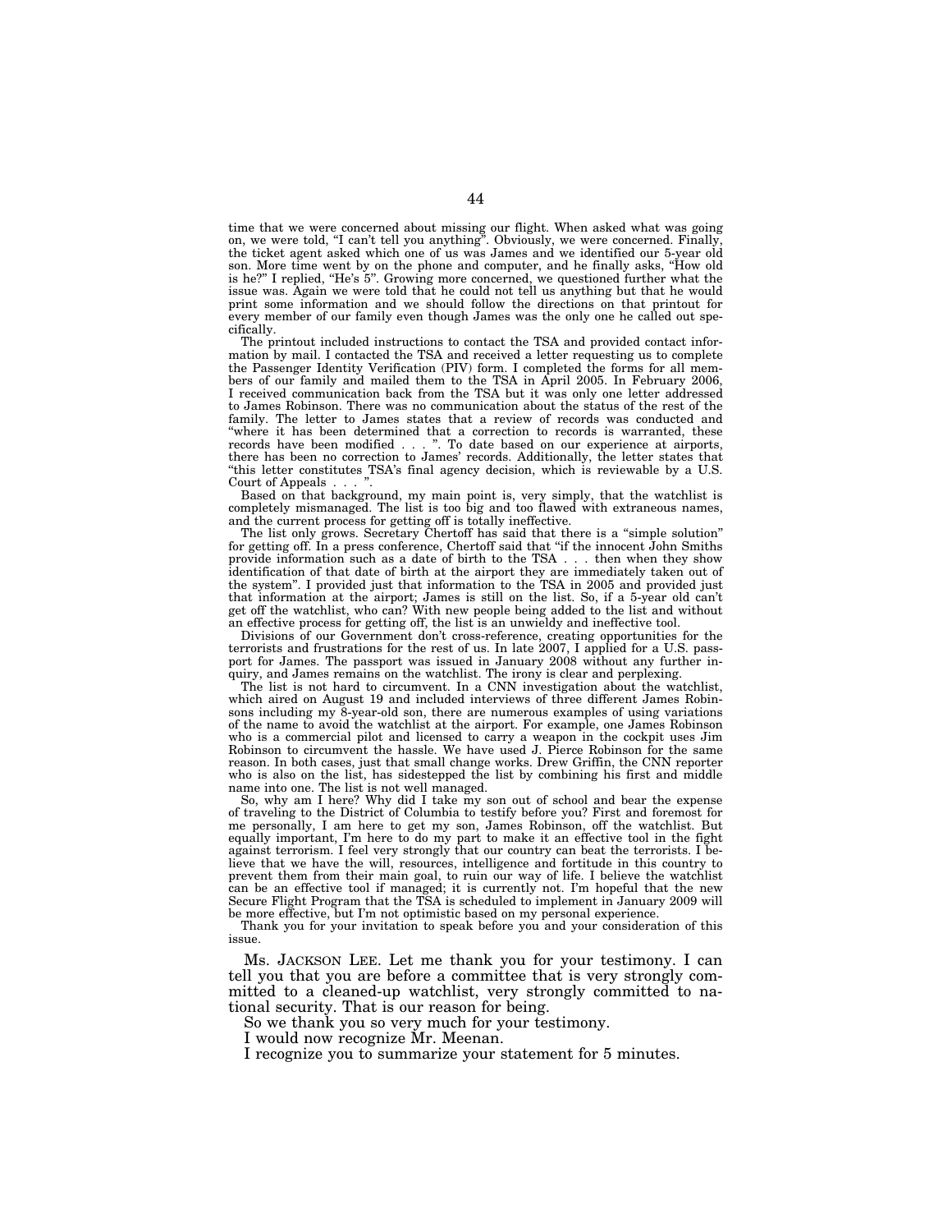time that we were concerned about missing our flight. When asked what was going on, we were told, "I can't tell you anything". Obviously, we were concerned. Finally, the ticket agent asked which one of us was James and we identified our 5-year old son. More time went by on the phone and computer, and he finally asks, "How old is he?" I replied, "He's 5". Growing more concerned, we questioned further what the issue was. Again we were told that he could not tell us anything but that he would print some information and we should follow the directions on that printout for every member of our family even though James was the only one he called out specifically.

The printout included instructions to contact the TSA and provided contact information by mail. I contacted the TSA and received a letter requesting us to complete the Passenger Identity Verification (PIV) form. I completed the forms for all members of our family and mailed them to the TSA in April 2005. In February 2006, I received communication back from the TSA but it was only one letter addressed to James Robinson. There was no communication about the status of the rest of the family. The letter to James states that a review of records was conducted and "where it has been determined that a correction to records is warranted, these records have been modified . . . ". To date based on our experience at airports, there has been no correction to James' records. Additionally, the letter states that "this letter constitutes TSA's final agency decision, which is reviewable by a U.S. Court of Appeals . . . ".

Based on that background, my main point is, very simply, that the watchlist is completely mismanaged. The list is too big and too flawed with extraneous names, and the current process for getting off is totally ineffective.

The list only grows. Secretary Chertoff has said that there is a "simple solution" for getting off. In a press conference, Chertoff said that "if the innocent John Smiths provide information such as a date of birth to the TSA . . . then when they show identification of that date of birth at the airport they are immediately taken out of the system". I provided just that information to the TSA in 2005 and provided just that information at the airport; James is still on the list. So, if a 5-year old can't get off the watchlist, who can? With new people being added to the list and without an effective process for getting off, the list is an unwieldy and ineffective tool.

Divisions of our Government don't cross-reference, creating opportunities for the terrorists and frustrations for the rest of us. In late 2007, I applied for a U.S. passport for James. The passport was issued in January 2008 without any further inquiry, and James remains on the watchlist. The irony is clear and perplexing.

The list is not hard to circumvent. In a CNN investigation about the watchlist, which aired on August 19 and included interviews of three different James Robinsons including my 8-year-old son, there are numerous examples of using variations of the name to avoid the watchlist at the airport. For example, one James Robinson who is a commercial pilot and licensed to carry a weapon in the cockpit uses Jim Robinson to circumvent the hassle. We have used J. Pierce Robinson for the same reason. In both cases, just that small change works. Drew Griffin, the CNN reporter who is also on the list, has sidestepped the list by combining his first and middle name into one. The list is not well managed.

So, why am I here? Why did I take my son out of school and bear the expense of traveling to the District of Columbia to testify before you? First and foremost for me personally, I am here to get my son, James Robinson, off the watchlist. But equally important, I'm here to do my part to make it an effective tool in the fight against terrorism. I feel very strongly that our country can beat the terrorists. I believe that we have the will, resources, intelligence and fortitude in this country to prevent them from their main goal, to ruin our way of life. I believe the watchlist can be an effective tool if managed; it is currently not. I'm hopeful that the new Secure Flight Program that the TSA is scheduled to implement in January 2009 will be more effective, but I'm not optimistic based on my personal experience.

Thank you for your invitation to speak before you and your consideration of this issue.

Ms. JACKSON LEE. Let me thank you for your testimony. I can tell you that you are before a committee that is very strongly committed to a cleaned-up watchlist, very strongly committed to national security. That is our reason for being.

So we thank you so very much for your testimony.

I would now recognize Mr. Meenan.

I recognize you to summarize your statement for 5 minutes.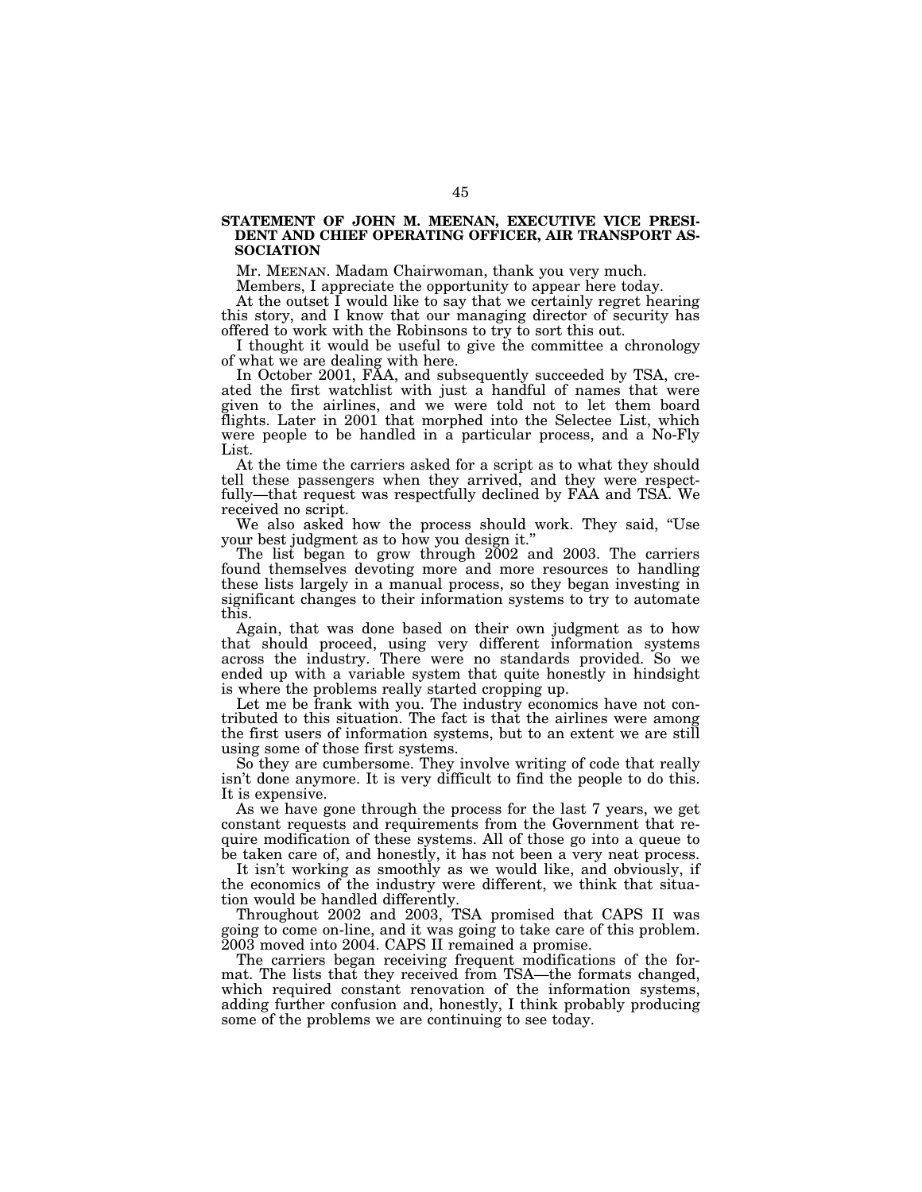**STATEMENT OF JOHN M. MEENAN, EXECUTIVE VICE PRESIDENT AND CHIEF OPERATING OFFICER, AIR TRANSPORT ASSOCIATION**

Mr. MEENAN. Madam Chairwoman, thank you very much.

Members, I appreciate the opportunity to appear here today.

At the outset I would like to say that we certainly regret hearing this story, and I know that our managing director of security has offered to work with the Robinsons to try to sort this out.

I thought it would be useful to give the committee a chronology of what we are dealing with here.

In October 2001, FAA, and subsequently succeeded by TSA, created the first watchlist with just a handful of names that were given to the airlines, and we were told not to let them board flights. Later in 2001 that morphed into the Selectee List, which were people to be handled in a particular process, and a No-Fly List.

At the time the carriers asked for a script as to what they should tell these passengers when they arrived, and they were respectfully—that request was respectfully declined by FAA and TSA. We received no script.

We also asked how the process should work. They said, "Use your best judgment as to how you design it."

The list began to grow through 2002 and 2003. The carriers found themselves devoting more and more resources to handling these lists largely in a manual process, so they began investing in significant changes to their information systems to try to automate this.

Again, that was done based on their own judgment as to how that should proceed, using very different information systems across the industry. There were no standards provided. So we ended up with a variable system that quite honestly in hindsight is where the problems really started cropping up.

Let me be frank with you. The industry economics have not contributed to this situation. The fact is that the airlines were among the first users of information systems, but to an extent we are still using some of those first systems.

So they are cumbersome. They involve writing of code that really isn't done anymore. It is very difficult to find the people to do this. It is expensive.

As we have gone through the process for the last 7 years, we get constant requests and requirements from the Government that require modification of these systems. All of those go into a queue to be taken care of, and honestly, it has not been a very neat process.

It isn't working as smoothly as we would like, and obviously, if the economics of the industry were different, we think that situation would be handled differently.

Throughout 2002 and 2003, TSA promised that CAPS II was going to come on-line, and it was going to take care of this problem. 2003 moved into 2004. CAPS II remained a promise.

The carriers began receiving frequent modifications of the format. The lists that they received from TSA—the formats changed, which required constant renovation of the information systems, adding further confusion and, honestly, I think probably producing some of the problems we are continuing to see today.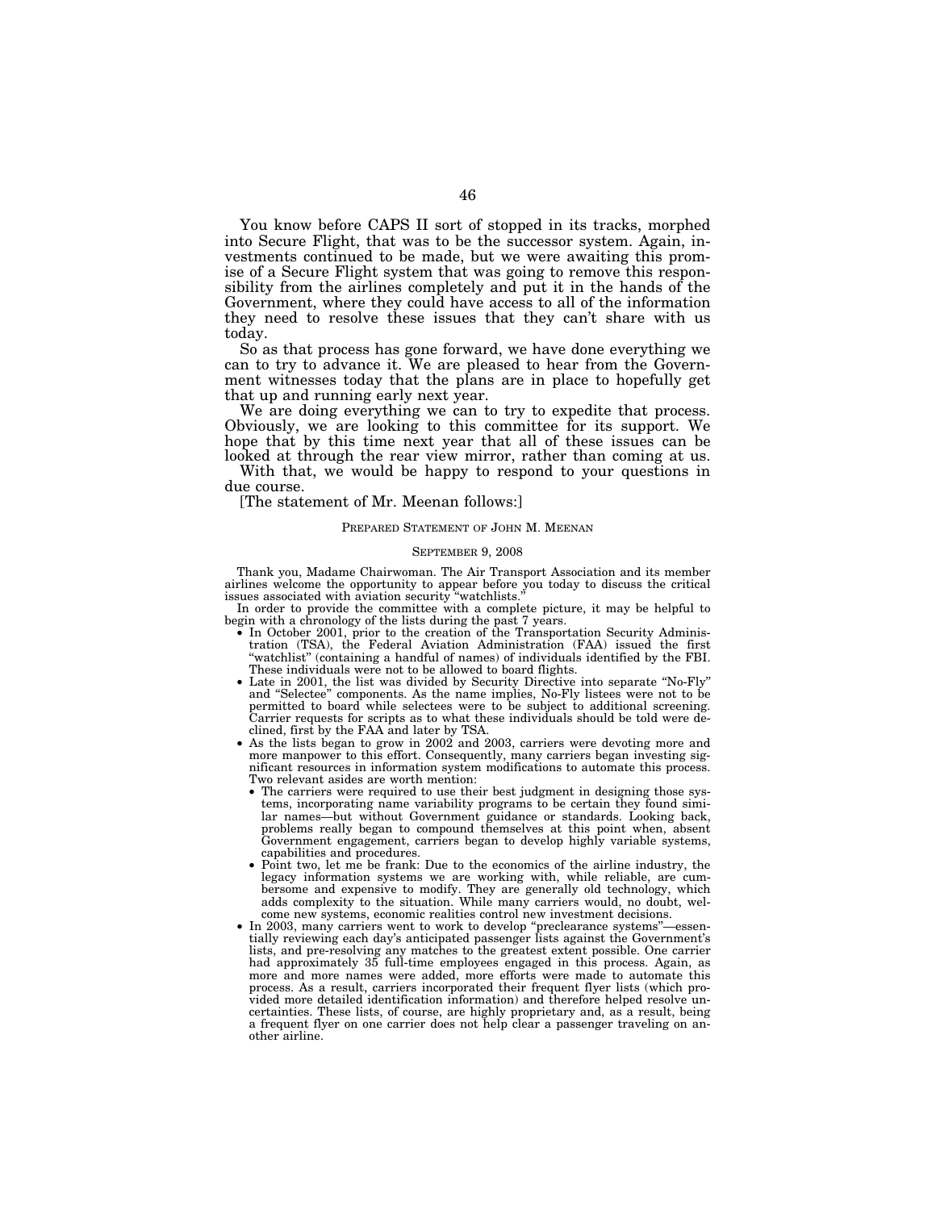You know before CAPS II sort of stopped in its tracks, morphed into Secure Flight, that was to be the successor system. Again, investments continued to be made, but we were awaiting this promise of a Secure Flight system that was going to remove this responsibility from the airlines completely and put it in the hands of the Government, where they could have access to all of the information they need to resolve these issues that they can't share with us today.

So as that process has gone forward, we have done everything we can to try to advance it. We are pleased to hear from the Government witnesses today that the plans are in place to hopefully get that up and running early next year.

We are doing everything we can to try to expedite that process. Obviously, we are looking to this committee for its support. We hope that by this time next year that all of these issues can be looked at through the rear view mirror, rather than coming at us.

With that, we would be happy to respond to your questions in due course.

[The statement of Mr. Meenan follows:]

PREPARED STATEMENT OF JOHN M. MEENAN

SEPTEMBER 9, 2008

Thank you, Madame Chairwoman. The Air Transport Association and its member airlines welcome the opportunity to appear before you today to discuss the critical issues associated with aviation security "watchlists."

In order to provide the committee with a complete picture, it may be helpful to begin with a chronology of the lists during the past 7 years.

- In October 2001, prior to the creation of the Transportation Security Administration (TSA), the Federal Aviation Administration (FAA) issued the first "watchlist" (containing a handful of names) of individuals identified by the FBI. These individuals were not to be allowed to board flights.
- Late in 2001, the list was divided by Security Directive into separate "No-Fly" and "Selectee" components. As the name implies, No-Fly listees were not to be permitted to board while selectees were to be subject to additional screening. Carrier requests for scripts as to what these individuals should be told were declined, first by the FAA and later by TSA.
- As the lists began to grow in 2002 and 2003, carriers were devoting more and more manpower to this effort. Consequently, many carriers began investing significant resources in information system modifications to automate this process. Two relevant asides are worth mention:
  - The carriers were required to use their best judgment in designing those systems, incorporating name variability programs to be certain they found similar names—but without Government guidance or standards. Looking back, problems really began to compound themselves at this point when, absent Government engagement, carriers began to develop highly variable systems, capabilities and procedures.
  - Point two, let me be frank: Due to the economics of the airline industry, the legacy information systems we are working with, while reliable, are cumbersome and expensive to modify. They are generally old technology, which adds complexity to the situation. While many carriers would, no doubt, welcome new systems, economic realities control new investment decisions.
- In 2003, many carriers went to work to develop "preclearance systems"—essentially reviewing each day's anticipated passenger lists against the Government's lists, and pre-resolving any matches to the greatest extent possible. One carrier had approximately 35 full-time employees engaged in this process. Again, as more and more names were added, more efforts were made to automate this process. As a result, carriers incorporated their frequent flyer lists (which provided more detailed identification information) and therefore helped resolve uncertainties. These lists, of course, are highly proprietary and, as a result, being a frequent flyer on one carrier does not help clear a passenger traveling on another airline.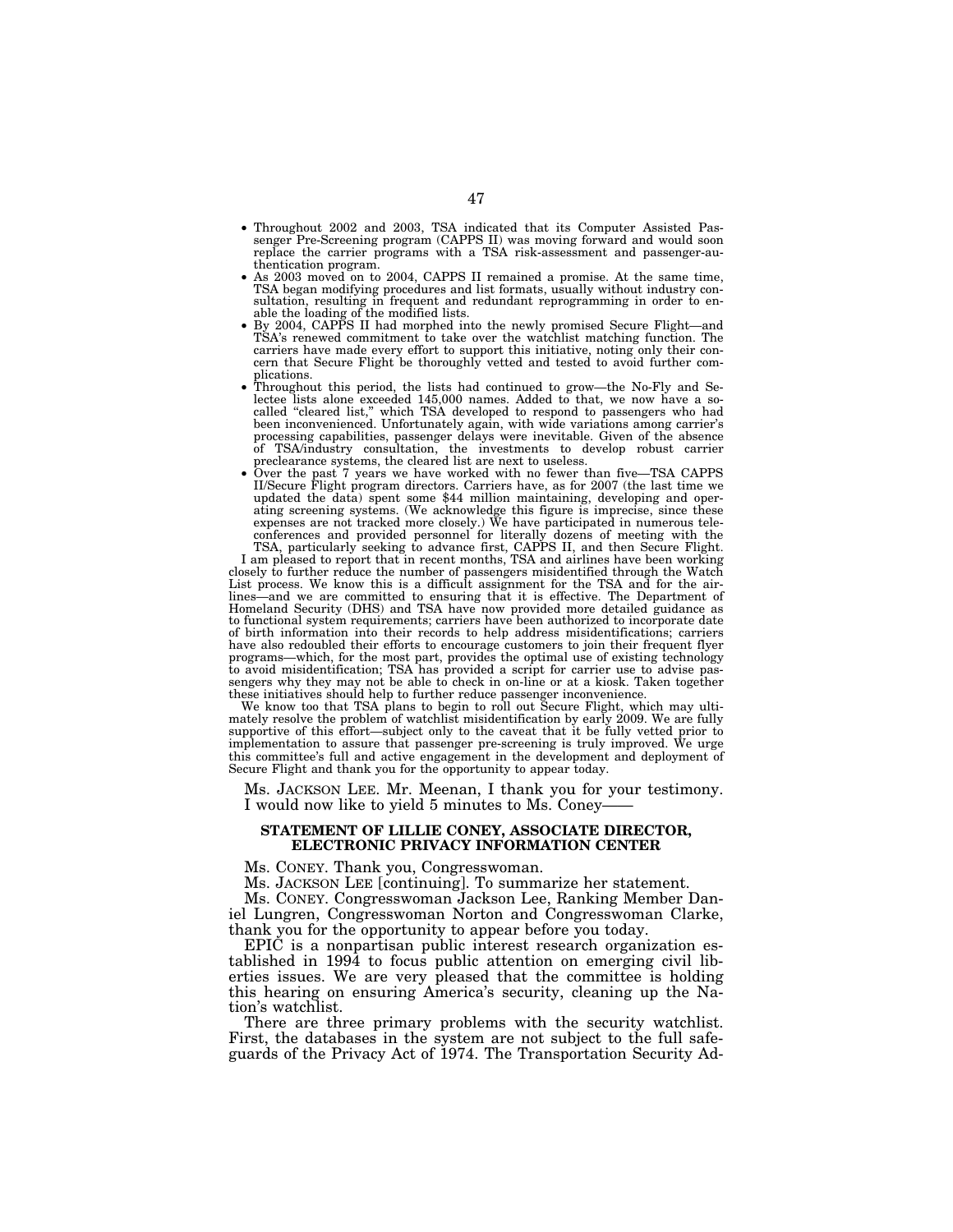- Throughout 2002 and 2003, TSA indicated that its Computer Assisted Passenger Pre-Screening program (CAPPS II) was moving forward and would soon replace the carrier programs with a TSA risk-assessment and passenger-authentication program.
- As 2003 moved on to 2004, CAPPS II remained a promise. At the same time, TSA began modifying procedures and list formats, usually without industry consultation, resulting in frequent and redundant reprogramming in order to enable the loading of the modified lists.
- By 2004, CAPPS II had morphed into the newly promised Secure Flight—and TSA's renewed commitment to take over the watchlist matching function. The carriers have made every effort to support this initiative, noting only their concern that Secure Flight be thoroughly vetted and tested to avoid further complications.
- Throughout this period, the lists had continued to grow—the No-Fly and Selectee lists alone exceeded 145,000 names. Added to that, we now have a so-called "cleared list," which TSA developed to respond to passengers who had been inconvenienced. Unfortunately again, with wide variations among carrier's processing capabilities, passenger delays were inevitable. Given of the absence of TSA/industry consultation, the investments to develop robust carrier preclearance systems, the cleared list are next to useless.
- Over the past 7 years we have worked with no fewer than five—TSA CAPPS II/Secure Flight program directors. Carriers have, as for 2007 (the last time we updated the data) spent some $44 million maintaining, developing and operating screening systems. (We acknowledge this figure is imprecise, since these expenses are not tracked more closely.) We have participated in numerous teleconferences and provided personnel for literally dozens of meeting with the TSA, particularly seeking to advance first, CAPPS II, and then Secure Flight.

I am pleased to report that in recent months, TSA and airlines have been working closely to further reduce the number of passengers misidentified through the Watch List process. We know this is a difficult assignment for the TSA and for the airlines—and we are committed to ensuring that it is effective. The Department of Homeland Security (DHS) and TSA have now provided more detailed guidance as to functional system requirements; carriers have been authorized to incorporate date of birth information into their records to help address misidentifications; carriers have also redoubled their efforts to encourage customers to join their frequent flyer programs—which, for the most part, provides the optimal use of existing technology to avoid misidentification; TSA has provided a script for carrier use to advise passengers why they may not be able to check in on-line or at a kiosk. Taken together these initiatives should help to further reduce passenger inconvenience.

We know too that TSA plans to begin to roll out Secure Flight, which may ultimately resolve the problem of watchlist misidentification by early 2009. We are fully supportive of this effort—subject only to the caveat that it be fully vetted prior to implementation to assure that passenger pre-screening is truly improved. We urge this committee's full and active engagement in the development and deployment of Secure Flight and thank you for the opportunity to appear today.

Ms. JACKSON LEE. Mr. Meenan, I thank you for your testimony. I would now like to yield 5 minutes to Ms. Coney——

## STATEMENT OF LILLIE CONEY, ASSOCIATE DIRECTOR, ELECTRONIC PRIVACY INFORMATION CENTER

Ms. CONEY. Thank you, Congresswoman.

Ms. JACKSON LEE [continuing]. To summarize her statement.

Ms. CONEY. Congresswoman Jackson Lee, Ranking Member Daniel Lungren, Congresswoman Norton and Congresswoman Clarke, thank you for the opportunity to appear before you today.

EPIC is a nonpartisan public interest research organization established in 1994 to focus public attention on emerging civil liberties issues. We are very pleased that the committee is holding this hearing on ensuring America's security, cleaning up the Nation's watchlist.

There are three primary problems with the security watchlist. First, the databases in the system are not subject to the full safeguards of the Privacy Act of 1974. The Transportation Security Ad-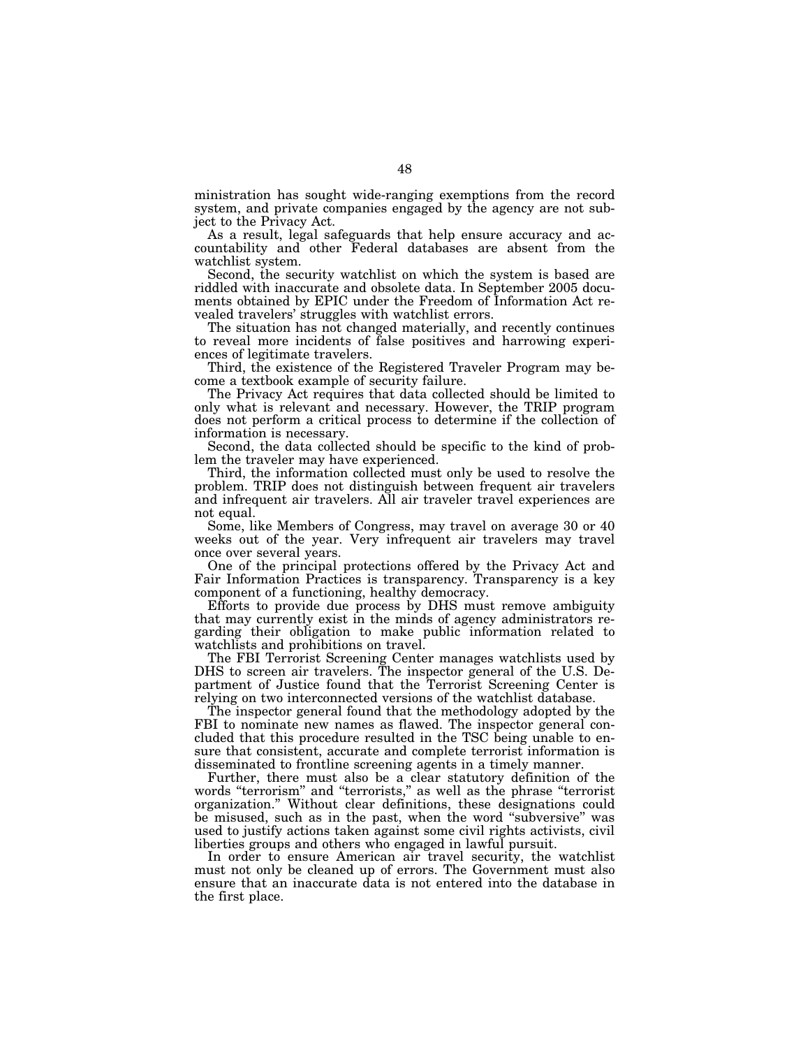ministration has sought wide-ranging exemptions from the record system, and private companies engaged by the agency are not subject to the Privacy Act.

As a result, legal safeguards that help ensure accuracy and accountability and other Federal databases are absent from the watchlist system.

Second, the security watchlist on which the system is based are riddled with inaccurate and obsolete data. In September 2005 documents obtained by EPIC under the Freedom of Information Act revealed travelers' struggles with watchlist errors.

The situation has not changed materially, and recently continues to reveal more incidents of false positives and harrowing experiences of legitimate travelers.

Third, the existence of the Registered Traveler Program may become a textbook example of security failure.

The Privacy Act requires that data collected should be limited to only what is relevant and necessary. However, the TRIP program does not perform a critical process to determine if the collection of information is necessary.

Second, the data collected should be specific to the kind of problem the traveler may have experienced.

Third, the information collected must only be used to resolve the problem. TRIP does not distinguish between frequent air travelers and infrequent air travelers. All air traveler travel experiences are not equal.

Some, like Members of Congress, may travel on average 30 or 40 weeks out of the year. Very infrequent air travelers may travel once over several years.

One of the principal protections offered by the Privacy Act and Fair Information Practices is transparency. Transparency is a key component of a functioning, healthy democracy.

Efforts to provide due process by DHS must remove ambiguity that may currently exist in the minds of agency administrators regarding their obligation to make public information related to watchlists and prohibitions on travel.

The FBI Terrorist Screening Center manages watchlists used by DHS to screen air travelers. The inspector general of the U.S. Department of Justice found that the Terrorist Screening Center is relying on two interconnected versions of the watchlist database.

The inspector general found that the methodology adopted by the FBI to nominate new names as flawed. The inspector general concluded that this procedure resulted in the TSC being unable to ensure that consistent, accurate and complete terrorist information is disseminated to frontline screening agents in a timely manner.

Further, there must also be a clear statutory definition of the words "terrorism" and "terrorists," as well as the phrase "terrorist organization." Without clear definitions, these designations could be misused, such as in the past, when the word "subversive" was used to justify actions taken against some civil rights activists, civil liberties groups and others who engaged in lawful pursuit.

In order to ensure American air travel security, the watchlist must not only be cleaned up of errors. The Government must also ensure that an inaccurate data is not entered into the database in the first place.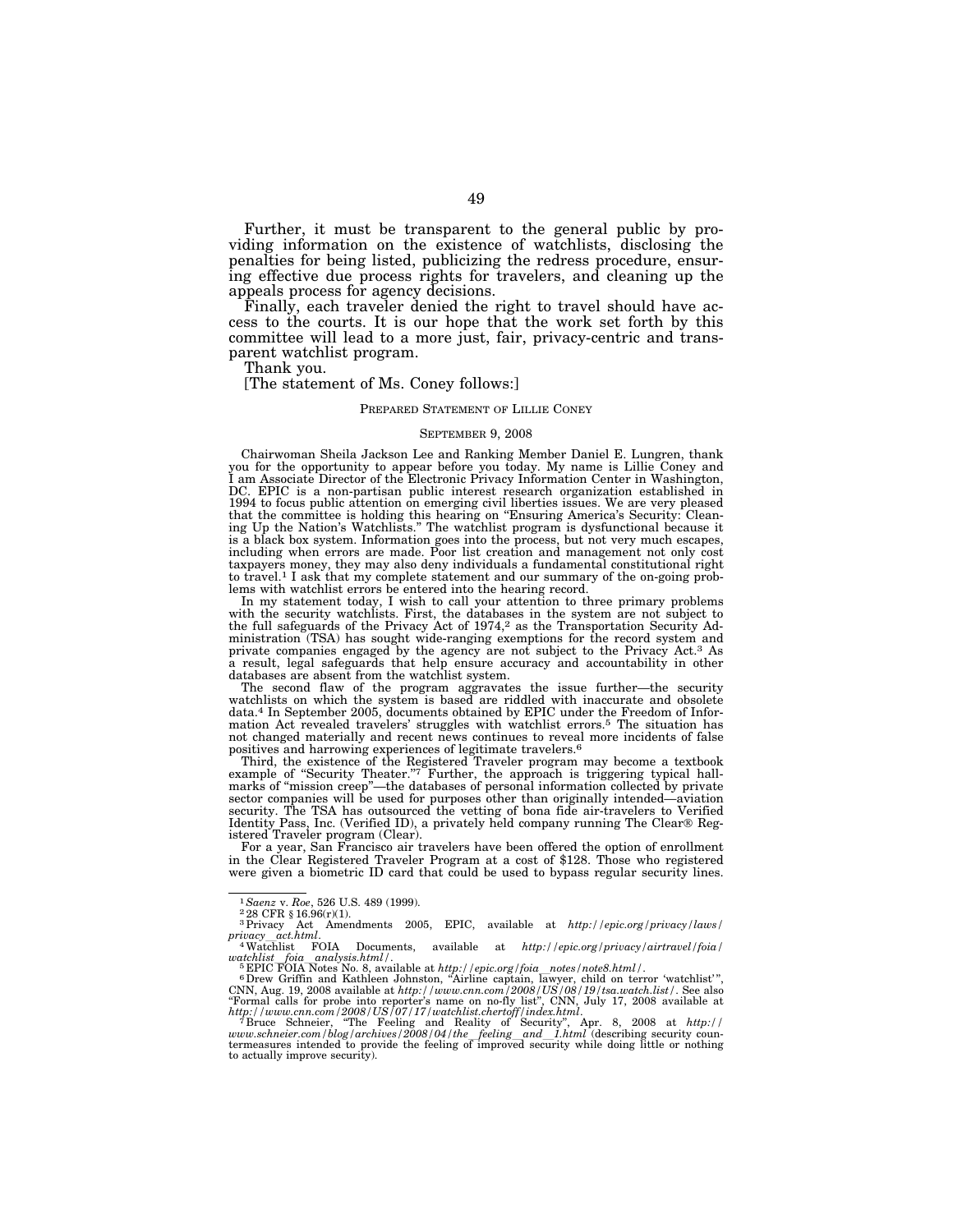Further, it must be transparent to the general public by providing information on the existence of watchlists, disclosing the penalties for being listed, publicizing the redress procedure, ensuring effective due process rights for travelers, and cleaning up the appeals process for agency decisions.

Finally, each traveler denied the right to travel should have access to the courts. It is our hope that the work set forth by this committee will lead to a more just, fair, privacy-centric and transparent watchlist program.

Thank you.

[The statement of Ms. Coney follows:]

## PREPARED STATEMENT OF LILLIE CONEY

SEPTEMBER 9, 2008

Chairwoman Sheila Jackson Lee and Ranking Member Daniel E. Lungren, thank you for the opportunity to appear before you today. My name is Lillie Coney and I am Associate Director of the Electronic Privacy Information Center in Washington, DC. EPIC is a non-partisan public interest research organization established in 1994 to focus public attention on emerging civil liberties issues. We are very pleased that the committee is holding this hearing on "Ensuring America's Security: Cleaning Up the Nation's Watchlists." The watchlist program is dysfunctional because it is a black box system. Information goes into the process, but not very much escapes, including when errors are made. Poor list creation and management not only cost taxpayers money, they may also deny individuals a fundamental constitutional right to travel.[1] I ask that my complete statement and our summary of the on-going problems with watchlist errors be entered into the hearing record.

In my statement today, I wish to call your attention to three primary problems with the security watchlists. First, the databases in the system are not subject to the full safeguards of the Privacy Act of 1974,[2] as the Transportation Security Administration (TSA) has sought wide-ranging exemptions for the record system and private companies engaged by the agency are not subject to the Privacy Act.[3] As a result, legal safeguards that help ensure accuracy and accountability in other databases are absent from the watchlist system.

The second flaw of the program aggravates the issue further—the security watchlists on which the system is based are riddled with inaccurate and obsolete data.[4] In September 2005, documents obtained by EPIC under the Freedom of Information Act revealed travelers' struggles with watchlist errors.[5] The situation has not changed materially and recent news continues to reveal more incidents of false positives and harrowing experiences of legitimate travelers.[6]

Third, the existence of the Registered Traveler program may become a textbook example of "Security Theater."[7] Further, the approach is triggering typical hallmarks of "mission creep"—the databases of personal information collected by private sector companies will be used for purposes other than originally intended—aviation security. The TSA has outsourced the vetting of bona fide air-travelers to Verified Identity Pass, Inc. (Verified ID), a privately held company running The Clear® Registered Traveler program (Clear).

For a year, San Francisco air travelers have been offered the option of enrollment in the Clear Registered Traveler Program at a cost of $128. Those who registered were given a biometric ID card that could be used to bypass regular security lines.

---

[1] *Saenz* v. *Roe*, 526 U.S. 489 (1999).

[2] 28 CFR § 16.96(r)(1).

[3] Privacy Act Amendments 2005, EPIC, available at *http://epic.org/privacy/laws/privacy_act.html*.

[4] Watchlist FOIA Documents, available at *http://epic.org/privacy/airtravel/foia/watchlist_foia_analysis.html/*.

[5] EPIC FOIA Notes No. 8, available at *http://epic.org/foia_notes/note8.html/*.

[6] Drew Griffin and Kathleen Johnston, "Airline captain, lawyer, child on terror 'watchlist' ", CNN, Aug. 19, 2008 available at *http://www.cnn.com/2008/US/08/19/tsa.watch.list/*. See also "Formal calls for probe into reporter's name on no-fly list", CNN, July 17, 2008 available at *http://www.cnn.com/2008/US/07/17/watchlist.chertoff/index.html*.

[7] Bruce Schneier, "The Feeling and Reality of Security", Apr. 8, 2008 at *http://www.schneier.com/blog/archives/2008/04/the_feeling_and_1.html* (describing security countermeasures intended to provide the feeling of improved security while doing little or nothing to actually improve security).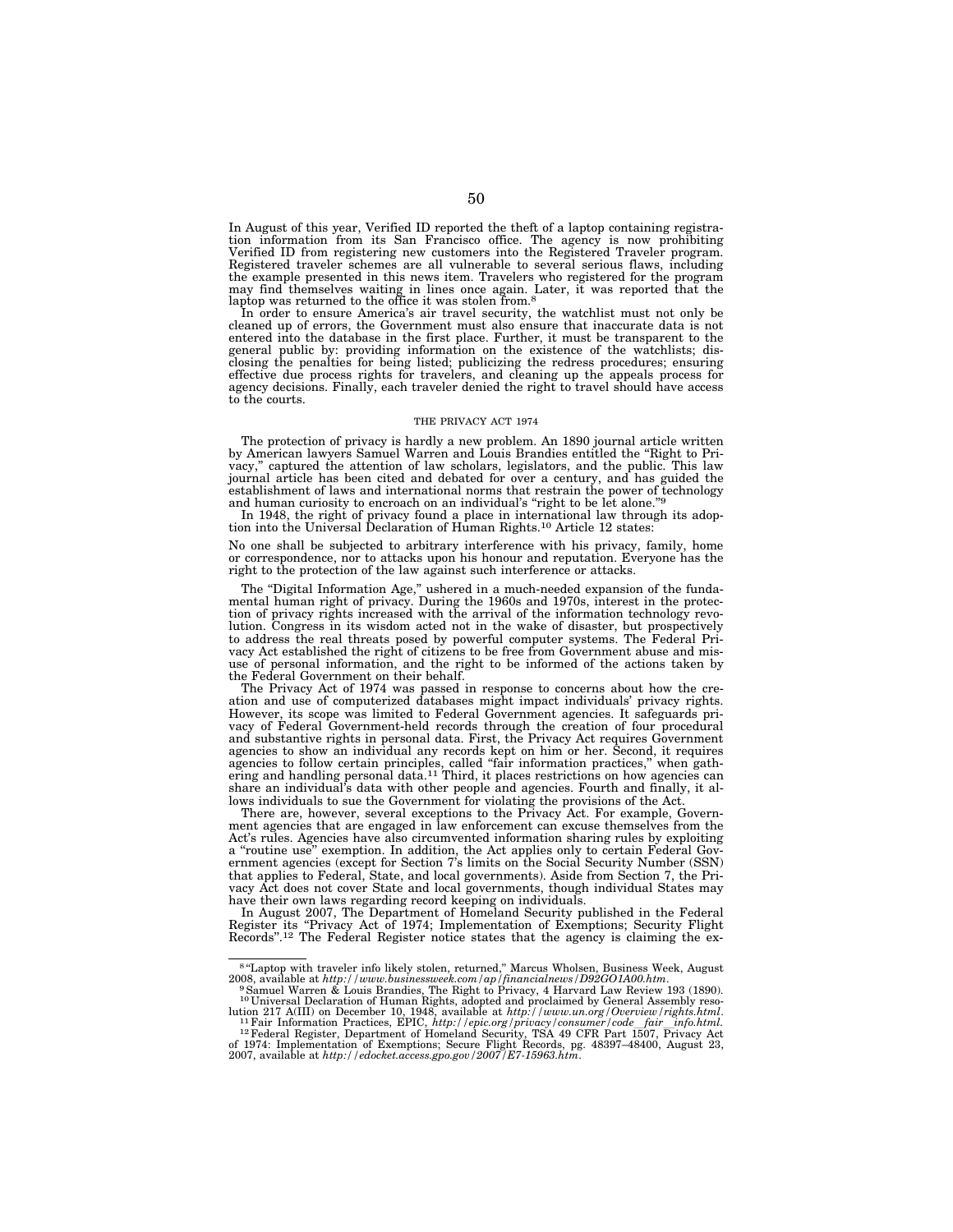In August of this year, Verified ID reported the theft of a laptop containing registration information from its San Francisco office. The agency is now prohibiting Verified ID from registering new customers into the Registered Traveler program. Registered traveler schemes are all vulnerable to several serious flaws, including the example presented in this news item. Travelers who registered for the program may find themselves waiting in lines once again. Later, it was reported that the laptop was returned to the office it was stolen from.[8]

In order to ensure America's air travel security, the watchlist must not only be cleaned up of errors, the Government must also ensure that inaccurate data is not entered into the database in the first place. Further, it must be transparent to the general public by: providing information on the existence of the watchlists; disclosing the penalties for being listed; publicizing the redress procedures; ensuring effective due process rights for travelers, and cleaning up the appeals process for agency decisions. Finally, each traveler denied the right to travel should have access to the courts.

## THE PRIVACY ACT 1974

The protection of privacy is hardly a new problem. An 1890 journal article written by American lawyers Samuel Warren and Louis Brandies entitled the "Right to Privacy," captured the attention of law scholars, legislators, and the public. This law journal article has been cited and debated for over a century, and has guided the establishment of laws and international norms that restrain the power of technology and human curiosity to encroach on an individual's "right to be let alone."[9]

In 1948, the right of privacy found a place in international law through its adoption into the Universal Declaration of Human Rights.[10] Article 12 states:

No one shall be subjected to arbitrary interference with his privacy, family, home or correspondence, nor to attacks upon his honour and reputation. Everyone has the right to the protection of the law against such interference or attacks.

The "Digital Information Age," ushered in a much-needed expansion of the fundamental human right of privacy. During the 1960s and 1970s, interest in the protection of privacy rights increased with the arrival of the information technology revolution. Congress in its wisdom acted not in the wake of disaster, but prospectively to address the real threats posed by powerful computer systems. The Federal Privacy Act established the right of citizens to be free from Government abuse and misuse of personal information, and the right to be informed of the actions taken by the Federal Government on their behalf.

The Privacy Act of 1974 was passed in response to concerns about how the creation and use of computerized databases might impact individuals' privacy rights. However, its scope was limited to Federal Government agencies. It safeguards privacy of Federal Government-held records through the creation of four procedural and substantive rights in personal data. First, the Privacy Act requires Government agencies to show an individual any records kept on him or her. Second, it requires agencies to follow certain principles, called "fair information practices," when gathering and handling personal data.[11] Third, it places restrictions on how agencies can share an individual's data with other people and agencies. Fourth and finally, it allows individuals to sue the Government for violating the provisions of the Act.

There are, however, several exceptions to the Privacy Act. For example, Government agencies that are engaged in law enforcement can excuse themselves from the Act's rules. Agencies have also circumvented information sharing rules by exploiting a "routine use" exemption. In addition, the Act applies only to certain Federal Government agencies (except for Section 7's limits on the Social Security Number (SSN) that applies to Federal, State, and local governments). Aside from Section 7, the Privacy Act does not cover State and local governments, though individual States may have their own laws regarding record keeping on individuals.

In August 2007, The Department of Homeland Security published in the Federal Register its "Privacy Act of 1974; Implementation of Exemptions; Security Flight Records".[12] The Federal Register notice states that the agency is claiming the ex-

---

[8] "Laptop with traveler info likely stolen, returned," Marcus Wholsen, Business Week, August 2008, available at *http://www.businessweek.com/ap/financialnews/D92GO1A00.htm*.

[9] Samuel Warren & Louis Brandies, The Right to Privacy, 4 Harvard Law Review 193 (1890).

[10] Universal Declaration of Human Rights, adopted and proclaimed by General Assembly resolution 217 A(III) on December 10, 1948, available at *http://www.un.org/Overview/rights.html*.

[11] Fair Information Practices, EPIC, *http://epic.org/privacy/consumer/code_fair_info.html*.

[12] Federal Register, Department of Homeland Security, TSA 49 CFR Part 1507, Privacy Act of 1974: Implementation of Exemptions; Secure Flight Records, pg. 48397–48400, August 23, 2007, available at *http://edocket.access.gpo.gov/2007/E7-15963.htm*.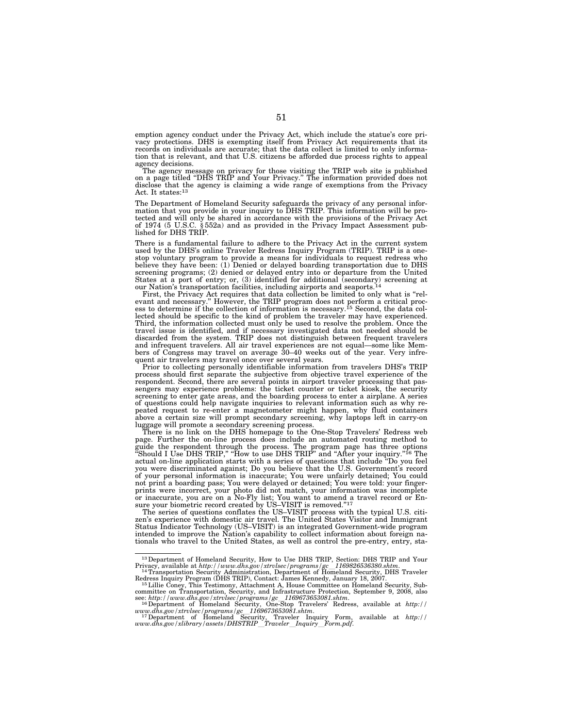emption agency conduct under the Privacy Act, which include the statue's core privacy protections. DHS is exempting itself from Privacy Act requirements that its records on individuals are accurate; that the data collect is limited to only information that is relevant, and that U.S. citizens be afforded due process rights to appeal agency decisions.

The agency message on privacy for those visiting the TRIP web site is published on a page titled "DHS TRIP and Your Privacy." The information provided does not disclose that the agency is claiming a wide range of exemptions from the Privacy Act. It states:[13]

The Department of Homeland Security safeguards the privacy of any personal information that you provide in your inquiry to DHS TRIP. This information will be protected and will only be shared in accordance with the provisions of the Privacy Act of 1974 (5 U.S.C. § 552a) and as provided in the Privacy Impact Assessment published for DHS TRIP.

There is a fundamental failure to adhere to the Privacy Act in the current system used by the DHS's online Traveler Redress Inquiry Program (TRIP). TRIP is a one-stop voluntary program to provide a means for individuals to request redress who believe they have been: (1) Denied or delayed boarding transportation due to DHS screening programs; (2) denied or delayed entry into or departure from the United States at a port of entry; or, (3) identified for additional (secondary) screening at our Nation's transportation facilities, including airports and seaports.[14]

First, the Privacy Act requires that data collection be limited to only what is "relevant and necessary." However, the TRIP program does not perform a critical process to determine if the collection of information is necessary.[15] Second, the data collected should be specific to the kind of problem the traveler may have experienced. Third, the information collected must only be used to resolve the problem. Once the travel issue is identified, and if necessary investigated data not needed should be discarded from the system. TRIP does not distinguish between frequent travelers and infrequent travelers. All air travel experiences are not equal—some like Members of Congress may travel on average 30–40 weeks out of the year. Very infrequent air travelers may travel once over several years.

Prior to collecting personally identifiable information from travelers DHS's TRIP process should first separate the subjective from objective travel experience of the respondent. Second, there are several points in airport traveler processing that passengers may experience problems: the ticket counter or ticket kiosk, the security screening to enter gate areas, and the boarding process to enter a airplane. A series of questions could help navigate inquiries to relevant information such as why repeated request to re-enter a magnetometer might happen, why fluid containers above a certain size will prompt secondary screening, why laptops left in carry-on luggage will promote a secondary screening process.

There is no link on the DHS homepage to the One-Stop Travelers' Redress web page. Further the on-line process does include an automated routing method to guide the respondent through the process. The program page has three options "Should I Use DHS TRIP," "How to use DHS TRIP" and "After your inquiry."[16] The actual on-line application starts with a series of questions that include "Do you feel you were discriminated against; Do you believe that the U.S. Government's record of your personal information is inaccurate; You were unfairly detained; You could not print a boarding pass; You were delayed or detained; You were told: your fingerprints were incorrect, your photo did not match, your information was incomplete or inaccurate, you are on a No-Fly list; You want to amend a travel record or Ensure your biometric record created by US–VISIT is removed."[17]

The series of questions conflates the US–VISIT process with the typical U.S. citizen's experience with domestic air travel. The United States Visitor and Immigrant Status Indicator Technology (US–VISIT) is an integrated Government-wide program intended to improve the Nation's capability to collect information about foreign nationals who travel to the United States, as well as control the pre-entry, entry, sta-

---

[13] Department of Homeland Security, How to Use DHS TRIP, Section: DHS TRIP and Your Privacy, available at *http://www.dhs.gov/xtrvlsec/programs/gc_1169826536380.shtm*.

[14] Transportation Security Administration, Department of Homeland Security, DHS Traveler Redress Inquiry Program (DHS TRIP), Contact: James Kennedy, January 18, 2007.

[15] Lillie Coney, This Testimony, Attachment A, House Committee on Homeland Security, Subcommittee on Transportation, Security, and Infrastructure Protection, September 9, 2008, also see: *http://www.dhs.gov/xtrvlsec/programs/gc_1169673653081.shtm*.

[16] Department of Homeland Security, One-Stop Travelers' Redress, available at *http://www.dhs.gov/xtrvlsec/programs/gc_1169673653081.shtm*.

[17] Department of Homeland Security, Traveler Inquiry Form, available at *http://www.dhs.gov/xlibrary/assets/DHSTRIP_Traveler_Inquiry_Form.pdf*.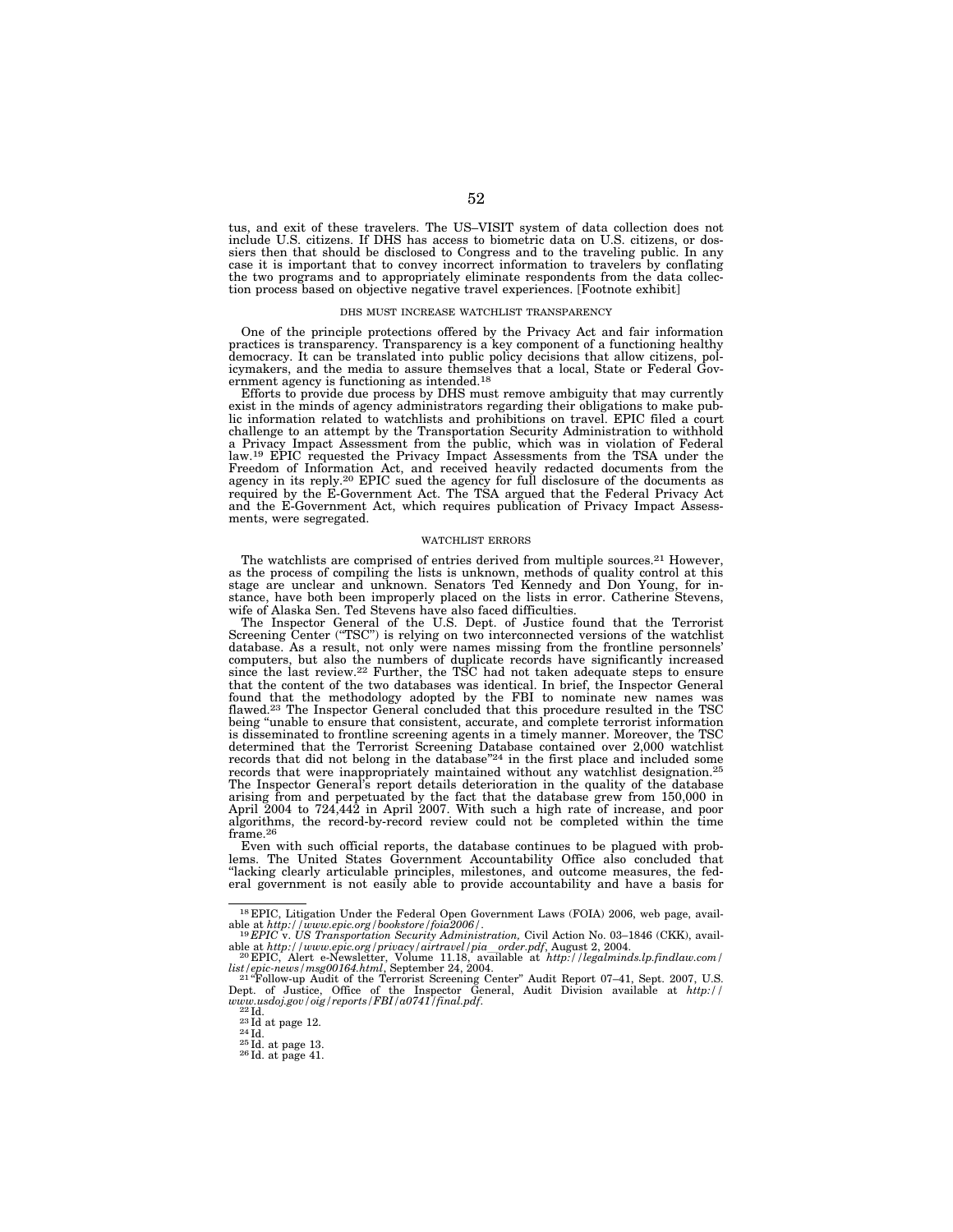tus, and exit of these travelers. The US–VISIT system of data collection does not include U.S. citizens. If DHS has access to biometric data on U.S. citizens, or dossiers then that should be disclosed to Congress and to the traveling public. In any case it is important that to convey incorrect information to travelers by conflating the two programs and to appropriately eliminate respondents from the data collection process based on objective negative travel experiences. [Footnote exhibit]

## DHS MUST INCREASE WATCHLIST TRANSPARENCY

One of the principle protections offered by the Privacy Act and fair information practices is transparency. Transparency is a key component of a functioning healthy democracy. It can be translated into public policy decisions that allow citizens, policymakers, and the media to assure themselves that a local, State or Federal Government agency is functioning as intended.[18]

Efforts to provide due process by DHS must remove ambiguity that may currently exist in the minds of agency administrators regarding their obligations to make public information related to watchlists and prohibitions on travel. EPIC filed a court challenge to an attempt by the Transportation Security Administration to withhold a Privacy Impact Assessment from the public, which was in violation of Federal law.[19] EPIC requested the Privacy Impact Assessments from the TSA under the Freedom of Information Act, and received heavily redacted documents from the agency in its reply.[20] EPIC sued the agency for full disclosure of the documents as required by the E-Government Act. The TSA argued that the Federal Privacy Act and the E-Government Act, which requires publication of Privacy Impact Assessments, were segregated.

## WATCHLIST ERRORS

The watchlists are comprised of entries derived from multiple sources.[21] However, as the process of compiling the lists is unknown, methods of quality control at this stage are unclear and unknown. Senators Ted Kennedy and Don Young, for instance, have both been improperly placed on the lists in error. Catherine Stevens, wife of Alaska Sen. Ted Stevens have also faced difficulties.

The Inspector General of the U.S. Dept. of Justice found that the Terrorist Screening Center ("TSC") is relying on two interconnected versions of the watchlist database. As a result, not only were names missing from the frontline personnels' computers, but also the numbers of duplicate records have significantly increased since the last review.[22] Further, the TSC had not taken adequate steps to ensure that the content of the two databases was identical. In brief, the Inspector General found that the methodology adopted by the FBI to nominate new names was flawed.[23] The Inspector General concluded that this procedure resulted in the TSC being "unable to ensure that consistent, accurate, and complete terrorist information is disseminated to frontline screening agents in a timely manner. Moreover, the TSC determined that the Terrorist Screening Database contained over 2,000 watchlist records that did not belong in the database"[24] in the first place and included some records that were inappropriately maintained without any watchlist designation.[25] The Inspector General's report details deterioration in the quality of the database arising from and perpetuated by the fact that the database grew from 150,000 in April 2004 to 724,442 in April 2007. With such a high rate of increase, and poor algorithms, the record-by-record review could not be completed within the time frame.[26]

Even with such official reports, the database continues to be plagued with problems. The United States Government Accountability Office also concluded that "lacking clearly articulable principles, milestones, and outcome measures, the federal government is not easily able to provide accountability and have a basis for

---

[18] EPIC, Litigation Under the Federal Open Government Laws (FOIA) 2006, web page, available at *http://www.epic.org/bookstore/foia2006/*.

[19] *EPIC* v. *US Transportation Security Administration,* Civil Action No. 03–1846 (CKK), available at *http://www.epic.org/privacy/airtravel/pia_order.pdf*, August 2, 2004.

[20] EPIC, Alert e-Newsletter, Volume 11.18, available at *http://legalminds.lp.findlaw.com/list/epic-news/msg00164.html*, September 24, 2004.

[21] "Follow-up Audit of the Terrorist Screening Center" Audit Report 07–41, Sept. 2007, U.S. Dept. of Justice, Office of the Inspector General, Audit Division available at *http://www.usdoj.gov/oig/reports/FBI/a0741/final.pdf*.

[22] Id.

[23] Id at page 12.

[24] Id.

[25] Id. at page 13.

[26] Id. at page 41.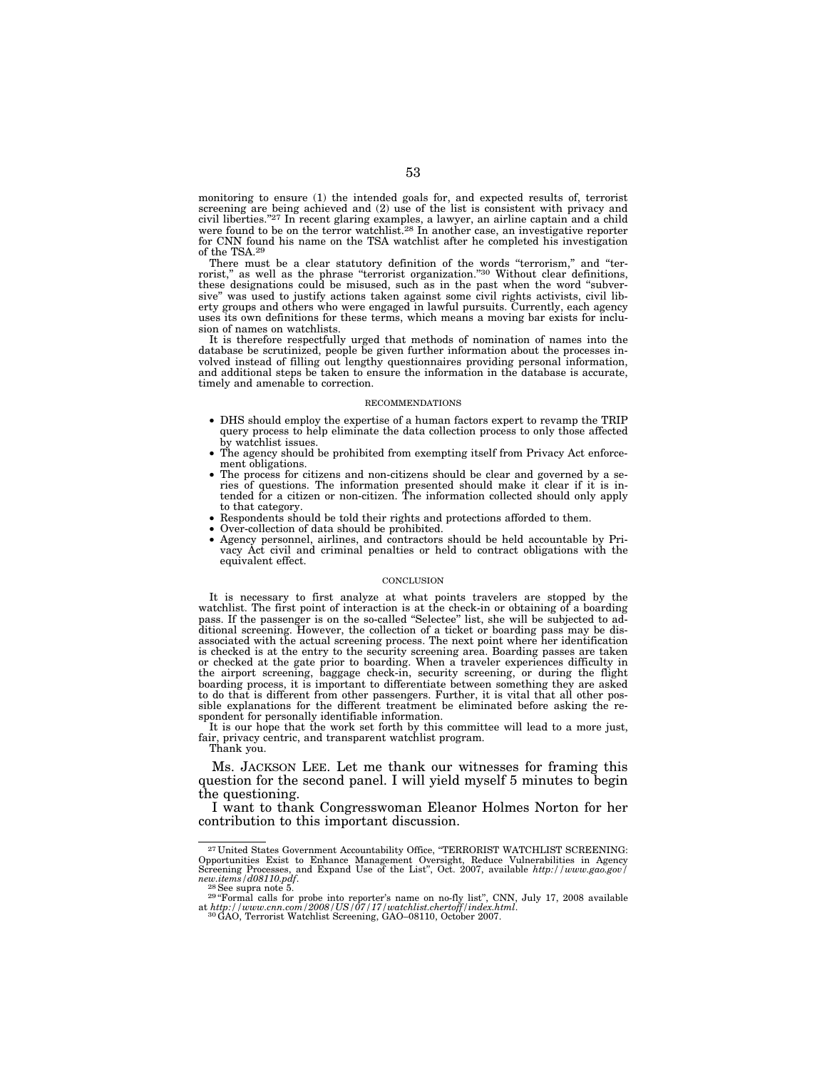monitoring to ensure (1) the intended goals for, and expected results of, terrorist screening are being achieved and (2) use of the list is consistent with privacy and civil liberties."[27] In recent glaring examples, a lawyer, an airline captain and a child were found to be on the terror watchlist.[28] In another case, an investigative reporter for CNN found his name on the TSA watchlist after he completed his investigation of the TSA.[29]

There must be a clear statutory definition of the words "terrorism," and "terrorist," as well as the phrase "terrorist organization."[30] Without clear definitions, these designations could be misused, such as in the past when the word "subversive" was used to justify actions taken against some civil rights activists, civil liberty groups and others who were engaged in lawful pursuits. Currently, each agency uses its own definitions for these terms, which means a moving bar exists for inclusion of names on watchlists.

It is therefore respectfully urged that methods of nomination of names into the database be scrutinized, people be given further information about the processes involved instead of filling out lengthy questionnaires providing personal information, and additional steps be taken to ensure the information in the database is accurate, timely and amenable to correction.

## RECOMMENDATIONS

- DHS should employ the expertise of a human factors expert to revamp the TRIP query process to help eliminate the data collection process to only those affected by watchlist issues.
- The agency should be prohibited from exempting itself from Privacy Act enforcement obligations.
- The process for citizens and non-citizens should be clear and governed by a series of questions. The information presented should make it clear if it is intended for a citizen or non-citizen. The information collected should only apply to that category.
- Respondents should be told their rights and protections afforded to them.
- Over-collection of data should be prohibited.
- Agency personnel, airlines, and contractors should be held accountable by Privacy Act civil and criminal penalties or held to contract obligations with the equivalent effect.

## CONCLUSION

It is necessary to first analyze at what points travelers are stopped by the watchlist. The first point of interaction is at the check-in or obtaining of a boarding pass. If the passenger is on the so-called "Selectee" list, she will be subjected to additional screening. However, the collection of a ticket or boarding pass may be disassociated with the actual screening process. The next point where her identification is checked is at the entry to the security screening area. Boarding passes are taken or checked at the gate prior to boarding. When a traveler experiences difficulty in the airport screening, baggage check-in, security screening, or during the flight boarding process, it is important to differentiate between something they are asked to do that is different from other passengers. Further, it is vital that all other possible explanations for the different treatment be eliminated before asking the respondent for personally identifiable information.

It is our hope that the work set forth by this committee will lead to a more just, fair, privacy centric, and transparent watchlist program.

Thank you.

Ms. JACKSON LEE. Let me thank our witnesses for framing this question for the second panel. I will yield myself 5 minutes to begin the questioning.

I want to thank Congresswoman Eleanor Holmes Norton for her contribution to this important discussion.

---

[27] United States Government Accountability Office, "TERRORIST WATCHLIST SCREENING: Opportunities Exist to Enhance Management Oversight, Reduce Vulnerabilities in Agency Screening Processes, and Expand Use of the List", Oct. 2007, available *http://www.gao.gov/new.items/d08110.pdf*.

[28] See supra note 5.

[29] "Formal calls for probe into reporter's name on no-fly list", CNN, July 17, 2008 available at *http://www.cnn.com/2008/US/07/17/watchlist.chertoff/index.html*.

[30] GAO, Terrorist Watchlist Screening, GAO–08110, October 2007.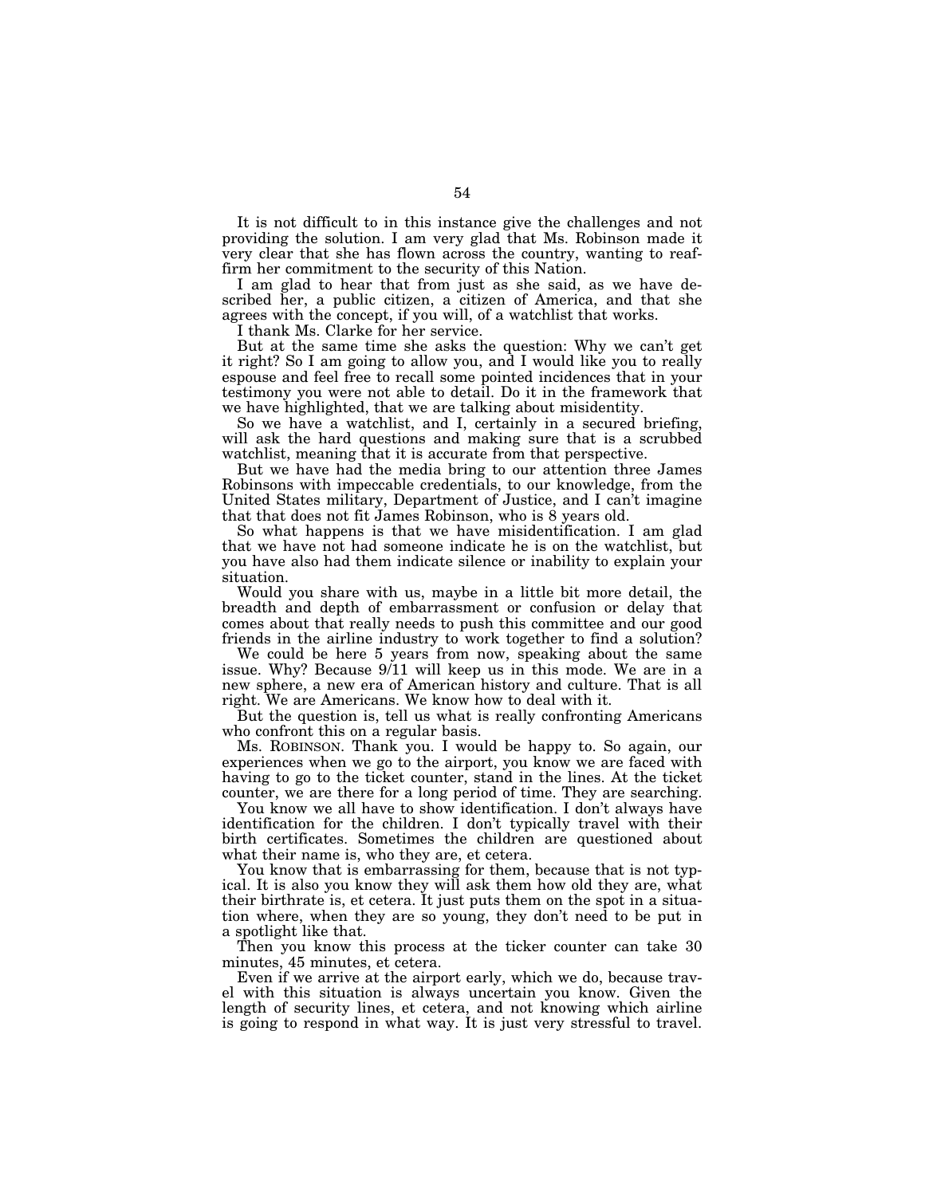It is not difficult to in this instance give the challenges and not providing the solution. I am very glad that Ms. Robinson made it very clear that she has flown across the country, wanting to reaffirm her commitment to the security of this Nation.

I am glad to hear that from just as she said, as we have described her, a public citizen, a citizen of America, and that she agrees with the concept, if you will, of a watchlist that works.

I thank Ms. Clarke for her service.

But at the same time she asks the question: Why we can't get it right? So I am going to allow you, and I would like you to really espouse and feel free to recall some pointed incidences that in your testimony you were not able to detail. Do it in the framework that we have highlighted, that we are talking about misidentity.

So we have a watchlist, and I, certainly in a secured briefing, will ask the hard questions and making sure that is a scrubbed watchlist, meaning that it is accurate from that perspective.

But we have had the media bring to our attention three James Robinsons with impeccable credentials, to our knowledge, from the United States military, Department of Justice, and I can't imagine that that does not fit James Robinson, who is 8 years old.

So what happens is that we have misidentification. I am glad that we have not had someone indicate he is on the watchlist, but you have also had them indicate silence or inability to explain your situation.

Would you share with us, maybe in a little bit more detail, the breadth and depth of embarrassment or confusion or delay that comes about that really needs to push this committee and our good friends in the airline industry to work together to find a solution?

We could be here 5 years from now, speaking about the same issue. Why? Because 9/11 will keep us in this mode. We are in a new sphere, a new era of American history and culture. That is all right. We are Americans. We know how to deal with it.

But the question is, tell us what is really confronting Americans who confront this on a regular basis.

Ms. ROBINSON. Thank you. I would be happy to. So again, our experiences when we go to the airport, you know we are faced with having to go to the ticket counter, stand in the lines. At the ticket counter, we are there for a long period of time. They are searching.

You know we all have to show identification. I don't always have identification for the children. I don't typically travel with their birth certificates. Sometimes the children are questioned about what their name is, who they are, et cetera.

You know that is embarrassing for them, because that is not typical. It is also you know they will ask them how old they are, what their birthrate is, et cetera. It just puts them on the spot in a situation where, when they are so young, they don't need to be put in a spotlight like that.

Then you know this process at the ticker counter can take 30 minutes, 45 minutes, et cetera.

Even if we arrive at the airport early, which we do, because travel with this situation is always uncertain you know. Given the length of security lines, et cetera, and not knowing which airline is going to respond in what way. It is just very stressful to travel.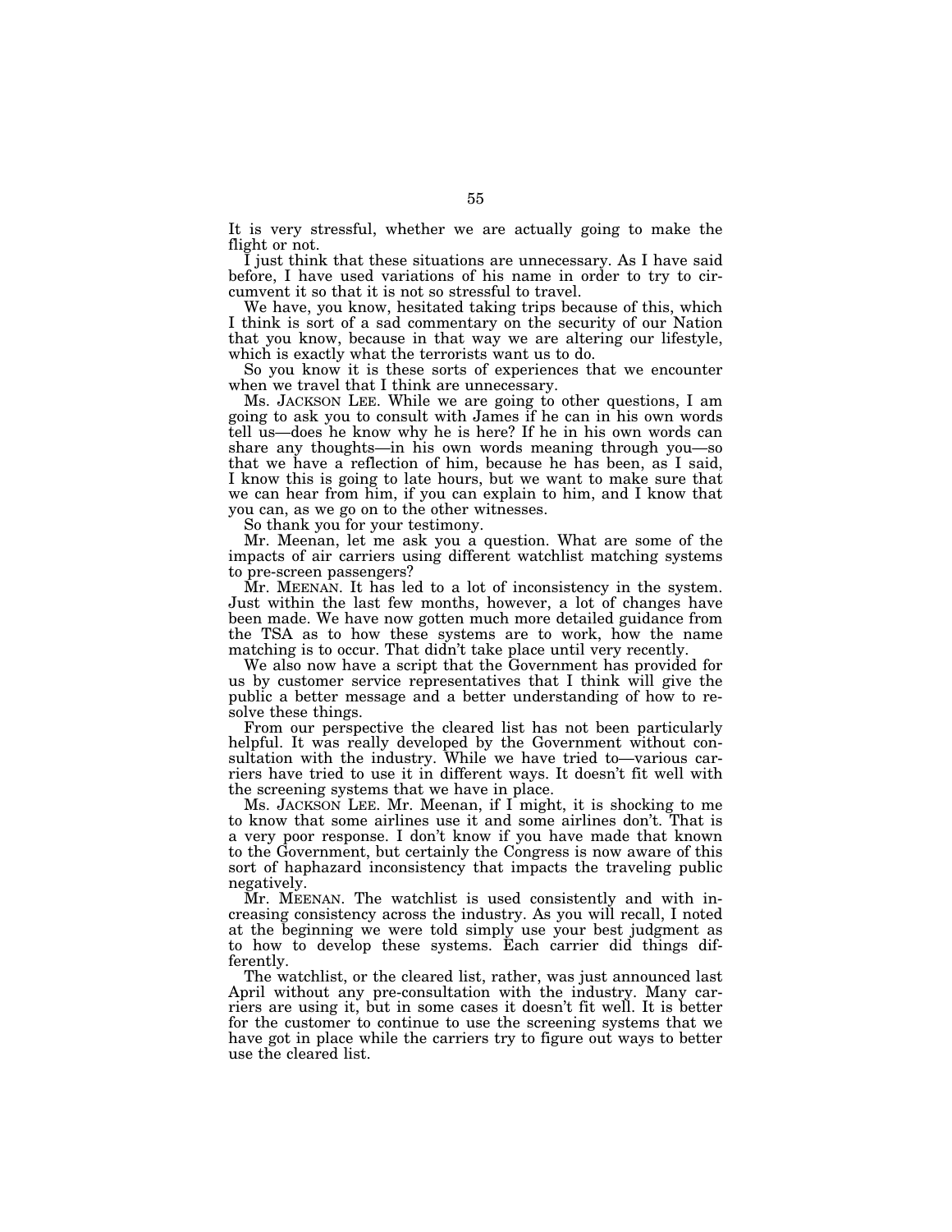It is very stressful, whether we are actually going to make the flight or not.

I just think that these situations are unnecessary. As I have said before, I have used variations of his name in order to try to circumvent it so that it is not so stressful to travel.

We have, you know, hesitated taking trips because of this, which I think is sort of a sad commentary on the security of our Nation that you know, because in that way we are altering our lifestyle, which is exactly what the terrorists want us to do.

So you know it is these sorts of experiences that we encounter when we travel that I think are unnecessary.

Ms. JACKSON LEE. While we are going to other questions, I am going to ask you to consult with James if he can in his own words tell us—does he know why he is here? If he in his own words can share any thoughts—in his own words meaning through you—so that we have a reflection of him, because he has been, as I said, I know this is going to late hours, but we want to make sure that we can hear from him, if you can explain to him, and I know that you can, as we go on to the other witnesses.

So thank you for your testimony.

Mr. Meenan, let me ask you a question. What are some of the impacts of air carriers using different watchlist matching systems to pre-screen passengers?

Mr. MEENAN. It has led to a lot of inconsistency in the system. Just within the last few months, however, a lot of changes have been made. We have now gotten much more detailed guidance from the TSA as to how these systems are to work, how the name matching is to occur. That didn't take place until very recently.

We also now have a script that the Government has provided for us by customer service representatives that I think will give the public a better message and a better understanding of how to resolve these things.

From our perspective the cleared list has not been particularly helpful. It was really developed by the Government without consultation with the industry. While we have tried to—various carriers have tried to use it in different ways. It doesn't fit well with the screening systems that we have in place.

Ms. JACKSON LEE. Mr. Meenan, if I might, it is shocking to me to know that some airlines use it and some airlines don't. That is a very poor response. I don't know if you have made that known to the Government, but certainly the Congress is now aware of this sort of haphazard inconsistency that impacts the traveling public negatively.

Mr. MEENAN. The watchlist is used consistently and with increasing consistency across the industry. As you will recall, I noted at the beginning we were told simply use your best judgment as to how to develop these systems. Each carrier did things differently.

The watchlist, or the cleared list, rather, was just announced last April without any pre-consultation with the industry. Many carriers are using it, but in some cases it doesn't fit well. It is better for the customer to continue to use the screening systems that we have got in place while the carriers try to figure out ways to better use the cleared list.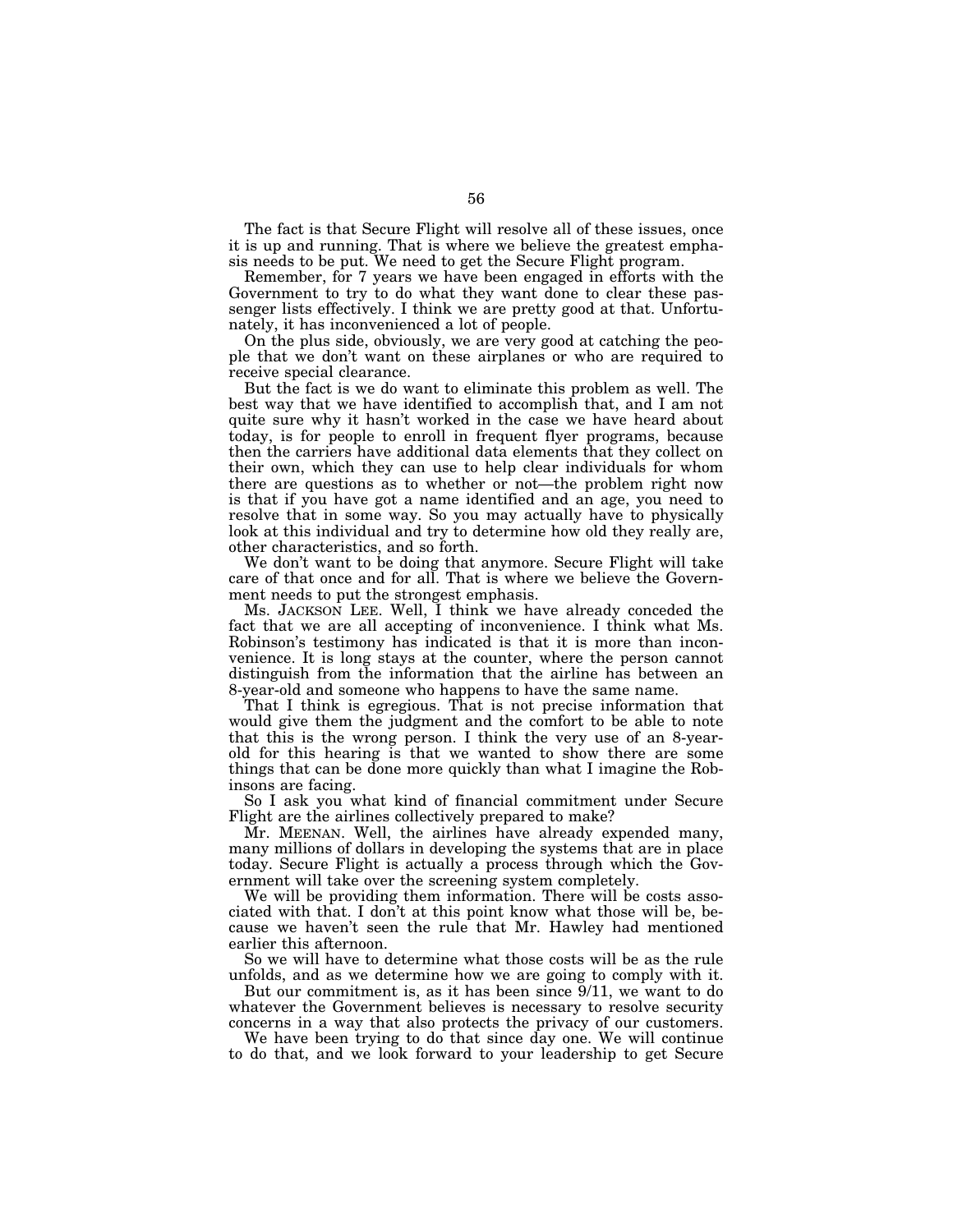The fact is that Secure Flight will resolve all of these issues, once it is up and running. That is where we believe the greatest emphasis needs to be put. We need to get the Secure Flight program.

Remember, for 7 years we have been engaged in efforts with the Government to try to do what they want done to clear these passenger lists effectively. I think we are pretty good at that. Unfortunately, it has inconvenienced a lot of people.

On the plus side, obviously, we are very good at catching the people that we don't want on these airplanes or who are required to receive special clearance.

But the fact is we do want to eliminate this problem as well. The best way that we have identified to accomplish that, and I am not quite sure why it hasn't worked in the case we have heard about today, is for people to enroll in frequent flyer programs, because then the carriers have additional data elements that they collect on their own, which they can use to help clear individuals for whom there are questions as to whether or not—the problem right now is that if you have got a name identified and an age, you need to resolve that in some way. So you may actually have to physically look at this individual and try to determine how old they really are, other characteristics, and so forth.

We don't want to be doing that anymore. Secure Flight will take care of that once and for all. That is where we believe the Government needs to put the strongest emphasis.

Ms. JACKSON LEE. Well, I think we have already conceded the fact that we are all accepting of inconvenience. I think what Ms. Robinson's testimony has indicated is that it is more than inconvenience. It is long stays at the counter, where the person cannot distinguish from the information that the airline has between an 8-year-old and someone who happens to have the same name.

That I think is egregious. That is not precise information that would give them the judgment and the comfort to be able to note that this is the wrong person. I think the very use of an 8-year-old for this hearing is that we wanted to show there are some things that can be done more quickly than what I imagine the Robinsons are facing.

So I ask you what kind of financial commitment under Secure Flight are the airlines collectively prepared to make?

Mr. MEENAN. Well, the airlines have already expended many, many millions of dollars in developing the systems that are in place today. Secure Flight is actually a process through which the Government will take over the screening system completely.

We will be providing them information. There will be costs associated with that. I don't at this point know what those will be, because we haven't seen the rule that Mr. Hawley had mentioned earlier this afternoon.

So we will have to determine what those costs will be as the rule unfolds, and as we determine how we are going to comply with it.

But our commitment is, as it has been since 9/11, we want to do whatever the Government believes is necessary to resolve security concerns in a way that also protects the privacy of our customers.

We have been trying to do that since day one. We will continue to do that, and we look forward to your leadership to get Secure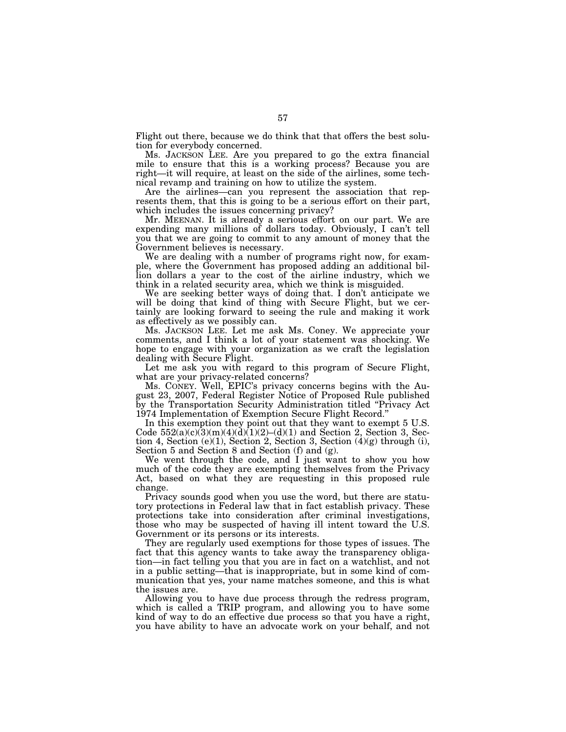Flight out there, because we do think that that offers the best solution for everybody concerned.

Ms. JACKSON LEE. Are you prepared to go the extra financial mile to ensure that this is a working process? Because you are right—it will require, at least on the side of the airlines, some technical revamp and training on how to utilize the system.

Are the airlines—can you represent the association that represents them, that this is going to be a serious effort on their part, which includes the issues concerning privacy?

Mr. MEENAN. It is already a serious effort on our part. We are expending many millions of dollars today. Obviously, I can't tell you that we are going to commit to any amount of money that the Government believes is necessary.

We are dealing with a number of programs right now, for example, where the Government has proposed adding an additional billion dollars a year to the cost of the airline industry, which we think in a related security area, which we think is misguided.

We are seeking better ways of doing that. I don't anticipate we will be doing that kind of thing with Secure Flight, but we certainly are looking forward to seeing the rule and making it work as effectively as we possibly can.

Ms. JACKSON LEE. Let me ask Ms. Coney. We appreciate your comments, and I think a lot of your statement was shocking. We hope to engage with your organization as we craft the legislation dealing with Secure Flight.

Let me ask you with regard to this program of Secure Flight, what are your privacy-related concerns?

Ms. CONEY. Well, EPIC's privacy concerns begins with the August 23, 2007, Federal Register Notice of Proposed Rule published by the Transportation Security Administration titled "Privacy Act 1974 Implementation of Exemption Secure Flight Record."

In this exemption they point out that they want to exempt 5 U.S. Code 552(a)(c)(3)(m)(4)(d)(1)(2)–(d)(1) and Section 2, Section 3, Section 4, Section (e)(1), Section 2, Section 3, Section (4)(g) through (i), Section 5 and Section 8 and Section (f) and (g).

We went through the code, and I just want to show you how much of the code they are exempting themselves from the Privacy Act, based on what they are requesting in this proposed rule change.

Privacy sounds good when you use the word, but there are statutory protections in Federal law that in fact establish privacy. These protections take into consideration after criminal investigations, those who may be suspected of having ill intent toward the U.S. Government or its persons or its interests.

They are regularly used exemptions for those types of issues. The fact that this agency wants to take away the transparency obligation—in fact telling you that you are in fact on a watchlist, and not in a public setting—that is inappropriate, but in some kind of communication that yes, your name matches someone, and this is what the issues are.

Allowing you to have due process through the redress program, which is called a TRIP program, and allowing you to have some kind of way to do an effective due process so that you have a right, you have ability to have an advocate work on your behalf, and not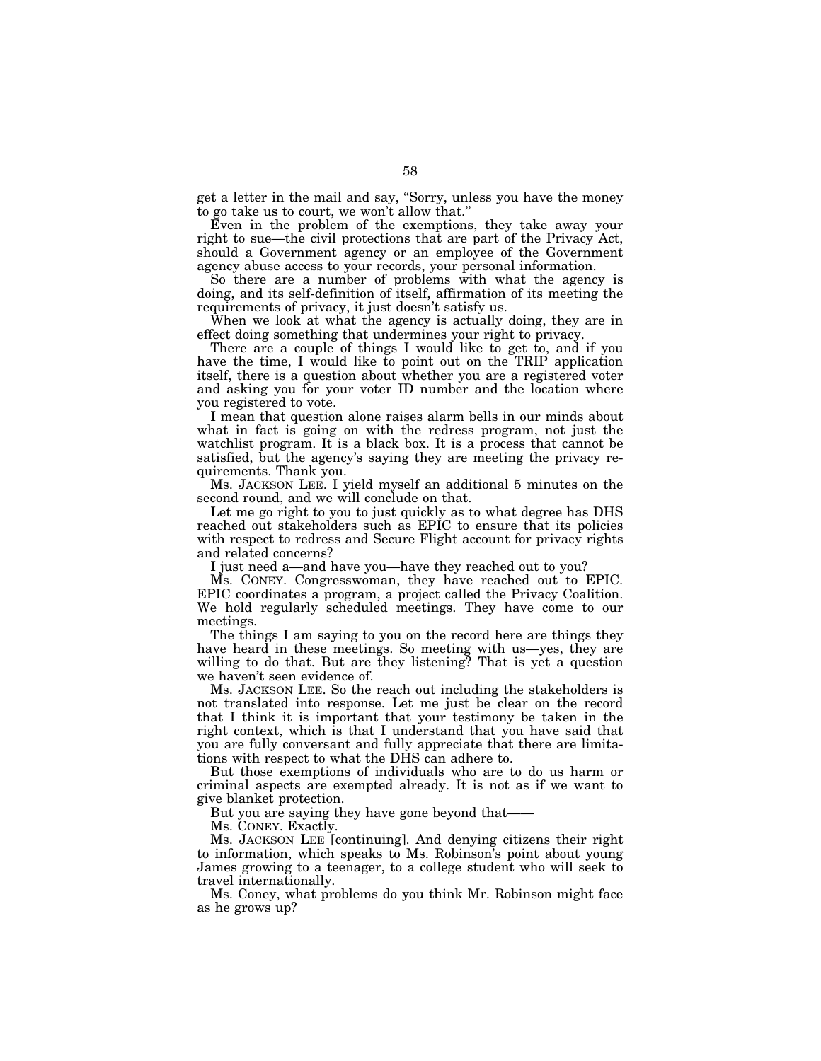get a letter in the mail and say, "Sorry, unless you have the money to go take us to court, we won't allow that."

Even in the problem of the exemptions, they take away your right to sue—the civil protections that are part of the Privacy Act, should a Government agency or an employee of the Government agency abuse access to your records, your personal information.

So there are a number of problems with what the agency is doing, and its self-definition of itself, affirmation of its meeting the requirements of privacy, it just doesn't satisfy us.

When we look at what the agency is actually doing, they are in effect doing something that undermines your right to privacy.

There are a couple of things I would like to get to, and if you have the time, I would like to point out on the TRIP application itself, there is a question about whether you are a registered voter and asking you for your voter ID number and the location where you registered to vote.

I mean that question alone raises alarm bells in our minds about what in fact is going on with the redress program, not just the watchlist program. It is a black box. It is a process that cannot be satisfied, but the agency's saying they are meeting the privacy requirements. Thank you.

Ms. JACKSON LEE. I yield myself an additional 5 minutes on the second round, and we will conclude on that.

Let me go right to you to just quickly as to what degree has DHS reached out stakeholders such as EPIC to ensure that its policies with respect to redress and Secure Flight account for privacy rights and related concerns?

I just need a—and have you—have they reached out to you?

Ms. CONEY. Congresswoman, they have reached out to EPIC. EPIC coordinates a program, a project called the Privacy Coalition. We hold regularly scheduled meetings. They have come to our meetings.

The things I am saying to you on the record here are things they have heard in these meetings. So meeting with us—yes, they are willing to do that. But are they listening? That is yet a question we haven't seen evidence of.

Ms. JACKSON LEE. So the reach out including the stakeholders is not translated into response. Let me just be clear on the record that I think it is important that your testimony be taken in the right context, which is that I understand that you have said that you are fully conversant and fully appreciate that there are limitations with respect to what the DHS can adhere to.

But those exemptions of individuals who are to do us harm or criminal aspects are exempted already. It is not as if we want to give blanket protection.

But you are saying they have gone beyond that——

Ms. CONEY. Exactly.

Ms. JACKSON LEE [continuing]. And denying citizens their right to information, which speaks to Ms. Robinson's point about young James growing to a teenager, to a college student who will seek to travel internationally.

Ms. Coney, what problems do you think Mr. Robinson might face as he grows up?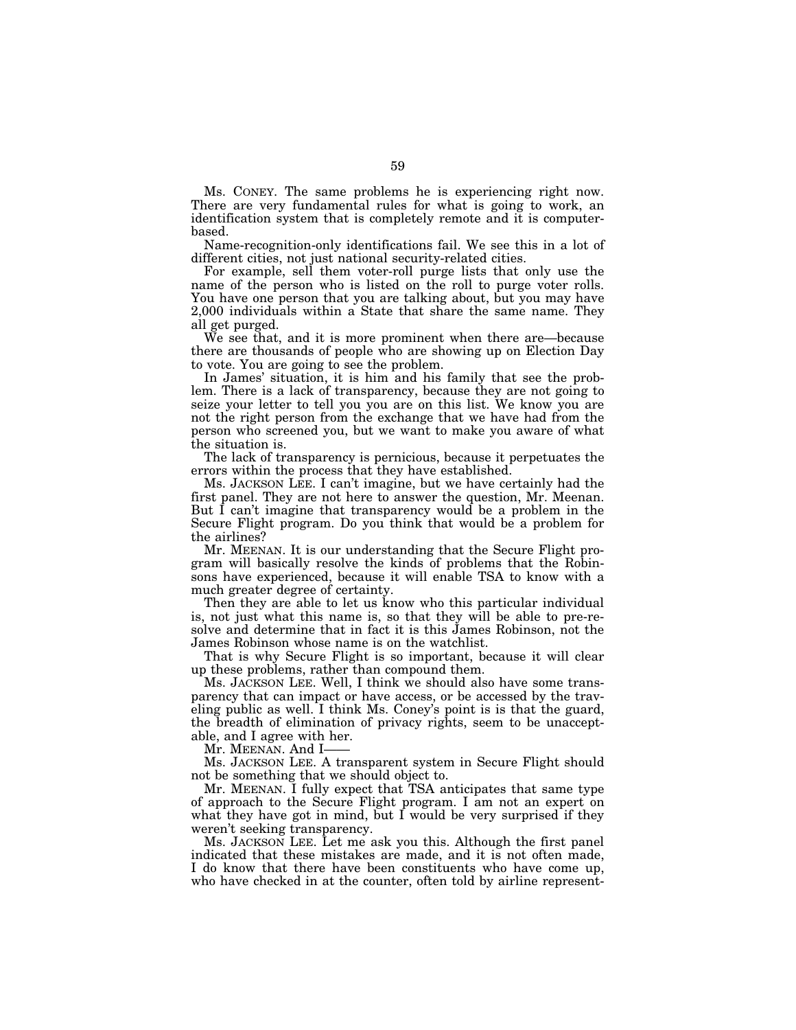Ms. CONEY. The same problems he is experiencing right now. There are very fundamental rules for what is going to work, an identification system that is completely remote and it is computer-based.

Name-recognition-only identifications fail. We see this in a lot of different cities, not just national security-related cities.

For example, sell them voter-roll purge lists that only use the name of the person who is listed on the roll to purge voter rolls. You have one person that you are talking about, but you may have 2,000 individuals within a State that share the same name. They all get purged.

We see that, and it is more prominent when there are—because there are thousands of people who are showing up on Election Day to vote. You are going to see the problem.

In James' situation, it is him and his family that see the problem. There is a lack of transparency, because they are not going to seize your letter to tell you you are on this list. We know you are not the right person from the exchange that we have had from the person who screened you, but we want to make you aware of what the situation is.

The lack of transparency is pernicious, because it perpetuates the errors within the process that they have established.

Ms. JACKSON LEE. I can't imagine, but we have certainly had the first panel. They are not here to answer the question, Mr. Meenan. But I can't imagine that transparency would be a problem in the Secure Flight program. Do you think that would be a problem for the airlines?

Mr. MEENAN. It is our understanding that the Secure Flight program will basically resolve the kinds of problems that the Robinsons have experienced, because it will enable TSA to know with a much greater degree of certainty.

Then they are able to let us know who this particular individual is, not just what this name is, so that they will be able to pre-resolve and determine that in fact it is this James Robinson, not the James Robinson whose name is on the watchlist.

That is why Secure Flight is so important, because it will clear up these problems, rather than compound them.

Ms. JACKSON LEE. Well, I think we should also have some transparency that can impact or have access, or be accessed by the traveling public as well. I think Ms. Coney's point is is that the guard, the breadth of elimination of privacy rights, seem to be unacceptable, and I agree with her.

Mr. MEENAN. And I——

Ms. JACKSON LEE. A transparent system in Secure Flight should not be something that we should object to.

Mr. MEENAN. I fully expect that TSA anticipates that same type of approach to the Secure Flight program. I am not an expert on what they have got in mind, but I would be very surprised if they weren't seeking transparency.

Ms. JACKSON LEE. Let me ask you this. Although the first panel indicated that these mistakes are made, and it is not often made, I do know that there have been constituents who have come up, who have checked in at the counter, often told by airline represent-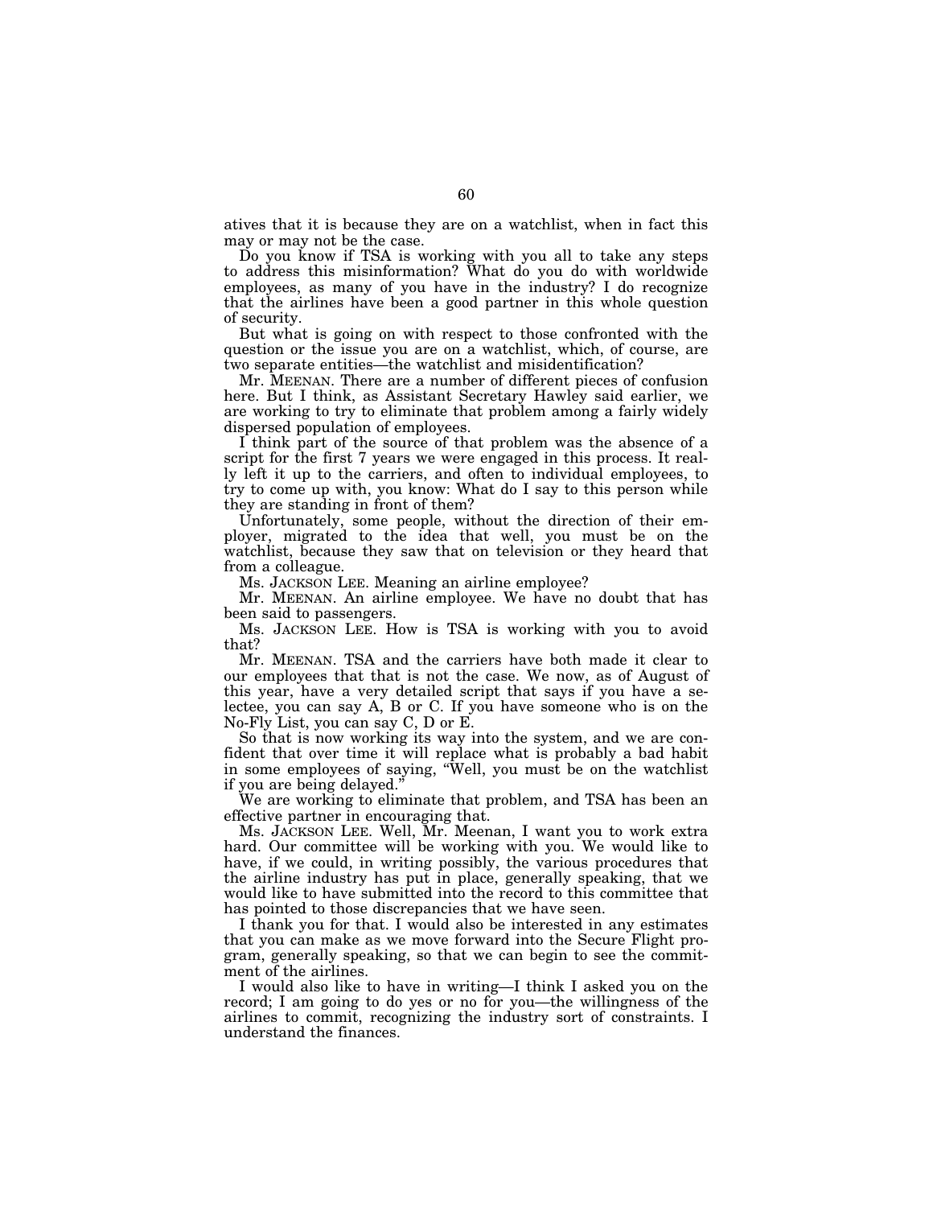atives that it is because they are on a watchlist, when in fact this may or may not be the case.

Do you know if TSA is working with you all to take any steps to address this misinformation? What do you do with worldwide employees, as many of you have in the industry? I do recognize that the airlines have been a good partner in this whole question of security.

But what is going on with respect to those confronted with the question or the issue you are on a watchlist, which, of course, are two separate entities—the watchlist and misidentification?

Mr. MEENAN. There are a number of different pieces of confusion here. But I think, as Assistant Secretary Hawley said earlier, we are working to try to eliminate that problem among a fairly widely dispersed population of employees.

I think part of the source of that problem was the absence of a script for the first 7 years we were engaged in this process. It really left it up to the carriers, and often to individual employees, to try to come up with, you know: What do I say to this person while they are standing in front of them?

Unfortunately, some people, without the direction of their employer, migrated to the idea that well, you must be on the watchlist, because they saw that on television or they heard that from a colleague.

Ms. JACKSON LEE. Meaning an airline employee?

Mr. MEENAN. An airline employee. We have no doubt that has been said to passengers.

Ms. JACKSON LEE. How is TSA is working with you to avoid that?

Mr. MEENAN. TSA and the carriers have both made it clear to our employees that that is not the case. We now, as of August of this year, have a very detailed script that says if you have a selectee, you can say A, B or C. If you have someone who is on the No-Fly List, you can say C, D or E.

So that is now working its way into the system, and we are confident that over time it will replace what is probably a bad habit in some employees of saying, "Well, you must be on the watchlist if you are being delayed."

We are working to eliminate that problem, and TSA has been an effective partner in encouraging that.

Ms. JACKSON LEE. Well, Mr. Meenan, I want you to work extra hard. Our committee will be working with you. We would like to have, if we could, in writing possibly, the various procedures that the airline industry has put in place, generally speaking, that we would like to have submitted into the record to this committee that has pointed to those discrepancies that we have seen.

I thank you for that. I would also be interested in any estimates that you can make as we move forward into the Secure Flight program, generally speaking, so that we can begin to see the commitment of the airlines.

I would also like to have in writing—I think I asked you on the record; I am going to do yes or no for you—the willingness of the airlines to commit, recognizing the industry sort of constraints. I understand the finances.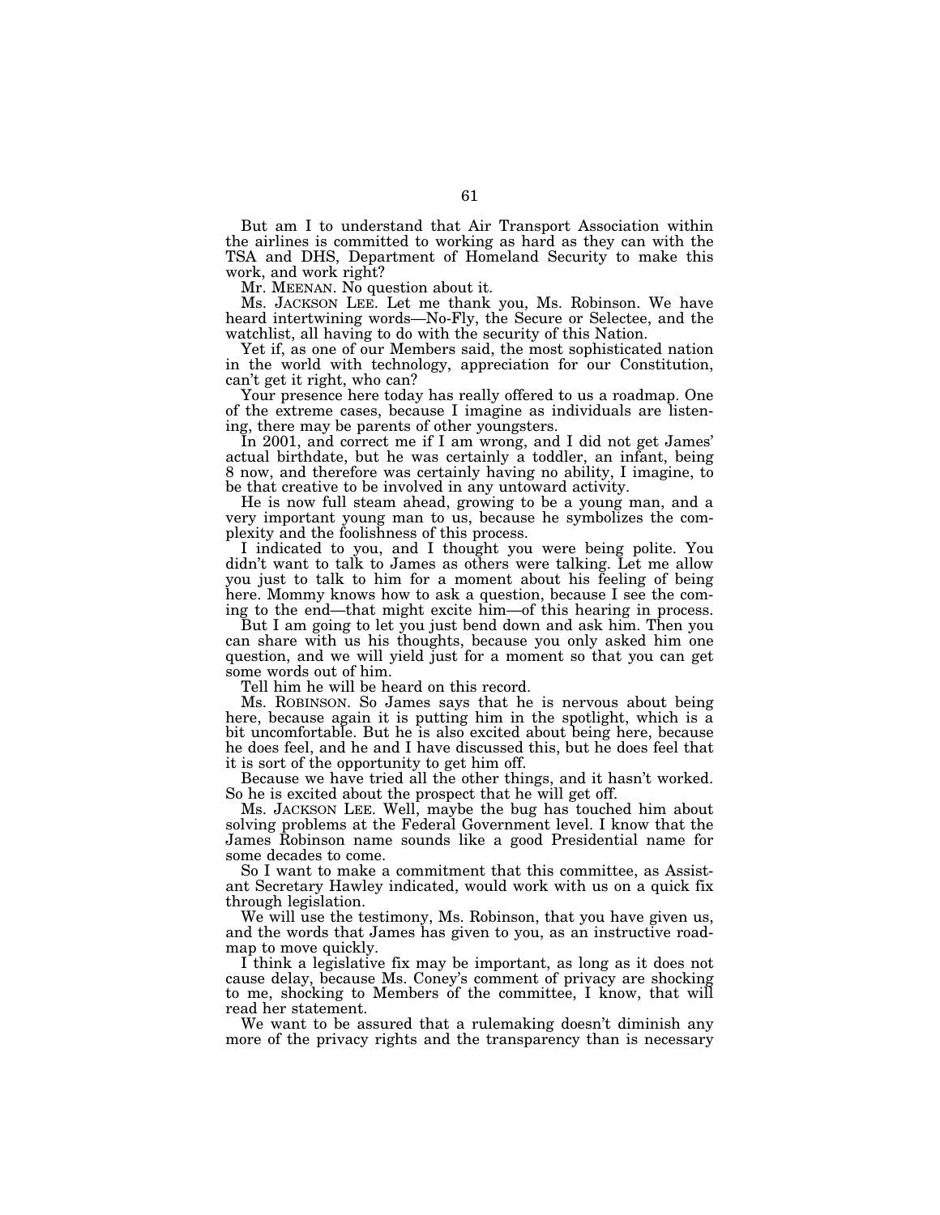But am I to understand that Air Transport Association within the airlines is committed to working as hard as they can with the TSA and DHS, Department of Homeland Security to make this work, and work right?

Mr. MEENAN. No question about it.

Ms. JACKSON LEE. Let me thank you, Ms. Robinson. We have heard intertwining words—No-Fly, the Secure or Selectee, and the watchlist, all having to do with the security of this Nation.

Yet if, as one of our Members said, the most sophisticated nation in the world with technology, appreciation for our Constitution, can't get it right, who can?

Your presence here today has really offered to us a roadmap. One of the extreme cases, because I imagine as individuals are listening, there may be parents of other youngsters.

In 2001, and correct me if I am wrong, and I did not get James' actual birthdate, but he was certainly a toddler, an infant, being 8 now, and therefore was certainly having no ability, I imagine, to be that creative to be involved in any untoward activity.

He is now full steam ahead, growing to be a young man, and a very important young man to us, because he symbolizes the complexity and the foolishness of this process.

I indicated to you, and I thought you were being polite. You didn't want to talk to James as others were talking. Let me allow you just to talk to him for a moment about his feeling of being here. Mommy knows how to ask a question, because I see the coming to the end—that might excite him—of this hearing in process.

But I am going to let you just bend down and ask him. Then you can share with us his thoughts, because you only asked him one question, and we will yield just for a moment so that you can get some words out of him.

Tell him he will be heard on this record.

Ms. ROBINSON. So James says that he is nervous about being here, because again it is putting him in the spotlight, which is a bit uncomfortable. But he is also excited about being here, because he does feel, and he and I have discussed this, but he does feel that it is sort of the opportunity to get him off.

Because we have tried all the other things, and it hasn't worked. So he is excited about the prospect that he will get off.

Ms. JACKSON LEE. Well, maybe the bug has touched him about solving problems at the Federal Government level. I know that the James Robinson name sounds like a good Presidential name for some decades to come.

So I want to make a commitment that this committee, as Assistant Secretary Hawley indicated, would work with us on a quick fix through legislation.

We will use the testimony, Ms. Robinson, that you have given us, and the words that James has given to you, as an instructive roadmap to move quickly.

I think a legislative fix may be important, as long as it does not cause delay, because Ms. Coney's comment of privacy are shocking to me, shocking to Members of the committee, I know, that will read her statement.

We want to be assured that a rulemaking doesn't diminish any more of the privacy rights and the transparency than is necessary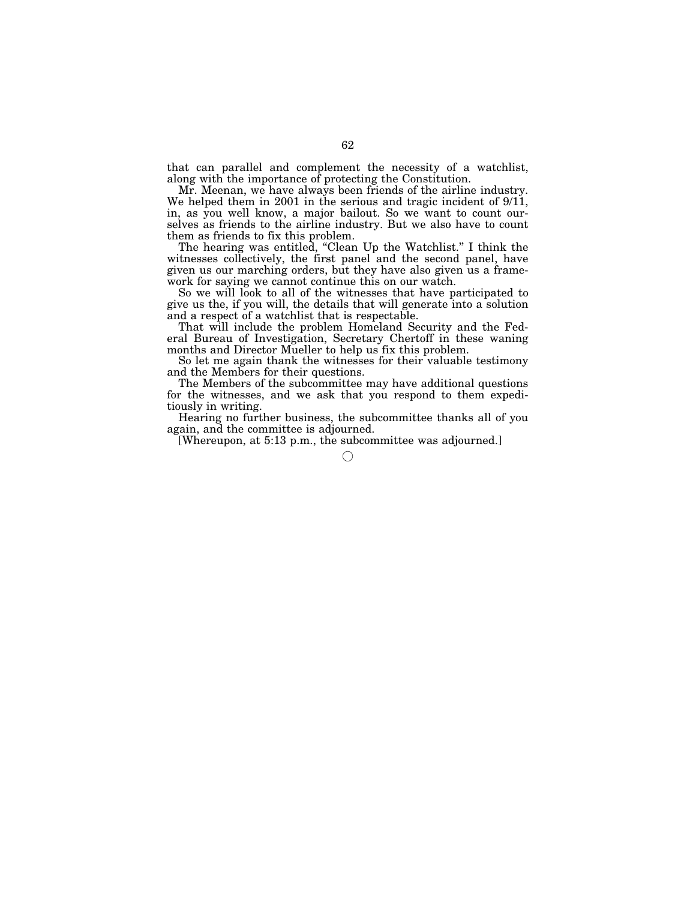that can parallel and complement the necessity of a watchlist, along with the importance of protecting the Constitution.

Mr. Meenan, we have always been friends of the airline industry. We helped them in 2001 in the serious and tragic incident of 9/11, in, as you well know, a major bailout. So we want to count ourselves as friends to the airline industry. But we also have to count them as friends to fix this problem.

The hearing was entitled, "Clean Up the Watchlist." I think the witnesses collectively, the first panel and the second panel, have given us our marching orders, but they have also given us a framework for saying we cannot continue this on our watch.

So we will look to all of the witnesses that have participated to give us the, if you will, the details that will generate into a solution and a respect of a watchlist that is respectable.

That will include the problem Homeland Security and the Federal Bureau of Investigation, Secretary Chertoff in these waning months and Director Mueller to help us fix this problem.

So let me again thank the witnesses for their valuable testimony and the Members for their questions.

The Members of the subcommittee may have additional questions for the witnesses, and we ask that you respond to them expeditiously in writing.

Hearing no further business, the subcommittee thanks all of you again, and the committee is adjourned.

[Whereupon, at 5:13 p.m., the subcommittee was adjourned.]

○